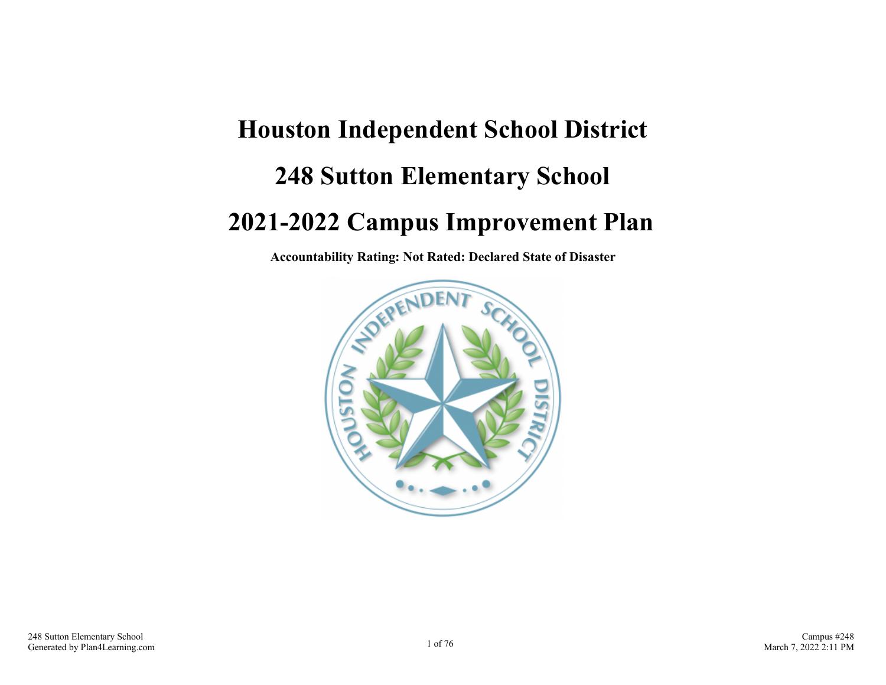# Houston Independent School District

# 248 Sutton Elementary School

# 2021-2022 Campus Improvement Plan

**Accountability Rating: Not Rated: Declared State of Disaster**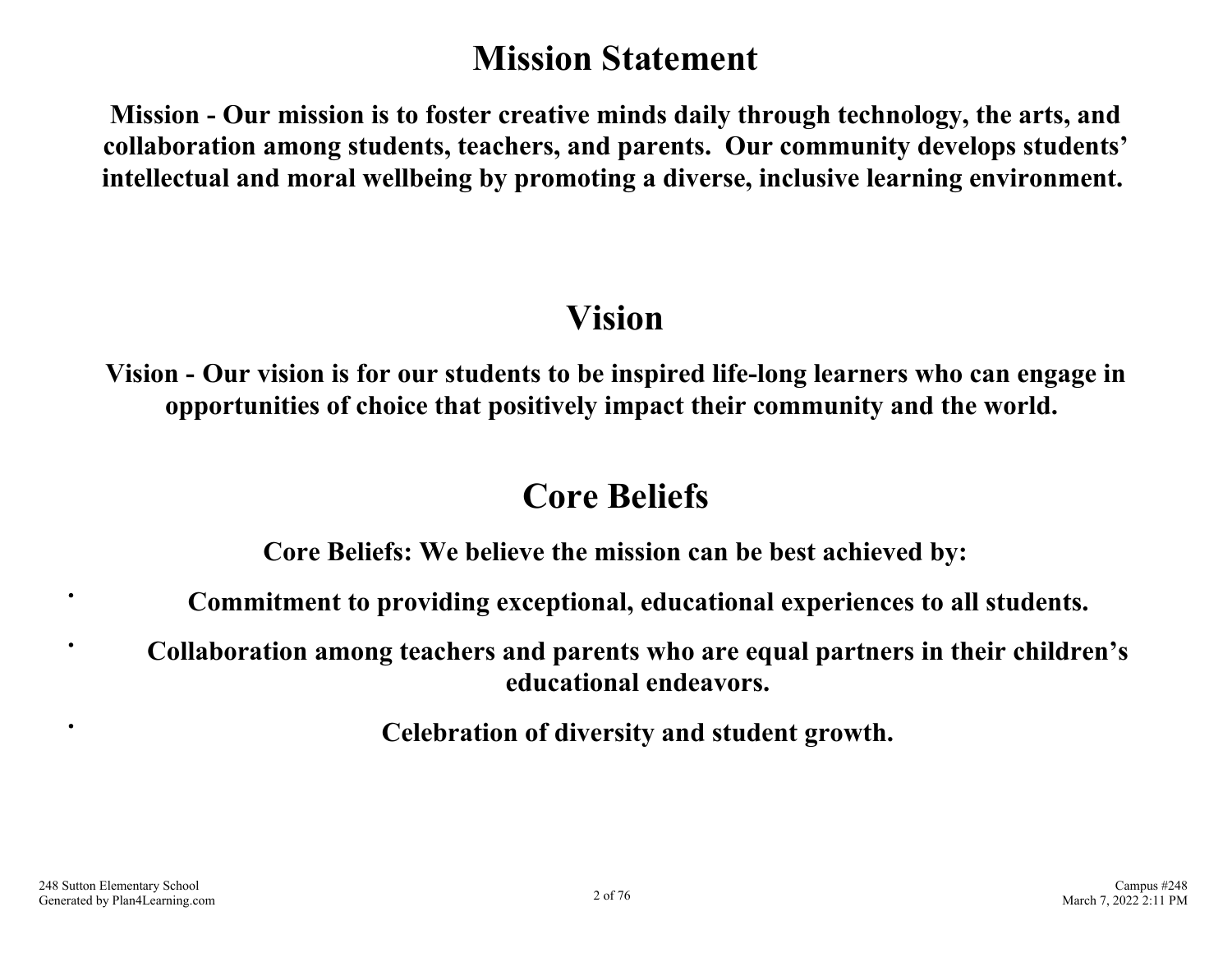# Mission Statement

**Mission - Our mission is to foster creative minds daily through technology, the arts, and collaboration among students, teachers, and parents. Our community develops students' intellectual and moral wellbeing by promoting a diverse, inclusive learning environment.**

# Vision

**Vision - Our vision is for our students to be inspired life-long learners who can engage in opportunities of choice that positively impact their community and the world.**

# Core Beliefs

**Core Beliefs: We believe the mission can be best achieved by:**

- **Commitment to providing exceptional, educational experiences to all students.**
- **Collaboration among teachers and parents who are equal partners in their children's educational endeavors.**
- **Celebration of diversity and student growth.**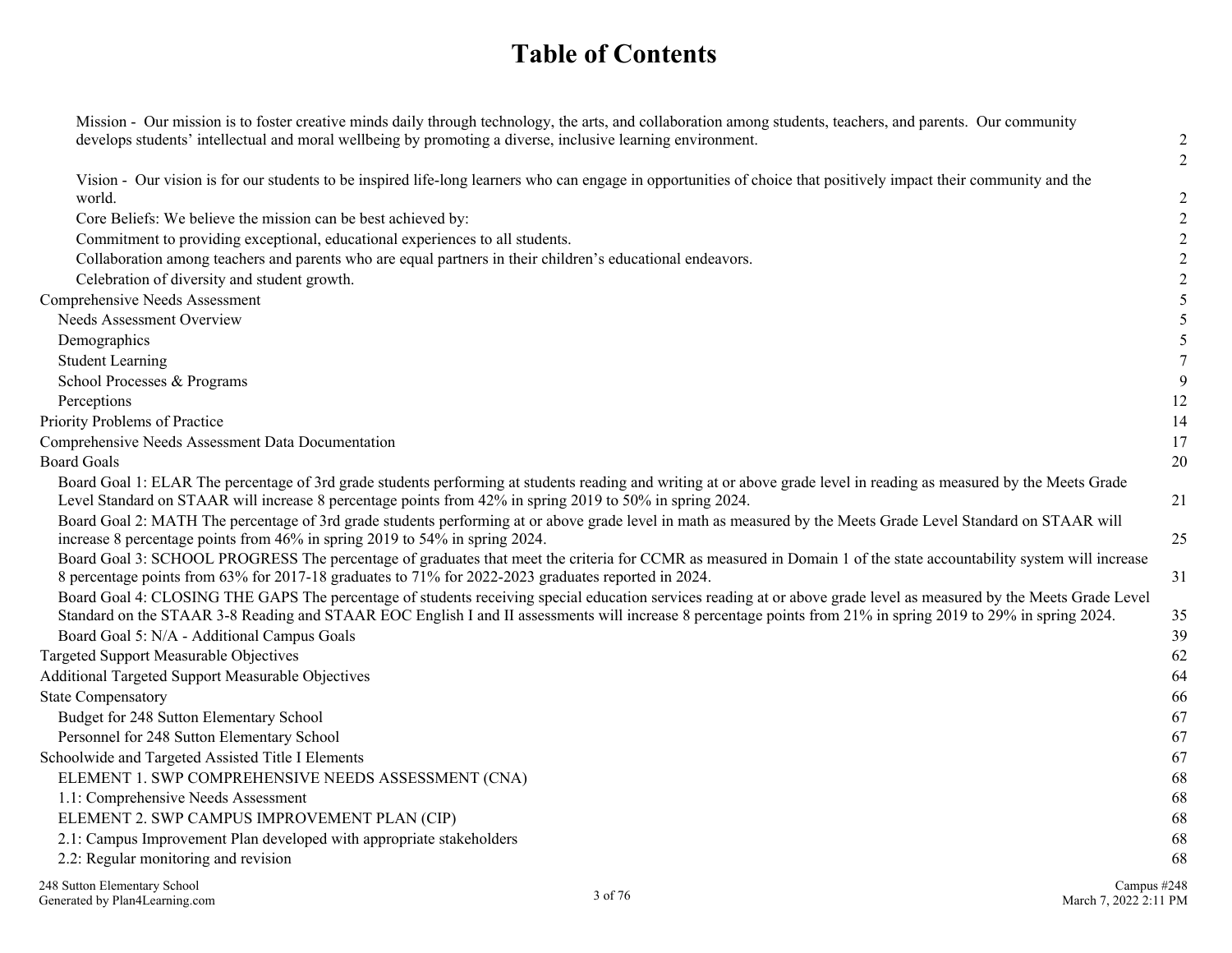# Table of Contents

| | |
|---|---|
| Mission - Our mission is to foster creative minds daily through technology, the arts, and collaboration among students, teachers, and parents. Our community develops students' intellectual and moral wellbeing by promoting a diverse, inclusive learning environment. | 2 |
| | 2 |
| Vision - Our vision is for our students to be inspired life-long learners who can engage in opportunities of choice that positively impact their community and the world. | 2 |
| Core Beliefs: We believe the mission can be best achieved by: | 2 |
| Commitment to providing exceptional, educational experiences to all students. | 2 |
| Collaboration among teachers and parents who are equal partners in their children's educational endeavors. | 2 |
| Celebration of diversity and student growth. | 2 |
| Comprehensive Needs Assessment | 5 |
| Needs Assessment Overview | 5 |
| Demographics | 5 |
| Student Learning | 7 |
| School Processes & Programs | 9 |
| Perceptions | 12 |
| Priority Problems of Practice | 14 |
| Comprehensive Needs Assessment Data Documentation | 17 |
| Board Goals | 20 |
| Board Goal 1: ELAR The percentage of 3rd grade students performing at students reading and writing at or above grade level in reading as measured by the Meets Grade Level Standard on STAAR will increase 8 percentage points from 42% in spring 2019 to 50% in spring 2024. | 21 |
| Board Goal 2: MATH The percentage of 3rd grade students performing at or above grade level in math as measured by the Meets Grade Level Standard on STAAR will increase 8 percentage points from 46% in spring 2019 to 54% in spring 2024. | 25 |
| Board Goal 3: SCHOOL PROGRESS The percentage of graduates that meet the criteria for CCMR as measured in Domain 1 of the state accountability system will increase 8 percentage points from 63% for 2017-18 graduates to 71% for 2022-2023 graduates reported in 2024. | 31 |
| Board Goal 4: CLOSING THE GAPS The percentage of students receiving special education services reading at or above grade level as measured by the Meets Grade Level Standard on the STAAR 3-8 Reading and STAAR EOC English I and II assessments will increase 8 percentage points from 21% in spring 2019 to 29% in spring 2024. | 35 |
| Board Goal 5: N/A - Additional Campus Goals | 39 |
| Targeted Support Measurable Objectives | 62 |
| Additional Targeted Support Measurable Objectives | 64 |
| State Compensatory | 66 |
| Budget for 248 Sutton Elementary School | 67 |
| Personnel for 248 Sutton Elementary School | 67 |
| Schoolwide and Targeted Assisted Title I Elements | 67 |
| ELEMENT 1. SWP COMPREHENSIVE NEEDS ASSESSMENT (CNA) | 68 |
| 1.1: Comprehensive Needs Assessment | 68 |
| ELEMENT 2. SWP CAMPUS IMPROVEMENT PLAN (CIP) | 68 |
| 2.1: Campus Improvement Plan developed with appropriate stakeholders | 68 |
| 2.2: Regular monitoring and revision | 68 |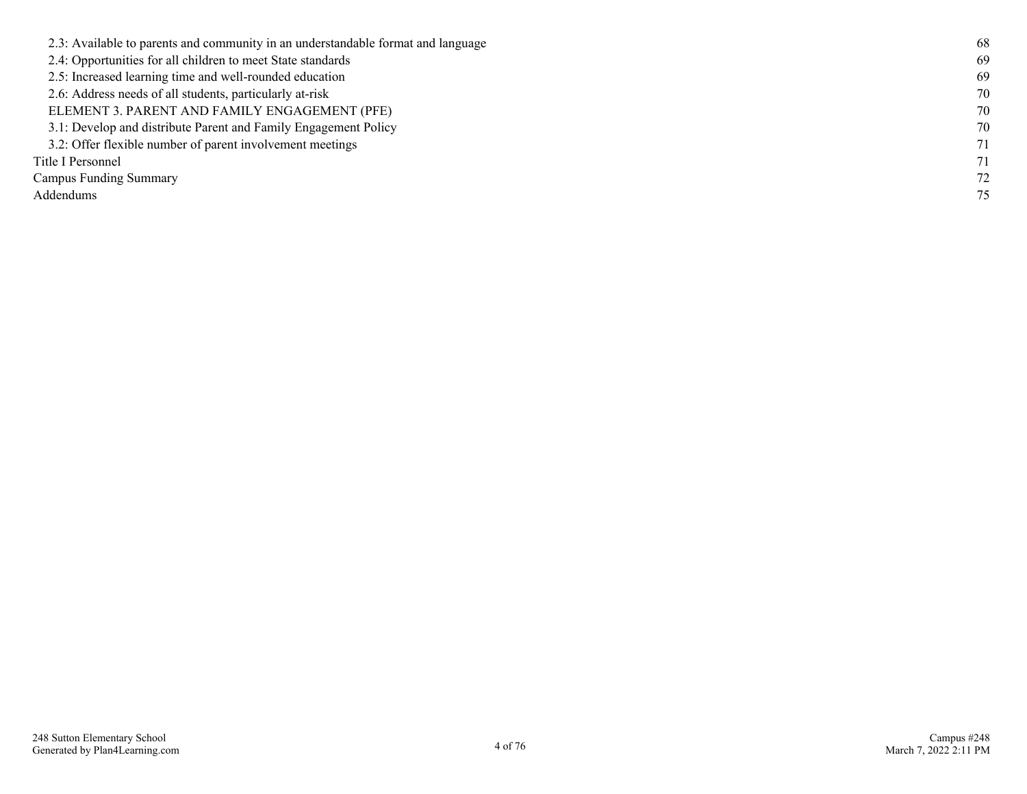2.3: Available to parents and community in an understandable format and language 68
2.4: Opportunities for all children to meet State standards 69
2.5: Increased learning time and well-rounded education 69
2.6: Address needs of all students, particularly at-risk 70
ELEMENT 3. PARENT AND FAMILY ENGAGEMENT (PFE) 70
3.1: Develop and distribute Parent and Family Engagement Policy 70
3.2: Offer flexible number of parent involvement meetings 71
Title I Personnel 71
Campus Funding Summary 72
Addendums 75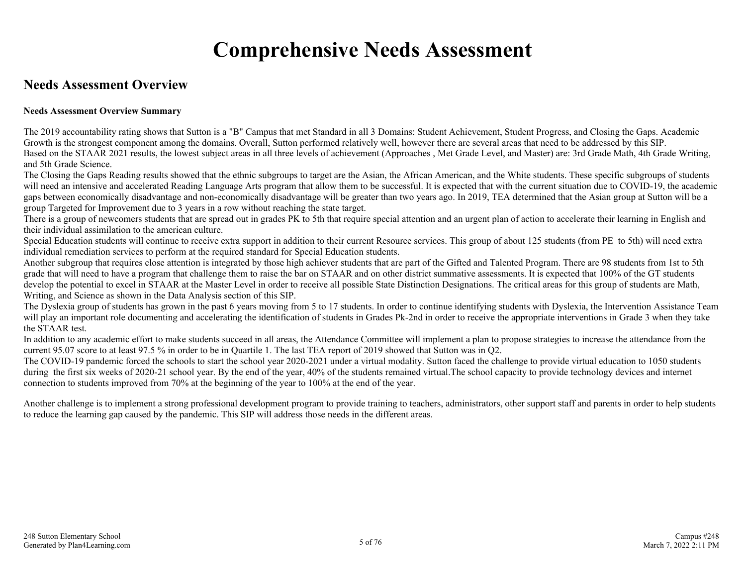# Comprehensive Needs Assessment

## Needs Assessment Overview

**Needs Assessment Overview Summary**

The 2019 accountability rating shows that Sutton is a "B" Campus that met Standard in all 3 Domains: Student Achievement, Student Progress, and Closing the Gaps. Academic Growth is the strongest component among the domains. Overall, Sutton performed relatively well, however there are several areas that need to be addressed by this SIP.
Based on the STAAR 2021 results, the lowest subject areas in all three levels of achievement (Approaches , Met Grade Level, and Master) are: 3rd Grade Math, 4th Grade Writing, and 5th Grade Science.
The Closing the Gaps Reading results showed that the ethnic subgroups to target are the Asian, the African American, and the White students. These specific subgroups of students will need an intensive and accelerated Reading Language Arts program that allow them to be successful. It is expected that with the current situation due to COVID-19, the academic gaps between economically disadvantage and non-economically disadvantage will be greater than two years ago. In 2019, TEA determined that the Asian group at Sutton will be a group Targeted for Improvement due to 3 years in a row without reaching the state target.
There is a group of newcomers students that are spread out in grades PK to 5th that require special attention and an urgent plan of action to accelerate their learning in English and their individual assimilation to the american culture.
Special Education students will continue to receive extra support in addition to their current Resource services. This group of about 125 students (from PE to 5th) will need extra individual remediation services to perform at the required standard for Special Education students.
Another subgroup that requires close attention is integrated by those high achiever students that are part of the Gifted and Talented Program. There are 98 students from 1st to 5th grade that will need to have a program that challenge them to raise the bar on STAAR and on other district summative assessments. It is expected that 100% of the GT students develop the potential to excel in STAAR at the Master Level in order to receive all possible State Distinction Designations. The critical areas for this group of students are Math, Writing, and Science as shown in the Data Analysis section of this SIP.
The Dyslexia group of students has grown in the past 6 years moving from 5 to 17 students. In order to continue identifying students with Dyslexia, the Intervention Assistance Team will play an important role documenting and accelerating the identification of students in Grades Pk-2nd in order to receive the appropriate interventions in Grade 3 when they take the STAAR test.
In addition to any academic effort to make students succeed in all areas, the Attendance Committee will implement a plan to propose strategies to increase the attendance from the current 95.07 score to at least 97.5 % in order to be in Quartile 1. The last TEA report of 2019 showed that Sutton was in Q2.
The COVID-19 pandemic forced the schools to start the school year 2020-2021 under a virtual modality. Sutton faced the challenge to provide virtual education to 1050 students during the first six weeks of 2020-21 school year. By the end of the year, 40% of the students remained virtual.The school capacity to provide technology devices and internet connection to students improved from 70% at the beginning of the year to 100% at the end of the year.

Another challenge is to implement a strong professional development program to provide training to teachers, administrators, other support staff and parents in order to help students to reduce the learning gap caused by the pandemic. This SIP will address those needs in the different areas.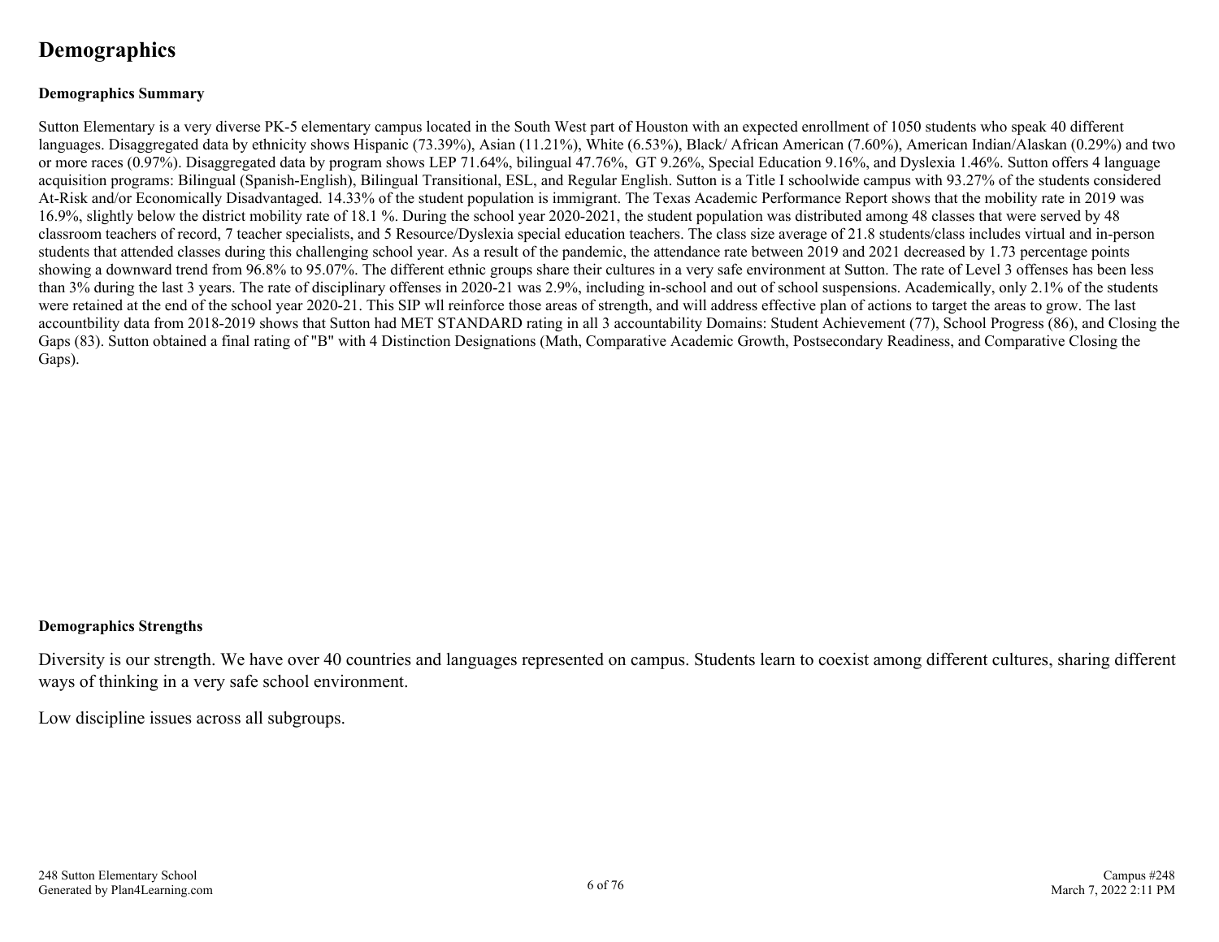# Demographics

### Demographics Summary

Sutton Elementary is a very diverse PK-5 elementary campus located in the South West part of Houston with an expected enrollment of 1050 students who speak 40 different languages. Disaggregated data by ethnicity shows Hispanic (73.39%), Asian (11.21%), White (6.53%), Black/ African American (7.60%), American Indian/Alaskan (0.29%) and two or more races (0.97%). Disaggregated data by program shows LEP 71.64%, bilingual 47.76%, GT 9.26%, Special Education 9.16%, and Dyslexia 1.46%. Sutton offers 4 language acquisition programs: Bilingual (Spanish-English), Bilingual Transitional, ESL, and Regular English. Sutton is a Title I schoolwide campus with 93.27% of the students considered At-Risk and/or Economically Disadvantaged. 14.33% of the student population is immigrant. The Texas Academic Performance Report shows that the mobility rate in 2019 was 16.9%, slightly below the district mobility rate of 18.1 %. During the school year 2020-2021, the student population was distributed among 48 classes that were served by 48 classroom teachers of record, 7 teacher specialists, and 5 Resource/Dyslexia special education teachers. The class size average of 21.8 students/class includes virtual and in-person students that attended classes during this challenging school year. As a result of the pandemic, the attendance rate between 2019 and 2021 decreased by 1.73 percentage points showing a downward trend from 96.8% to 95.07%. The different ethnic groups share their cultures in a very safe environment at Sutton. The rate of Level 3 offenses has been less than 3% during the last 3 years. The rate of disciplinary offenses in 2020-21 was 2.9%, including in-school and out of school suspensions. Academically, only 2.1% of the students were retained at the end of the school year 2020-21. This SIP wll reinforce those areas of strength, and will address effective plan of actions to target the areas to grow. The last accountbility data from 2018-2019 shows that Sutton had MET STANDARD rating in all 3 accountability Domains: Student Achievement (77), School Progress (86), and Closing the Gaps (83). Sutton obtained a final rating of "B" with 4 Distinction Designations (Math, Comparative Academic Growth, Postsecondary Readiness, and Comparative Closing the Gaps).

### Demographics Strengths

Diversity is our strength. We have over 40 countries and languages represented on campus. Students learn to coexist among different cultures, sharing different ways of thinking in a very safe school environment.

Low discipline issues across all subgroups.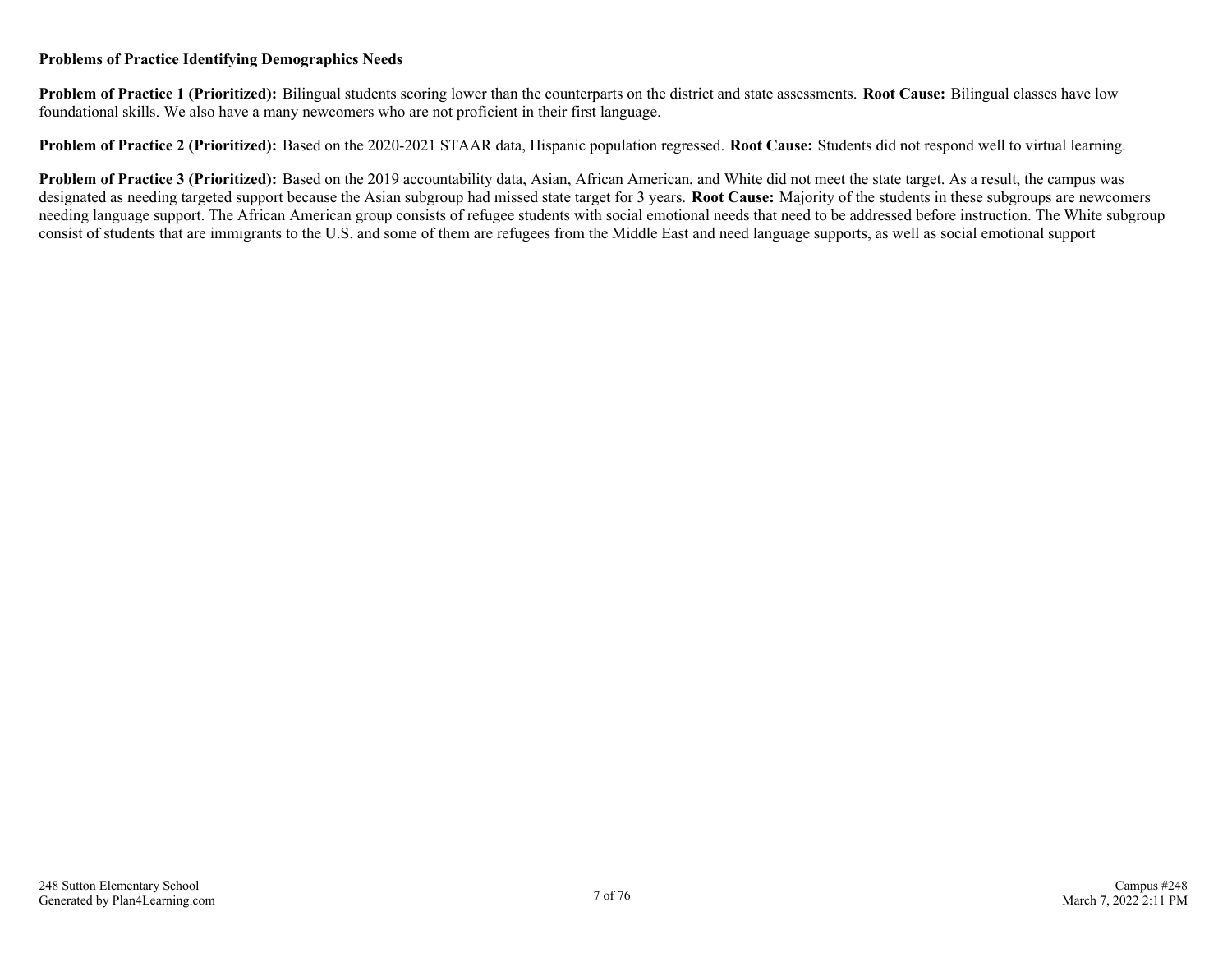**Problems of Practice Identifying Demographics Needs**

**Problem of Practice 1 (Prioritized):** Bilingual students scoring lower than the counterparts on the district and state assessments. **Root Cause:** Bilingual classes have low foundational skills. We also have a many newcomers who are not proficient in their first language.

**Problem of Practice 2 (Prioritized):** Based on the 2020-2021 STAAR data, Hispanic population regressed. **Root Cause:** Students did not respond well to virtual learning.

**Problem of Practice 3 (Prioritized):** Based on the 2019 accountability data, Asian, African American, and White did not meet the state target. As a result, the campus was designated as needing targeted support because the Asian subgroup had missed state target for 3 years. **Root Cause:** Majority of the students in these subgroups are newcomers needing language support. The African American group consists of refugee students with social emotional needs that need to be addressed before instruction. The White subgroup consist of students that are immigrants to the U.S. and some of them are refugees from the Middle East and need language supports, as well as social emotional support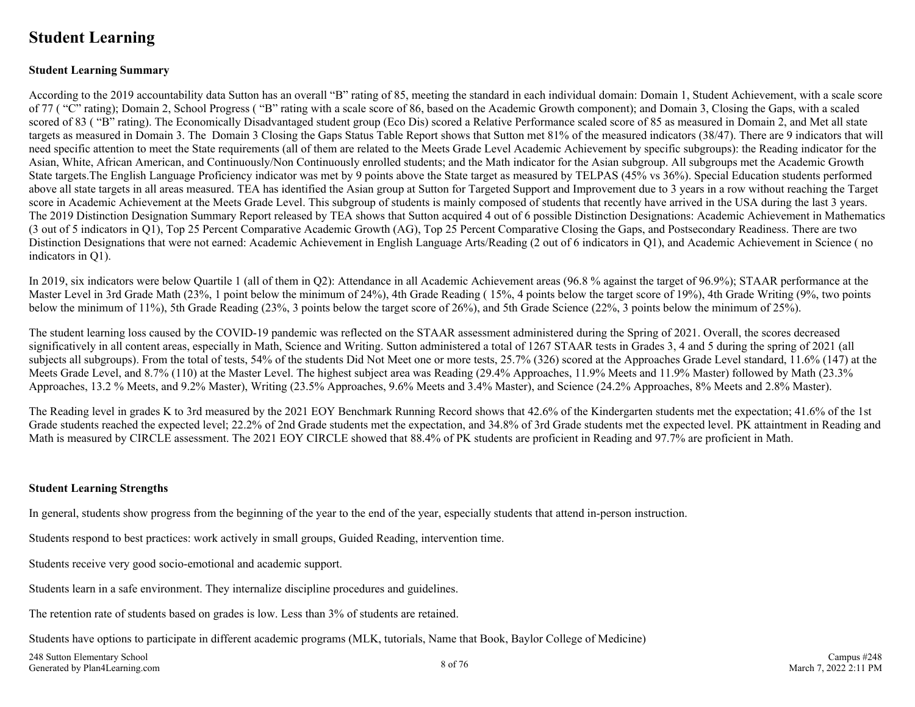# Student Learning

**Student Learning Summary**

According to the 2019 accountability data Sutton has an overall “B” rating of 85, meeting the standard in each individual domain: Domain 1, Student Achievement, with a scale score of 77 ( “C” rating); Domain 2, School Progress ( “B” rating with a scale score of 86, based on the Academic Growth component); and Domain 3, Closing the Gaps, with a scaled scored of 83 ( “B” rating). The Economically Disadvantaged student group (Eco Dis) scored a Relative Performance scaled score of 85 as measured in Domain 2, and Met all state targets as measured in Domain 3. The Domain 3 Closing the Gaps Status Table Report shows that Sutton met 81% of the measured indicators (38/47). There are 9 indicators that will need specific attention to meet the State requirements (all of them are related to the Meets Grade Level Academic Achievement by specific subgroups): the Reading indicator for the Asian, White, African American, and Continuously/Non Continuously enrolled students; and the Math indicator for the Asian subgroup. All subgroups met the Academic Growth State targets.The English Language Proficiency indicator was met by 9 points above the State target as measured by TELPAS (45% vs 36%). Special Education students performed above all state targets in all areas measured. TEA has identified the Asian group at Sutton for Targeted Support and Improvement due to 3 years in a row without reaching the Target score in Academic Achievement at the Meets Grade Level. This subgroup of students is mainly composed of students that recently have arrived in the USA during the last 3 years. The 2019 Distinction Designation Summary Report released by TEA shows that Sutton acquired 4 out of 6 possible Distinction Designations: Academic Achievement in Mathematics (3 out of 5 indicators in Q1), Top 25 Percent Comparative Academic Growth (AG), Top 25 Percent Comparative Closing the Gaps, and Postsecondary Readiness. There are two Distinction Designations that were not earned: Academic Achievement in English Language Arts/Reading (2 out of 6 indicators in Q1), and Academic Achievement in Science ( no indicators in Q1).

In 2019, six indicators were below Quartile 1 (all of them in Q2): Attendance in all Academic Achievement areas (96.8 % against the target of 96.9%); STAAR performance at the Master Level in 3rd Grade Math (23%, 1 point below the minimum of 24%), 4th Grade Reading ( 15%, 4 points below the target score of 19%), 4th Grade Writing (9%, two points below the minimum of 11%), 5th Grade Reading (23%, 3 points below the target score of 26%), and 5th Grade Science (22%, 3 points below the minimum of 25%).

The student learning loss caused by the COVID-19 pandemic was reflected on the STAAR assessment administered during the Spring of 2021. Overall, the scores decreased significatively in all content areas, especially in Math, Science and Writing. Sutton administered a total of 1267 STAAR tests in Grades 3, 4 and 5 during the spring of 2021 (all subjects all subgroups). From the total of tests, 54% of the students Did Not Meet one or more tests, 25.7% (326) scored at the Approaches Grade Level standard, 11.6% (147) at the Meets Grade Level, and 8.7% (110) at the Master Level. The highest subject area was Reading (29.4% Approaches, 11.9% Meets and 11.9% Master) followed by Math (23.3% Approaches, 13.2 % Meets, and 9.2% Master), Writing (23.5% Approaches, 9.6% Meets and 3.4% Master), and Science (24.2% Approaches, 8% Meets and 2.8% Master).

The Reading level in grades K to 3rd measured by the 2021 EOY Benchmark Running Record shows that 42.6% of the Kindergarten students met the expectation; 41.6% of the 1st Grade students reached the expected level; 22.2% of 2nd Grade students met the expectation, and 34.8% of 3rd Grade students met the expected level. PK attaintment in Reading and Math is measured by CIRCLE assessment. The 2021 EOY CIRCLE showed that 88.4% of PK students are proficient in Reading and 97.7% are proficient in Math.

**Student Learning Strengths**

In general, students show progress from the beginning of the year to the end of the year, especially students that attend in-person instruction.

Students respond to best practices: work actively in small groups, Guided Reading, intervention time.

Students receive very good socio-emotional and academic support.

Students learn in a safe environment. They internalize discipline procedures and guidelines.

The retention rate of students based on grades is low. Less than 3% of students are retained.

Students have options to participate in different academic programs (MLK, tutorials, Name that Book, Baylor College of Medicine)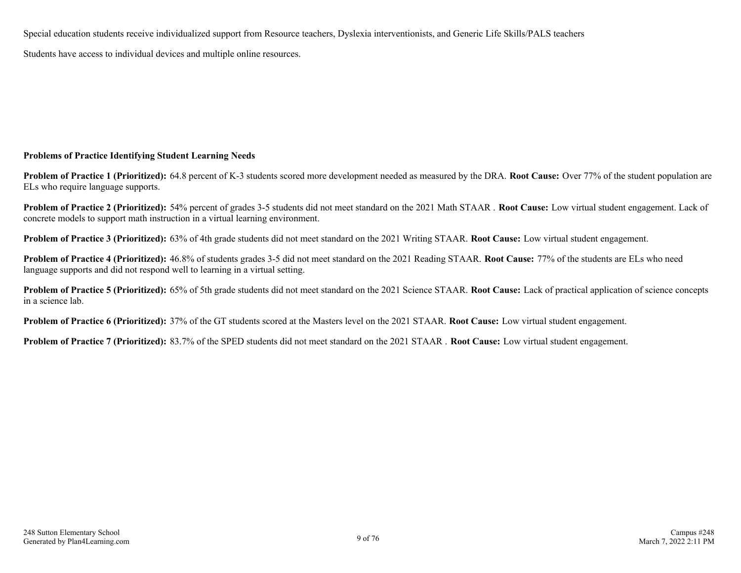Special education students receive individualized support from Resource teachers, Dyslexia interventionists, and Generic Life Skills/PALS teachers

Students have access to individual devices and multiple online resources.

**Problems of Practice Identifying Student Learning Needs**

**Problem of Practice 1 (Prioritized):** 64.8 percent of K-3 students scored more development needed as measured by the DRA. **Root Cause:** Over 77% of the student population are ELs who require language supports.

**Problem of Practice 2 (Prioritized):** 54% percent of grades 3-5 students did not meet standard on the 2021 Math STAAR . **Root Cause:** Low virtual student engagement. Lack of concrete models to support math instruction in a virtual learning environment.

**Problem of Practice 3 (Prioritized):** 63% of 4th grade students did not meet standard on the 2021 Writing STAAR. **Root Cause:** Low virtual student engagement.

**Problem of Practice 4 (Prioritized):** 46.8% of students grades 3-5 did not meet standard on the 2021 Reading STAAR. **Root Cause:** 77% of the students are ELs who need language supports and did not respond well to learning in a virtual setting.

**Problem of Practice 5 (Prioritized):** 65% of 5th grade students did not meet standard on the 2021 Science STAAR. **Root Cause:** Lack of practical application of science concepts in a science lab.

**Problem of Practice 6 (Prioritized):** 37% of the GT students scored at the Masters level on the 2021 STAAR. **Root Cause:** Low virtual student engagement.

**Problem of Practice 7 (Prioritized):** 83.7% of the SPED students did not meet standard on the 2021 STAAR . **Root Cause:** Low virtual student engagement.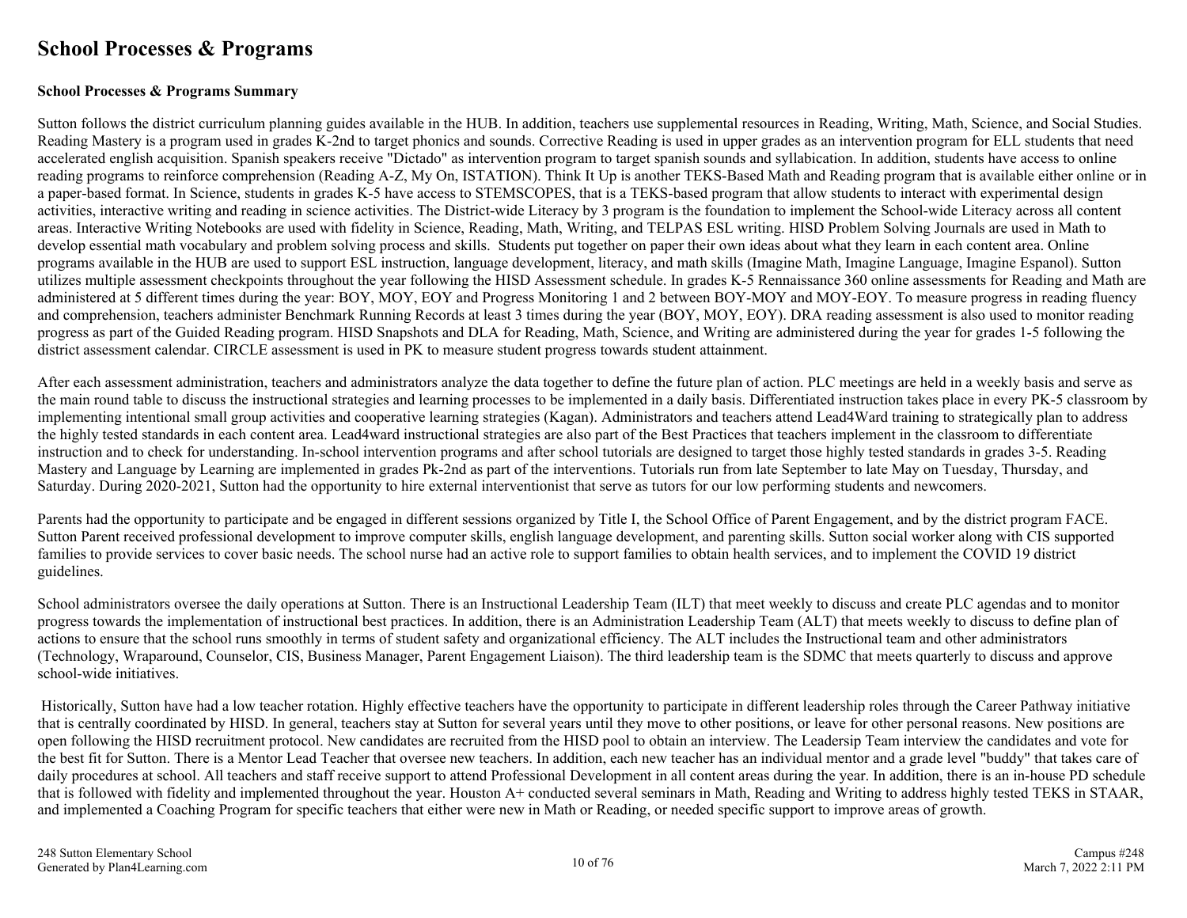# School Processes & Programs

**School Processes & Programs Summary**

Sutton follows the district curriculum planning guides available in the HUB. In addition, teachers use supplemental resources in Reading, Writing, Math, Science, and Social Studies. Reading Mastery is a program used in grades K-2nd to target phonics and sounds. Corrective Reading is used in upper grades as an intervention program for ELL students that need accelerated english acquisition. Spanish speakers receive "Dictado" as intervention program to target spanish sounds and syllabication. In addition, students have access to online reading programs to reinforce comprehension (Reading A-Z, My On, ISTATION). Think It Up is another TEKS-Based Math and Reading program that is available either online or in a paper-based format. In Science, students in grades K-5 have access to STEMSCOPES, that is a TEKS-based program that allow students to interact with experimental design activities, interactive writing and reading in science activities. The District-wide Literacy by 3 program is the foundation to implement the School-wide Literacy across all content areas. Interactive Writing Notebooks are used with fidelity in Science, Reading, Math, Writing, and TELPAS ESL writing. HISD Problem Solving Journals are used in Math to develop essential math vocabulary and problem solving process and skills. Students put together on paper their own ideas about what they learn in each content area. Online programs available in the HUB are used to support ESL instruction, language development, literacy, and math skills (Imagine Math, Imagine Language, Imagine Espanol). Sutton utilizes multiple assessment checkpoints throughout the year following the HISD Assessment schedule. In grades K-5 Rennaissance 360 online assessments for Reading and Math are administered at 5 different times during the year: BOY, MOY, EOY and Progress Monitoring 1 and 2 between BOY-MOY and MOY-EOY. To measure progress in reading fluency and comprehension, teachers administer Benchmark Running Records at least 3 times during the year (BOY, MOY, EOY). DRA reading assessment is also used to monitor reading progress as part of the Guided Reading program. HISD Snapshots and DLA for Reading, Math, Science, and Writing are administered during the year for grades 1-5 following the district assessment calendar. CIRCLE assessment is used in PK to measure student progress towards student attainment.

After each assessment administration, teachers and administrators analyze the data together to define the future plan of action. PLC meetings are held in a weekly basis and serve as the main round table to discuss the instructional strategies and learning processes to be implemented in a daily basis. Differentiated instruction takes place in every PK-5 classroom by implementing intentional small group activities and cooperative learning strategies (Kagan). Administrators and teachers attend Lead4Ward training to strategically plan to address the highly tested standards in each content area. Lead4ward instructional strategies are also part of the Best Practices that teachers implement in the classroom to differentiate instruction and to check for understanding. In-school intervention programs and after school tutorials are designed to target those highly tested standards in grades 3-5. Reading Mastery and Language by Learning are implemented in grades Pk-2nd as part of the interventions. Tutorials run from late September to late May on Tuesday, Thursday, and Saturday. During 2020-2021, Sutton had the opportunity to hire external interventionist that serve as tutors for our low performing students and newcomers.

Parents had the opportunity to participate and be engaged in different sessions organized by Title I, the School Office of Parent Engagement, and by the district program FACE. Sutton Parent received professional development to improve computer skills, english language development, and parenting skills. Sutton social worker along with CIS supported families to provide services to cover basic needs. The school nurse had an active role to support families to obtain health services, and to implement the COVID 19 district guidelines.

School administrators oversee the daily operations at Sutton. There is an Instructional Leadership Team (ILT) that meet weekly to discuss and create PLC agendas and to monitor progress towards the implementation of instructional best practices. In addition, there is an Administration Leadership Team (ALT) that meets weekly to discuss to define plan of actions to ensure that the school runs smoothly in terms of student safety and organizational efficiency. The ALT includes the Instructional team and other administrators (Technology, Wraparound, Counselor, CIS, Business Manager, Parent Engagement Liaison). The third leadership team is the SDMC that meets quarterly to discuss and approve school-wide initiatives.

Historically, Sutton have had a low teacher rotation. Highly effective teachers have the opportunity to participate in different leadership roles through the Career Pathway initiative that is centrally coordinated by HISD. In general, teachers stay at Sutton for several years until they move to other positions, or leave for other personal reasons. New positions are open following the HISD recruitment protocol. New candidates are recruited from the HISD pool to obtain an interview. The Leadersip Team interview the candidates and vote for the best fit for Sutton. There is a Mentor Lead Teacher that oversee new teachers. In addition, each new teacher has an individual mentor and a grade level "buddy" that takes care of daily procedures at school. All teachers and staff receive support to attend Professional Development in all content areas during the year. In addition, there is an in-house PD schedule that is followed with fidelity and implemented throughout the year. Houston A+ conducted several seminars in Math, Reading and Writing to address highly tested TEKS in STAAR, and implemented a Coaching Program for specific teachers that either were new in Math or Reading, or needed specific support to improve areas of growth.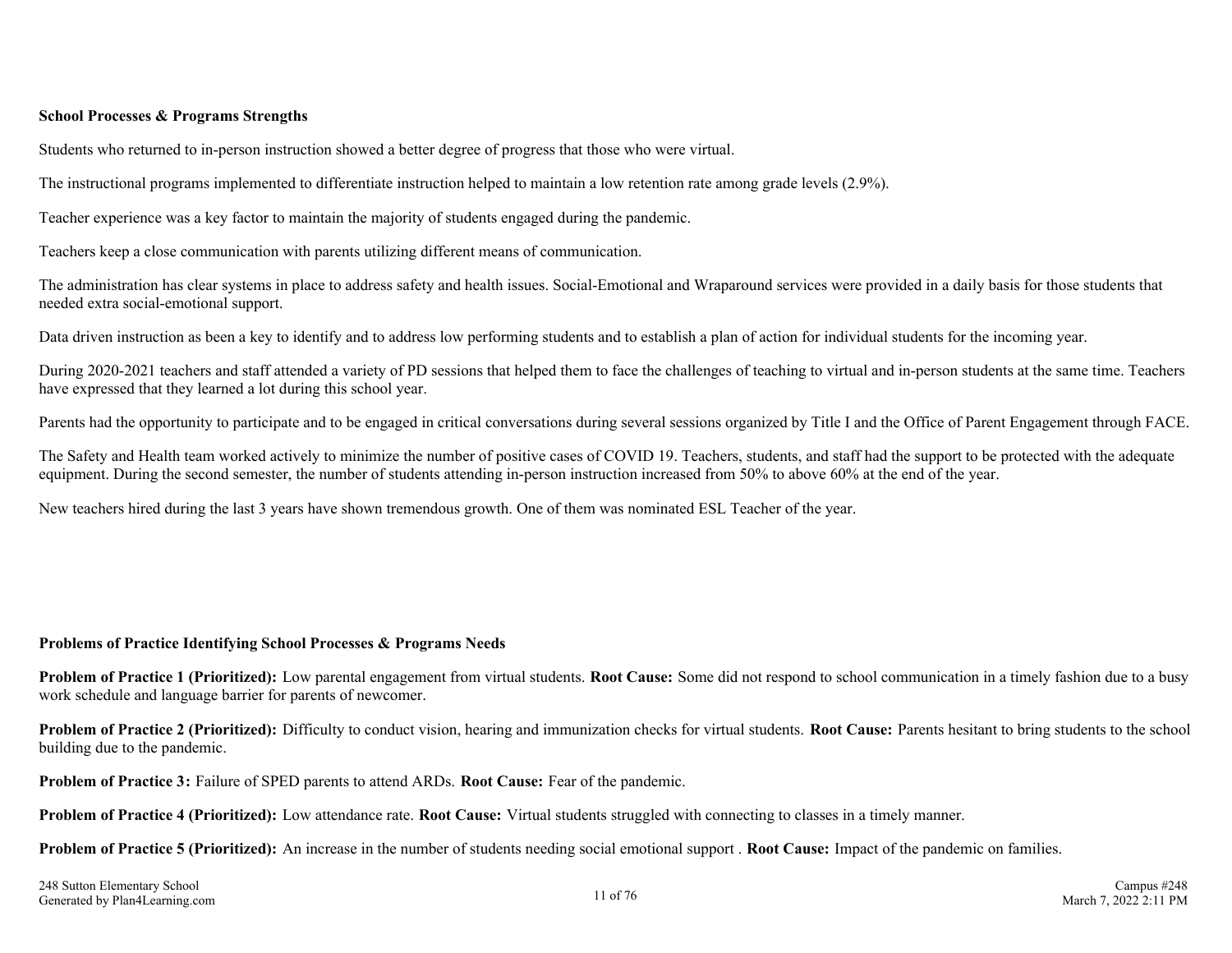**School Processes & Programs Strengths**

Students who returned to in-person instruction showed a better degree of progress that those who were virtual.

The instructional programs implemented to differentiate instruction helped to maintain a low retention rate among grade levels (2.9%).

Teacher experience was a key factor to maintain the majority of students engaged during the pandemic.

Teachers keep a close communication with parents utilizing different means of communication.

The administration has clear systems in place to address safety and health issues. Social-Emotional and Wraparound services were provided in a daily basis for those students that needed extra social-emotional support.

Data driven instruction as been a key to identify and to address low performing students and to establish a plan of action for individual students for the incoming year.

During 2020-2021 teachers and staff attended a variety of PD sessions that helped them to face the challenges of teaching to virtual and in-person students at the same time. Teachers have expressed that they learned a lot during this school year.

Parents had the opportunity to participate and to be engaged in critical conversations during several sessions organized by Title I and the Office of Parent Engagement through FACE.

The Safety and Health team worked actively to minimize the number of positive cases of COVID 19. Teachers, students, and staff had the support to be protected with the adequate equipment. During the second semester, the number of students attending in-person instruction increased from 50% to above 60% at the end of the year.

New teachers hired during the last 3 years have shown tremendous growth. One of them was nominated ESL Teacher of the year.

**Problems of Practice Identifying School Processes & Programs Needs**

**Problem of Practice 1 (Prioritized):** Low parental engagement from virtual students. **Root Cause:** Some did not respond to school communication in a timely fashion due to a busy work schedule and language barrier for parents of newcomer.

**Problem of Practice 2 (Prioritized):** Difficulty to conduct vision, hearing and immunization checks for virtual students. **Root Cause:** Parents hesitant to bring students to the school building due to the pandemic.

**Problem of Practice 3:** Failure of SPED parents to attend ARDs. **Root Cause:** Fear of the pandemic.

**Problem of Practice 4 (Prioritized):** Low attendance rate. **Root Cause:** Virtual students struggled with connecting to classes in a timely manner.

**Problem of Practice 5 (Prioritized):** An increase in the number of students needing social emotional support . **Root Cause:** Impact of the pandemic on families.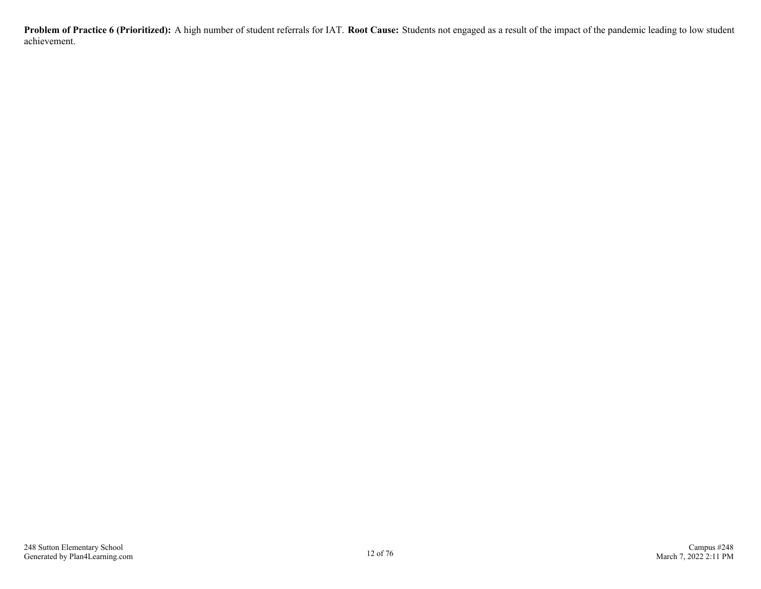**Problem of Practice 6 (Prioritized):** A high number of student referrals for IAT. **Root Cause:** Students not engaged as a result of the impact of the pandemic leading to low student achievement.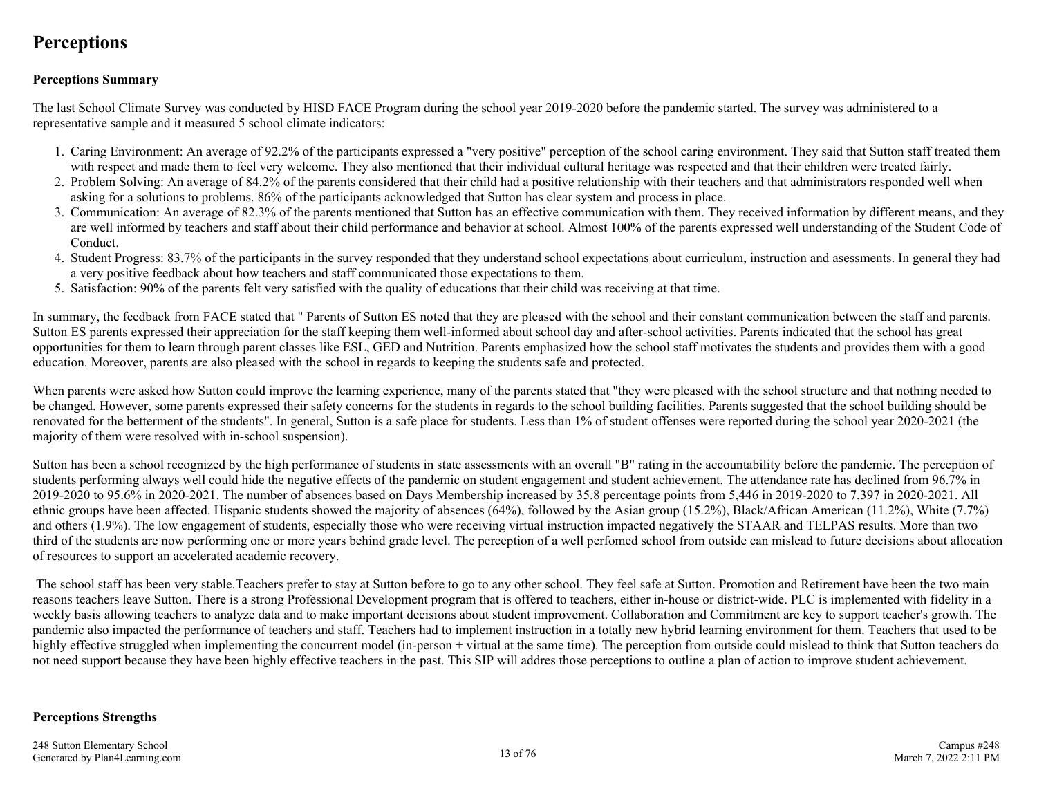# Perceptions

### Perceptions Summary

The last School Climate Survey was conducted by HISD FACE Program during the school year 2019-2020 before the pandemic started. The survey was administered to a representative sample and it measured 5 school climate indicators:

1. Caring Environment: An average of 92.2% of the participants expressed a "very positive" perception of the school caring environment. They said that Sutton staff treated them with respect and made them to feel very welcome. They also mentioned that their individual cultural heritage was respected and that their children were treated fairly.
2. Problem Solving: An average of 84.2% of the parents considered that their child had a positive relationship with their teachers and that administrators responded well when asking for a solutions to problems. 86% of the participants acknowledged that Sutton has clear system and process in place.
3. Communication: An average of 82.3% of the parents mentioned that Sutton has an effective communication with them. They received information by different means, and they are well informed by teachers and staff about their child performance and behavior at school. Almost 100% of the parents expressed well understanding of the Student Code of Conduct.
4. Student Progress: 83.7% of the participants in the survey responded that they understand school expectations about curriculum, instruction and asessments. In general they had a very positive feedback about how teachers and staff communicated those expectations to them.
5. Satisfaction: 90% of the parents felt very satisfied with the quality of educations that their child was receiving at that time.

In summary, the feedback from FACE stated that " Parents of Sutton ES noted that they are pleased with the school and their constant communication between the staff and parents. Sutton ES parents expressed their appreciation for the staff keeping them well-informed about school day and after-school activities. Parents indicated that the school has great opportunities for them to learn through parent classes like ESL, GED and Nutrition. Parents emphasized how the school staff motivates the students and provides them with a good education. Moreover, parents are also pleased with the school in regards to keeping the students safe and protected.

When parents were asked how Sutton could improve the learning experience, many of the parents stated that "they were pleased with the school structure and that nothing needed to be changed. However, some parents expressed their safety concerns for the students in regards to the school building facilities. Parents suggested that the school building should be renovated for the betterment of the students". In general, Sutton is a safe place for students. Less than 1% of student offenses were reported during the school year 2020-2021 (the majority of them were resolved with in-school suspension).

Sutton has been a school recognized by the high performance of students in state assessments with an overall "B" rating in the accountability before the pandemic. The perception of students performing always well could hide the negative effects of the pandemic on student engagement and student achievement. The attendance rate has declined from 96.7% in 2019-2020 to 95.6% in 2020-2021. The number of absences based on Days Membership increased by 35.8 percentage points from 5,446 in 2019-2020 to 7,397 in 2020-2021. All ethnic groups have been affected. Hispanic students showed the majority of absences (64%), followed by the Asian group (15.2%), Black/African American (11.2%), White (7.7%) and others (1.9%). The low engagement of students, especially those who were receiving virtual instruction impacted negatively the STAAR and TELPAS results. More than two third of the students are now performing one or more years behind grade level. The perception of a well perfomed school from outside can mislead to future decisions about allocation of resources to support an accelerated academic recovery.

The school staff has been very stable.Teachers prefer to stay at Sutton before to go to any other school. They feel safe at Sutton. Promotion and Retirement have been the two main reasons teachers leave Sutton. There is a strong Professional Development program that is offered to teachers, either in-house or district-wide. PLC is implemented with fidelity in a weekly basis allowing teachers to analyze data and to make important decisions about student improvement. Collaboration and Commitment are key to support teacher's growth. The pandemic also impacted the performance of teachers and staff. Teachers had to implement instruction in a totally new hybrid learning environment for them. Teachers that used to be highly effective struggled when implementing the concurrent model (in-person + virtual at the same time). The perception from outside could mislead to think that Sutton teachers do not need support because they have been highly effective teachers in the past. This SIP will addres those perceptions to outline a plan of action to improve student achievement.

### Perceptions Strengths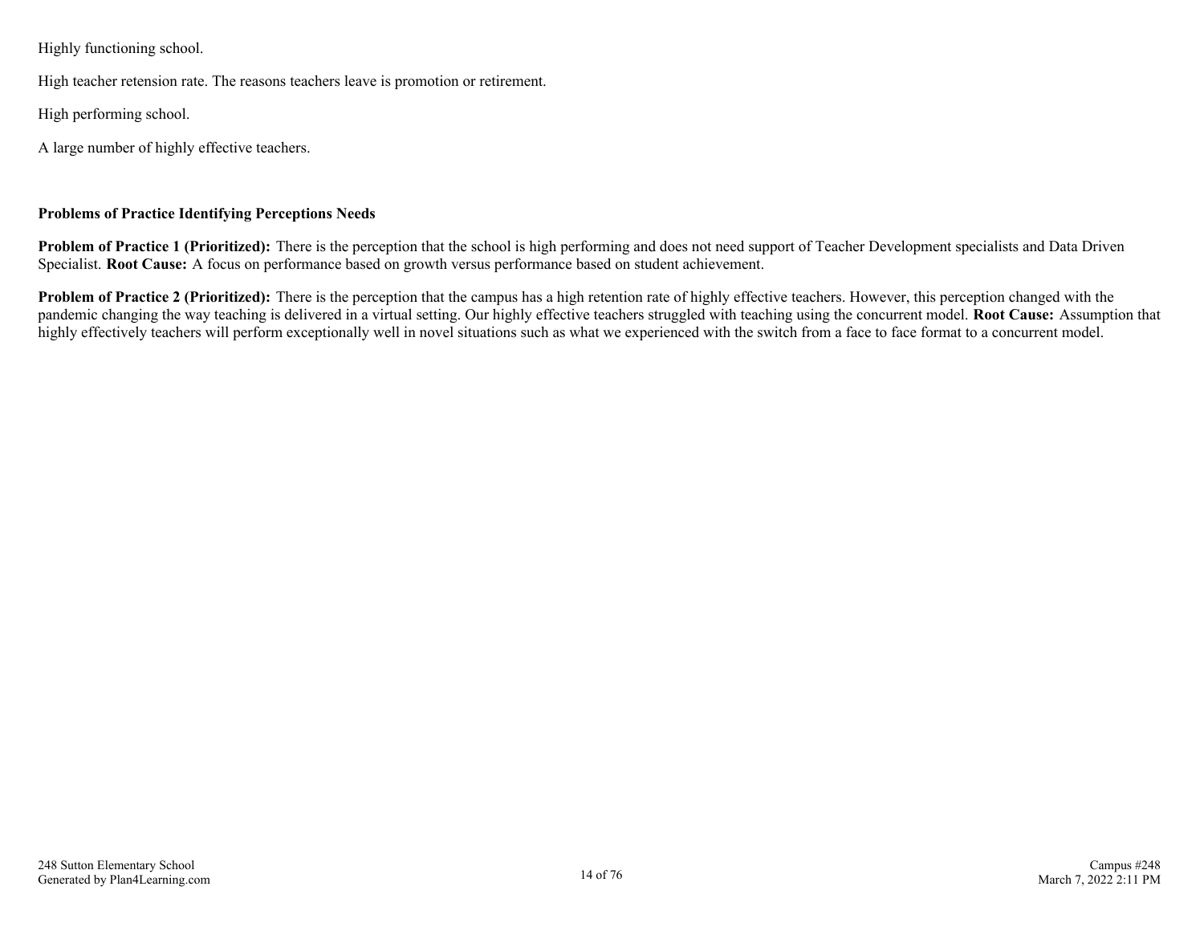Highly functioning school.

High teacher retension rate. The reasons teachers leave is promotion or retirement.

High performing school.

A large number of highly effective teachers.

**Problems of Practice Identifying Perceptions Needs**

**Problem of Practice 1 (Prioritized):** There is the perception that the school is high performing and does not need support of Teacher Development specialists and Data Driven Specialist. **Root Cause:** A focus on performance based on growth versus performance based on student achievement.

**Problem of Practice 2 (Prioritized):** There is the perception that the campus has a high retention rate of highly effective teachers. However, this perception changed with the pandemic changing the way teaching is delivered in a virtual setting. Our highly effective teachers struggled with teaching using the concurrent model. **Root Cause:** Assumption that highly effectively teachers will perform exceptionally well in novel situations such as what we experienced with the switch from a face to face format to a concurrent model.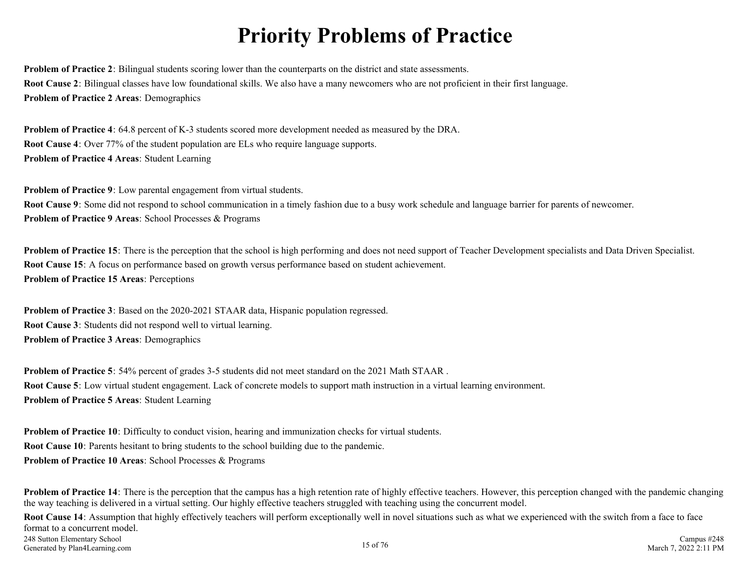# Priority Problems of Practice

**Problem of Practice 2**: Bilingual students scoring lower than the counterparts on the district and state assessments.

**Root Cause 2**: Bilingual classes have low foundational skills. We also have a many newcomers who are not proficient in their first language.

**Problem of Practice 2 Areas**: Demographics

**Problem of Practice 4**: 64.8 percent of K-3 students scored more development needed as measured by the DRA.

**Root Cause 4**: Over 77% of the student population are ELs who require language supports.

**Problem of Practice 4 Areas**: Student Learning

**Problem of Practice 9**: Low parental engagement from virtual students.

**Root Cause 9**: Some did not respond to school communication in a timely fashion due to a busy work schedule and language barrier for parents of newcomer.

**Problem of Practice 9 Areas**: School Processes & Programs

**Problem of Practice 15**: There is the perception that the school is high performing and does not need support of Teacher Development specialists and Data Driven Specialist.

**Root Cause 15**: A focus on performance based on growth versus performance based on student achievement.

**Problem of Practice 15 Areas**: Perceptions

**Problem of Practice 3**: Based on the 2020-2021 STAAR data, Hispanic population regressed.

**Root Cause 3**: Students did not respond well to virtual learning.

**Problem of Practice 3 Areas**: Demographics

**Problem of Practice 5**: 54% percent of grades 3-5 students did not meet standard on the 2021 Math STAAR .

**Root Cause 5**: Low virtual student engagement. Lack of concrete models to support math instruction in a virtual learning environment.

**Problem of Practice 5 Areas**: Student Learning

**Problem of Practice 10**: Difficulty to conduct vision, hearing and immunization checks for virtual students.

**Root Cause 10**: Parents hesitant to bring students to the school building due to the pandemic.

**Problem of Practice 10 Areas**: School Processes & Programs

**Problem of Practice 14**: There is the perception that the campus has a high retention rate of highly effective teachers. However, this perception changed with the pandemic changing the way teaching is delivered in a virtual setting. Our highly effective teachers struggled with teaching using the concurrent model.

**Root Cause 14**: Assumption that highly effectively teachers will perform exceptionally well in novel situations such as what we experienced with the switch from a face to face format to a concurrent model.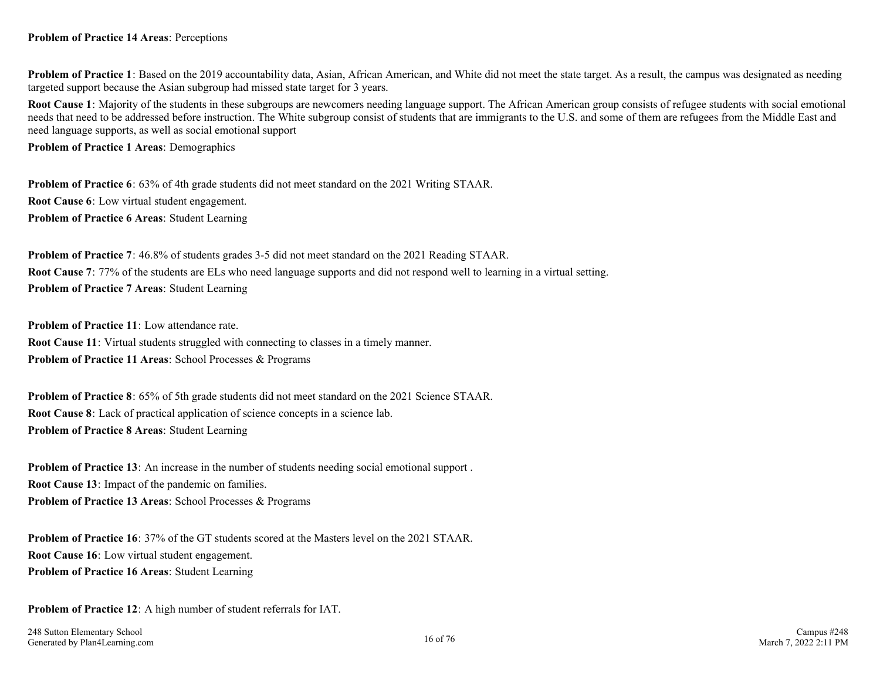**Problem of Practice 14 Areas**: Perceptions

**Problem of Practice 1**: Based on the 2019 accountability data, Asian, African American, and White did not meet the state target. As a result, the campus was designated as needing targeted support because the Asian subgroup had missed state target for 3 years.

**Root Cause 1**: Majority of the students in these subgroups are newcomers needing language support. The African American group consists of refugee students with social emotional needs that need to be addressed before instruction. The White subgroup consist of students that are immigrants to the U.S. and some of them are refugees from the Middle East and need language supports, as well as social emotional support

**Problem of Practice 1 Areas**: Demographics

**Problem of Practice 6**: 63% of 4th grade students did not meet standard on the 2021 Writing STAAR.

**Root Cause 6**: Low virtual student engagement.

**Problem of Practice 6 Areas**: Student Learning

**Problem of Practice 7**: 46.8% of students grades 3-5 did not meet standard on the 2021 Reading STAAR.

**Root Cause 7**: 77% of the students are ELs who need language supports and did not respond well to learning in a virtual setting.

**Problem of Practice 7 Areas**: Student Learning

**Problem of Practice 11**: Low attendance rate.

**Root Cause 11**: Virtual students struggled with connecting to classes in a timely manner.

**Problem of Practice 11 Areas**: School Processes & Programs

**Problem of Practice 8**: 65% of 5th grade students did not meet standard on the 2021 Science STAAR.

**Root Cause 8**: Lack of practical application of science concepts in a science lab.

**Problem of Practice 8 Areas**: Student Learning

**Problem of Practice 13**: An increase in the number of students needing social emotional support .

**Root Cause 13**: Impact of the pandemic on families.

**Problem of Practice 13 Areas**: School Processes & Programs

**Problem of Practice 16**: 37% of the GT students scored at the Masters level on the 2021 STAAR.

**Root Cause 16**: Low virtual student engagement.

**Problem of Practice 16 Areas**: Student Learning

**Problem of Practice 12**: A high number of student referrals for IAT.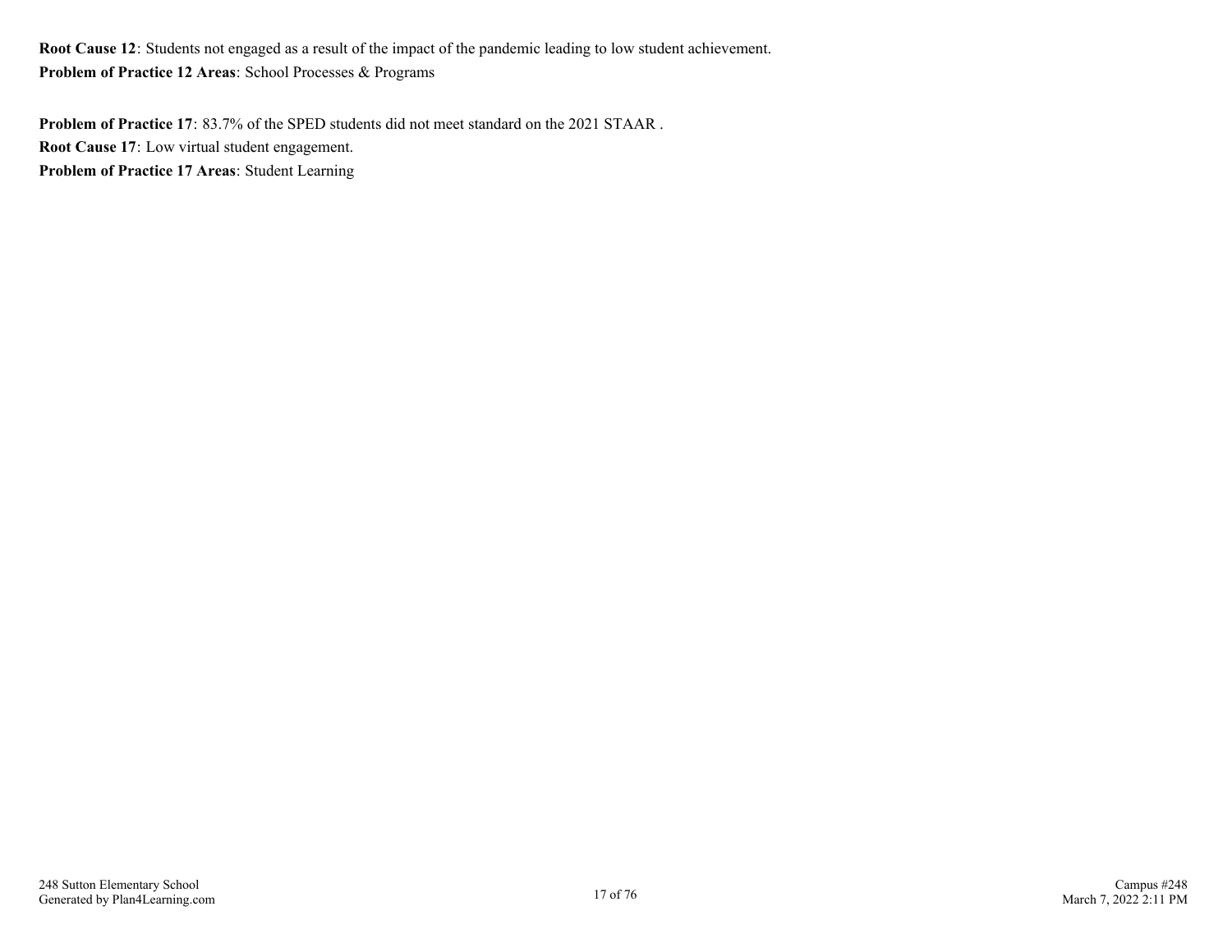**Root Cause 12**: Students not engaged as a result of the impact of the pandemic leading to low student achievement.
**Problem of Practice 12 Areas**: School Processes & Programs

**Problem of Practice 17**: 83.7% of the SPED students did not meet standard on the 2021 STAAR .
**Root Cause 17**: Low virtual student engagement.
**Problem of Practice 17 Areas**: Student Learning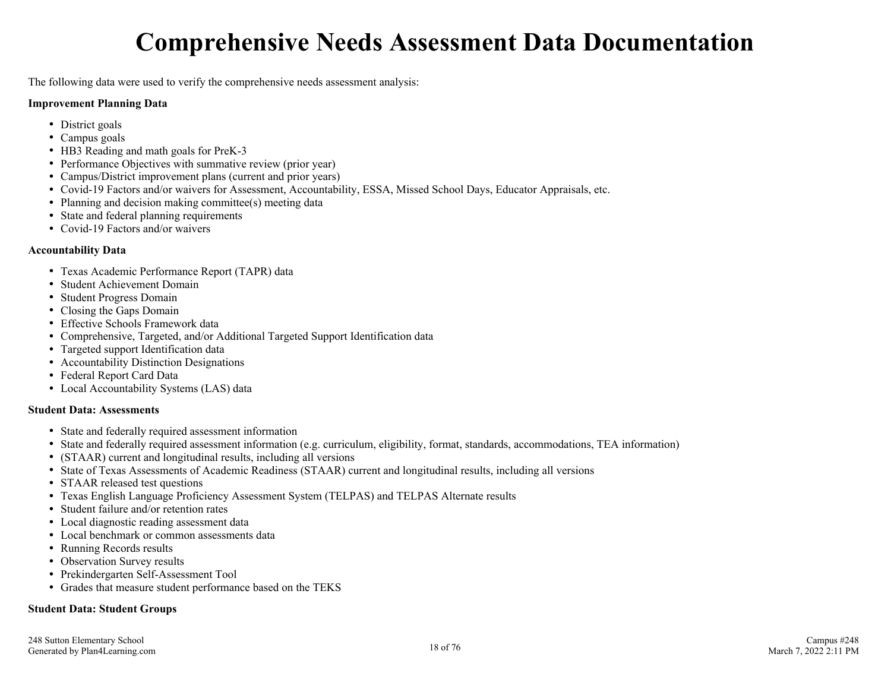# Comprehensive Needs Assessment Data Documentation

The following data were used to verify the comprehensive needs assessment analysis:

**Improvement Planning Data**

- District goals
- Campus goals
- HB3 Reading and math goals for PreK-3
- Performance Objectives with summative review (prior year)
- Campus/District improvement plans (current and prior years)
- Covid-19 Factors and/or waivers for Assessment, Accountability, ESSA, Missed School Days, Educator Appraisals, etc.
- Planning and decision making committee(s) meeting data
- State and federal planning requirements
- Covid-19 Factors and/or waivers

**Accountability Data**

- Texas Academic Performance Report (TAPR) data
- Student Achievement Domain
- Student Progress Domain
- Closing the Gaps Domain
- Effective Schools Framework data
- Comprehensive, Targeted, and/or Additional Targeted Support Identification data
- Targeted support Identification data
- Accountability Distinction Designations
- Federal Report Card Data
- Local Accountability Systems (LAS) data

**Student Data: Assessments**

- State and federally required assessment information
- State and federally required assessment information (e.g. curriculum, eligibility, format, standards, accommodations, TEA information)
- (STAAR) current and longitudinal results, including all versions
- State of Texas Assessments of Academic Readiness (STAAR) current and longitudinal results, including all versions
- STAAR released test questions
- Texas English Language Proficiency Assessment System (TELPAS) and TELPAS Alternate results
- Student failure and/or retention rates
- Local diagnostic reading assessment data
- Local benchmark or common assessments data
- Running Records results
- Observation Survey results
- Prekindergarten Self-Assessment Tool
- Grades that measure student performance based on the TEKS

**Student Data: Student Groups**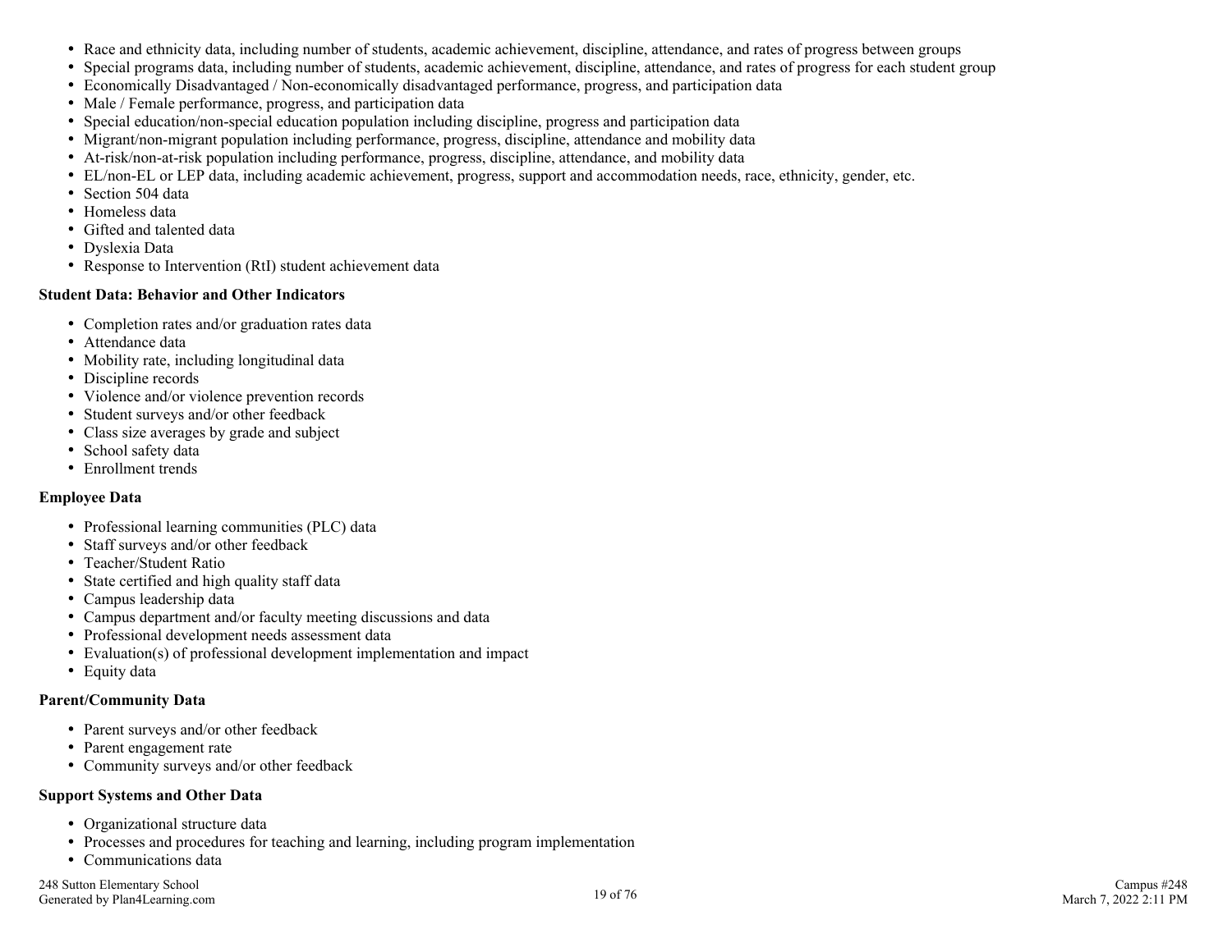- Race and ethnicity data, including number of students, academic achievement, discipline, attendance, and rates of progress between groups
- Special programs data, including number of students, academic achievement, discipline, attendance, and rates of progress for each student group
- Economically Disadvantaged / Non-economically disadvantaged performance, progress, and participation data
- Male / Female performance, progress, and participation data
- Special education/non-special education population including discipline, progress and participation data
- Migrant/non-migrant population including performance, progress, discipline, attendance and mobility data
- At-risk/non-at-risk population including performance, progress, discipline, attendance, and mobility data
- EL/non-EL or LEP data, including academic achievement, progress, support and accommodation needs, race, ethnicity, gender, etc.
- Section 504 data
- Homeless data
- Gifted and talented data
- Dyslexia Data
- Response to Intervention (RtI) student achievement data

**Student Data: Behavior and Other Indicators**

- Completion rates and/or graduation rates data
- Attendance data
- Mobility rate, including longitudinal data
- Discipline records
- Violence and/or violence prevention records
- Student surveys and/or other feedback
- Class size averages by grade and subject
- School safety data
- Enrollment trends

**Employee Data**

- Professional learning communities (PLC) data
- Staff surveys and/or other feedback
- Teacher/Student Ratio
- State certified and high quality staff data
- Campus leadership data
- Campus department and/or faculty meeting discussions and data
- Professional development needs assessment data
- Evaluation(s) of professional development implementation and impact
- Equity data

**Parent/Community Data**

- Parent surveys and/or other feedback
- Parent engagement rate
- Community surveys and/or other feedback

**Support Systems and Other Data**

- Organizational structure data
- Processes and procedures for teaching and learning, including program implementation
- Communications data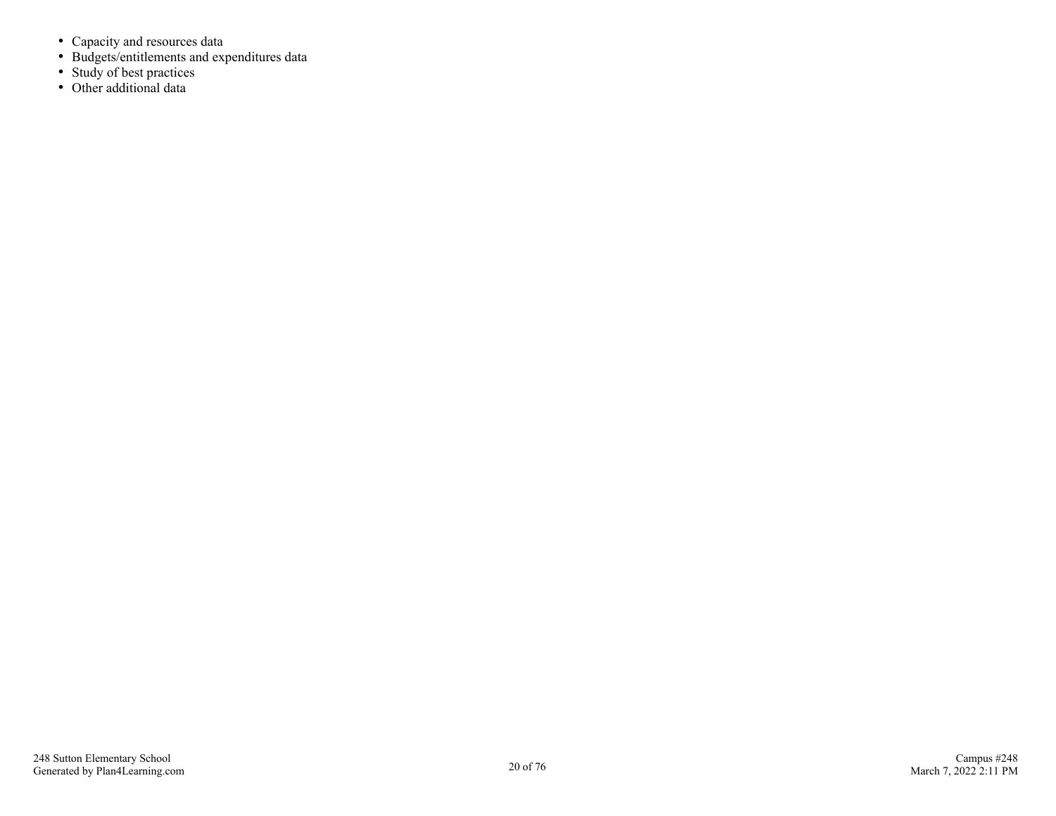- Capacity and resources data
- Budgets/entitlements and expenditures data
- Study of best practices
- Other additional data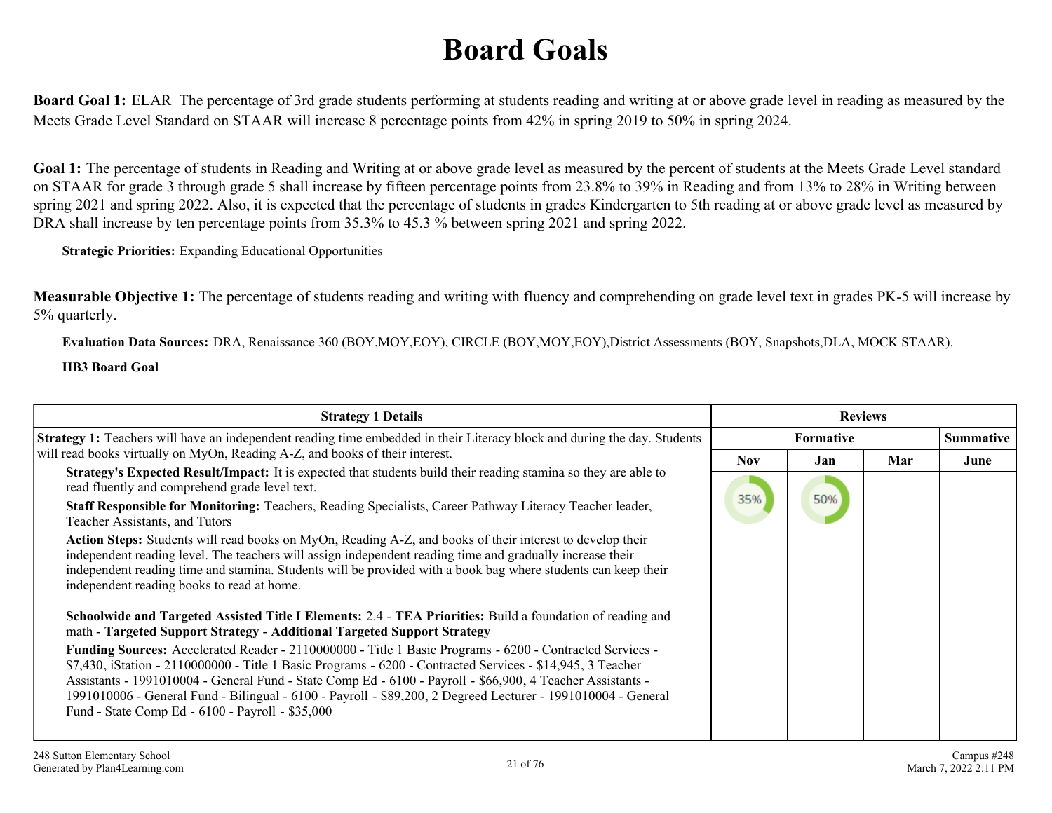# Board Goals

**Board Goal 1:** ELAR The percentage of 3rd grade students performing at students reading and writing at or above grade level in reading as measured by the Meets Grade Level Standard on STAAR will increase 8 percentage points from 42% in spring 2019 to 50% in spring 2024.

**Goal 1:** The percentage of students in Reading and Writing at or above grade level as measured by the percent of students at the Meets Grade Level standard on STAAR for grade 3 through grade 5 shall increase by fifteen percentage points from 23.8% to 39% in Reading and from 13% to 28% in Writing between spring 2021 and spring 2022. Also, it is expected that the percentage of students in grades Kindergarten to 5th reading at or above grade level as measured by DRA shall increase by ten percentage points from 35.3% to 45.3 % between spring 2021 and spring 2022.

**Strategic Priorities:** Expanding Educational Opportunities

**Measurable Objective 1:** The percentage of students reading and writing with fluency and comprehending on grade level text in grades PK-5 will increase by 5% quarterly.

**Evaluation Data Sources:** DRA, Renaissance 360 (BOY,MOY,EOY), CIRCLE (BOY,MOY,EOY),District Assessments (BOY, Snapshots,DLA, MOCK STAAR).

**HB3 Board Goal**

| Strategy 1 Details | Reviews | | | |
|---|---|---|---|---|
| | Formative | | | Summative |
| | Nov | Jan | Mar | June |
| **Strategy 1:** Teachers will have an independent reading time embedded in their Literacy block and during the day. Students will read books virtually on MyOn, Reading A-Z, and books of their interest.<br>**Strategy's Expected Result/Impact:** It is expected that students build their reading stamina so they are able to read fluently and comprehend grade level text.<br>**Staff Responsible for Monitoring:** Teachers, Reading Specialists, Career Pathway Literacy Teacher leader, Teacher Assistants, and Tutors<br>**Action Steps:** Students will read books on MyOn, Reading A-Z, and books of their interest to develop their independent reading level. The teachers will assign independent reading time and gradually increase their independent reading time and stamina. Students will be provided with a book bag where students can keep their independent reading books to read at home.<br><br>**Schoolwide and Targeted Assisted Title I Elements:** 2.4 - **TEA Priorities:** Build a foundation of reading and math - **Targeted Support Strategy** - **Additional Targeted Support Strategy**<br>**Funding Sources:** Accelerated Reader - 2110000000 - Title 1 Basic Programs - 6200 - Contracted Services - $7,430, iStation - 2110000000 - Title 1 Basic Programs - 6200 - Contracted Services - $14,945, 3 Teacher Assistants - 1991010004 - General Fund - State Comp Ed - 6100 - Payroll - $66,900, 4 Teacher Assistants - 1991010006 - General Fund - Bilingual - 6100 - Payroll - $89,200, 2 Degreed Lecturer - 1991010004 - General Fund - State Comp Ed - 6100 - Payroll - $35,000 | 35% | 50% | | |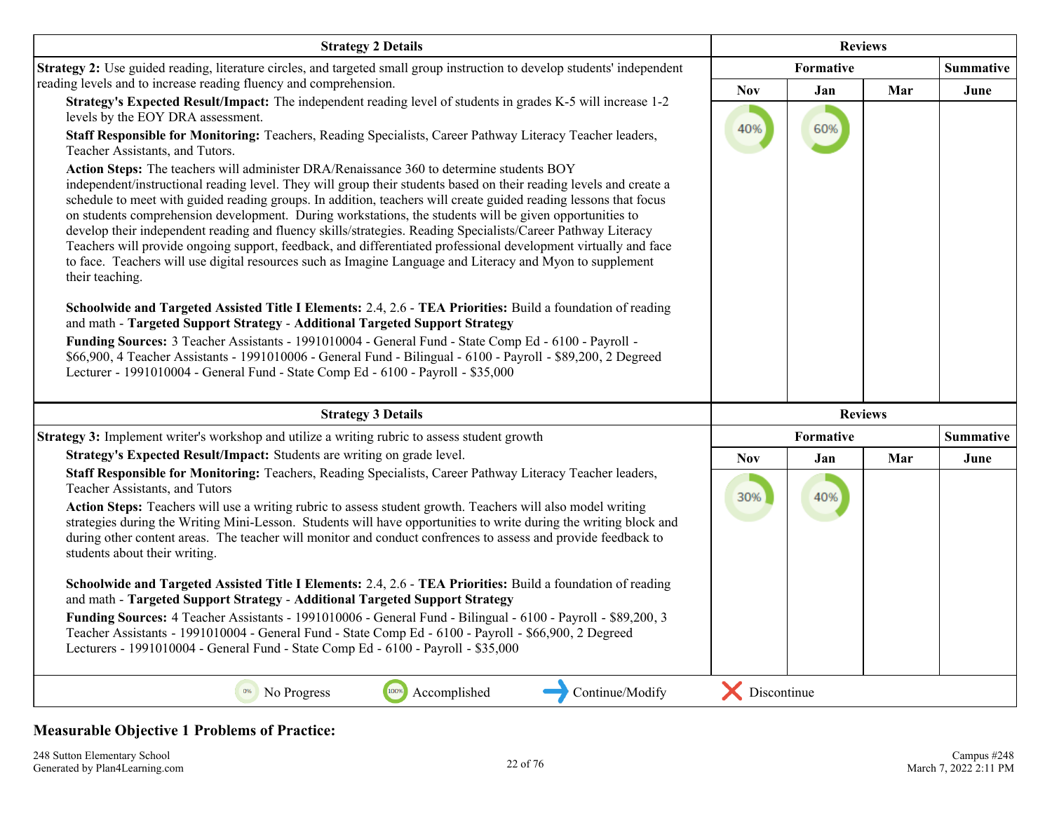| Strategy 2 Details | Reviews | | | |
|---|---|---|---|---|
| | Formative | | | Summative |
| | Nov | Jan | Mar | June |
| **Strategy 2:** Use guided reading, literature circles, and targeted small group instruction to develop students' independent reading levels and to increase reading fluency and comprehension.<br>**Strategy's Expected Result/Impact:** The independent reading level of students in grades K-5 will increase 1-2 levels by the EOY DRA assessment.<br>**Staff Responsible for Monitoring:** Teachers, Reading Specialists, Career Pathway Literacy Teacher leaders, Teacher Assistants, and Tutors.<br>**Action Steps:** The teachers will administer DRA/Renaissance 360 to determine students BOY independent/instructional reading level. They will group their students based on their reading levels and create a schedule to meet with guided reading groups. In addition, teachers will create guided reading lessons that focus on students comprehension development. During workstations, the students will be given opportunities to develop their independent reading and fluency skills/strategies. Reading Specialists/Career Pathway Literacy Teachers will provide ongoing support, feedback, and differentiated professional development virtually and face to face. Teachers will use digital resources such as Imagine Language and Literacy and Myon to supplement their teaching.<br><br>**Schoolwide and Targeted Assisted Title I Elements:** 2.4, 2.6 - **TEA Priorities:** Build a foundation of reading and math - **Targeted Support Strategy** - **Additional Targeted Support Strategy**<br>**Funding Sources:** 3 Teacher Assistants - 1991010004 - General Fund - State Comp Ed - 6100 - Payroll - $66,900, 4 Teacher Assistants - 1991010006 - General Fund - Bilingual - 6100 - Payroll - $89,200, 2 Degreed Lecturer - 1991010004 - General Fund - State Comp Ed - 6100 - Payroll - $35,000 | 40% | 60% | | |

| Strategy 3 Details | Reviews | | | |
|---|---|---|---|---|
| | Formative | | | Summative |
| | Nov | Jan | Mar | June |
| **Strategy 3:** Implement writer's workshop and utilize a writing rubric to assess student growth<br>**Strategy's Expected Result/Impact:** Students are writing on grade level.<br>**Staff Responsible for Monitoring:** Teachers, Reading Specialists, Career Pathway Literacy Teacher leaders, Teacher Assistants, and Tutors<br>**Action Steps:** Teachers will use a writing rubric to assess student growth. Teachers will also model writing strategies during the Writing Mini-Lesson. Students will have opportunities to write during the writing block and during other content areas. The teacher will monitor and conduct confrences to assess and provide feedback to students about their writing.<br><br>**Schoolwide and Targeted Assisted Title I Elements:** 2.4, 2.6 - **TEA Priorities:** Build a foundation of reading and math - **Targeted Support Strategy** - **Additional Targeted Support Strategy**<br>**Funding Sources:** 4 Teacher Assistants - 1991010006 - General Fund - Bilingual - 6100 - Payroll - $89,200, 3 Teacher Assistants - 1991010004 - General Fund - State Comp Ed - 6100 - Payroll - $66,900, 2 Degreed Lecturers - 1991010004 - General Fund - State Comp Ed - 6100 - Payroll - $35,000 | 30% | 40% | | |

0% No Progress | 100% Accomplished | Continue/Modify | Discontinue

**Measurable Objective 1 Problems of Practice:**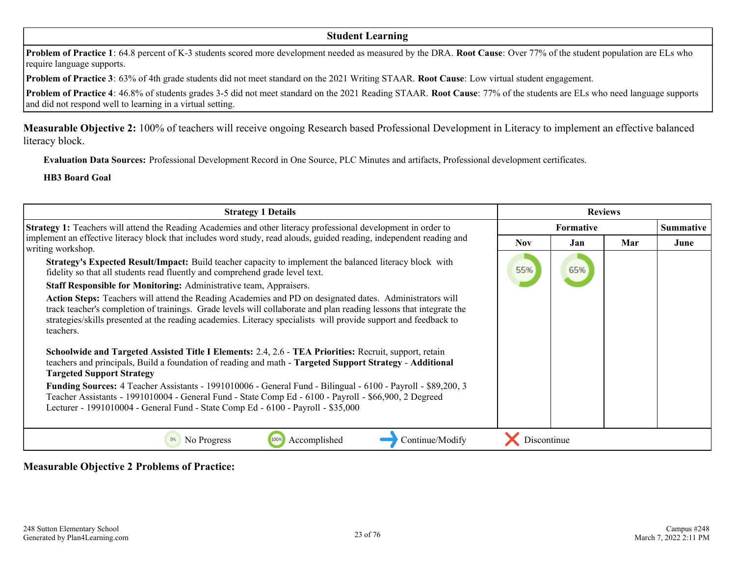| Student Learning |
|---|
| **Problem of Practice 1**: 64.8 percent of K-3 students scored more development needed as measured by the DRA. **Root Cause**: Over 77% of the student population are ELs who require language supports. |
| **Problem of Practice 3**: 63% of 4th grade students did not meet standard on the 2021 Writing STAAR. **Root Cause**: Low virtual student engagement. |
| **Problem of Practice 4**: 46.8% of students grades 3-5 did not meet standard on the 2021 Reading STAAR. **Root Cause**: 77% of the students are ELs who need language supports and did not respond well to learning in a virtual setting. |

**Measurable Objective 2:** 100% of teachers will receive ongoing Research based Professional Development in Literacy to implement an effective balanced literacy block.

**Evaluation Data Sources:** Professional Development Record in One Source, PLC Minutes and artifacts, Professional development certificates.

**HB3 Board Goal**

| Strategy 1 Details | Reviews | | | |
|---|---|---|---|---|
| | Formative | | | Summative |
| | Nov | Jan | Mar | June |
| **Strategy 1:** Teachers will attend the Reading Academies and other literacy professional development in order to implement an effective literacy block that includes word study, read alouds, guided reading, independent reading and writing workshop.<br>**Strategy's Expected Result/Impact:** Build teacher capacity to implement the balanced literacy block with fidelity so that all students read fluently and comprehend grade level text.<br>**Staff Responsible for Monitoring:** Administrative team, Appraisers.<br>**Action Steps:** Teachers will attend the Reading Academies and PD on designated dates. Administrators will track teacher's completion of trainings. Grade levels will collaborate and plan reading lessons that integrate the strategies/skills presented at the reading academies. Literacy specialists will provide support and feedback to teachers.<br>**Schoolwide and Targeted Assisted Title I Elements:** 2.4, 2.6 - **TEA Priorities:** Recruit, support, retain teachers and principals, Build a foundation of reading and math - **Targeted Support Strategy** - **Additional Targeted Support Strategy**<br>**Funding Sources:** 4 Teacher Assistants - 1991010006 - General Fund - Bilingual - 6100 - Payroll - $89,200, 3 Teacher Assistants - 1991010004 - General Fund - State Comp Ed - 6100 - Payroll - $66,900, 2 Degreed Lecturer - 1991010004 - General Fund - State Comp Ed - 6100 - Payroll - $35,000 | 55% | 65% | | |

0% No Progress | 100% Accomplished | Continue/Modify | Discontinue

**Measurable Objective 2 Problems of Practice:**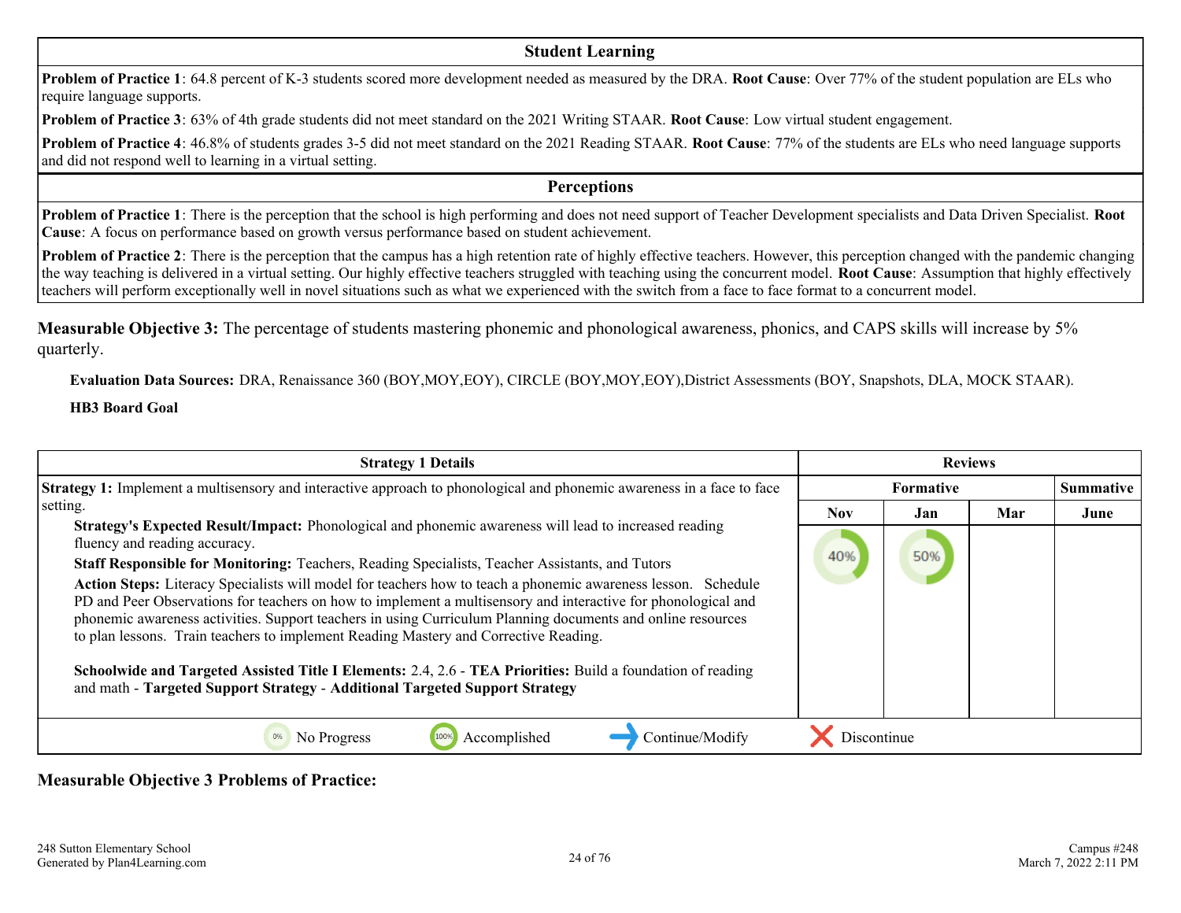| Student Learning |
| --- |
| **Problem of Practice 1**: 64.8 percent of K-3 students scored more development needed as measured by the DRA. **Root Cause**: Over 77% of the student population are ELs who require language supports. |
| **Problem of Practice 3**: 63% of 4th grade students did not meet standard on the 2021 Writing STAAR. **Root Cause**: Low virtual student engagement. |
| **Problem of Practice 4**: 46.8% of students grades 3-5 did not meet standard on the 2021 Reading STAAR. **Root Cause**: 77% of the students are ELs who need language supports and did not respond well to learning in a virtual setting. |

| Perceptions |
| --- |
| **Problem of Practice 1**: There is the perception that the school is high performing and does not need support of Teacher Development specialists and Data Driven Specialist. **Root Cause**: A focus on performance based on growth versus performance based on student achievement. |
| **Problem of Practice 2**: There is the perception that the campus has a high retention rate of highly effective teachers. However, this perception changed with the pandemic changing the way teaching is delivered in a virtual setting. Our highly effective teachers struggled with teaching using the concurrent model. **Root Cause**: Assumption that highly effectively teachers will perform exceptionally well in novel situations such as what we experienced with the switch from a face to face format to a concurrent model. |

**Measurable Objective 3:** The percentage of students mastering phonemic and phonological awareness, phonics, and CAPS skills will increase by 5% quarterly.

**Evaluation Data Sources:** DRA, Renaissance 360 (BOY,MOY,EOY), CIRCLE (BOY,MOY,EOY),District Assessments (BOY, Snapshots, DLA, MOCK STAAR).

**HB3 Board Goal**

| Strategy 1 Details | Reviews | | | |
| --- | --- | --- | --- | --- |
| | Formative | | | Summative |
| | Nov | Jan | Mar | June |
| **Strategy 1:** Implement a multisensory and interactive approach to phonological and phonemic awareness in a face to face setting.<br>**Strategy's Expected Result/Impact:** Phonological and phonemic awareness will lead to increased reading fluency and reading accuracy.<br>**Staff Responsible for Monitoring:** Teachers, Reading Specialists, Teacher Assistants, and Tutors<br>**Action Steps:** Literacy Specialists will model for teachers how to teach a phonemic awareness lesson. Schedule PD and Peer Observations for teachers on how to implement a multisensory and interactive for phonological and phonemic awareness activities. Support teachers in using Curriculum Planning documents and online resources to plan lessons. Train teachers to implement Reading Mastery and Corrective Reading.<br><br>**Schoolwide and Targeted Assisted Title I Elements:** 2.4, 2.6 - **TEA Priorities:** Build a foundation of reading and math - **Targeted Support Strategy** - **Additional Targeted Support Strategy** | 40% | 50% | | |
| 0% No Progress &nbsp;&nbsp; 100% Accomplished &nbsp;&nbsp; Continue/Modify &nbsp;&nbsp; Discontinue | | | | |

**Measurable Objective 3 Problems of Practice:**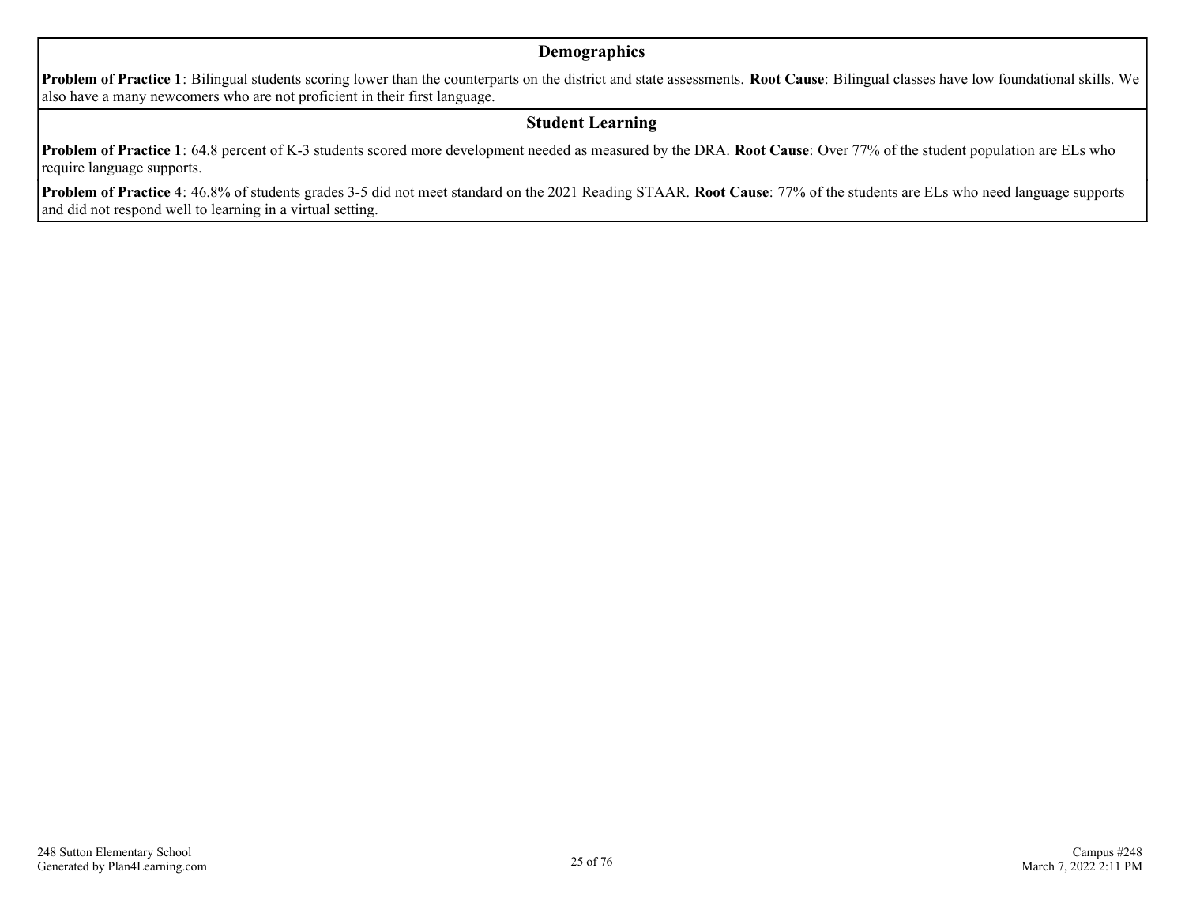## Demographics

**Problem of Practice 1**: Bilingual students scoring lower than the counterparts on the district and state assessments. **Root Cause**: Bilingual classes have low foundational skills. We also have a many newcomers who are not proficient in their first language.

## Student Learning

**Problem of Practice 1**: 64.8 percent of K-3 students scored more development needed as measured by the DRA. **Root Cause**: Over 77% of the student population are ELs who require language supports.

**Problem of Practice 4**: 46.8% of students grades 3-5 did not meet standard on the 2021 Reading STAAR. **Root Cause**: 77% of the students are ELs who need language supports and did not respond well to learning in a virtual setting.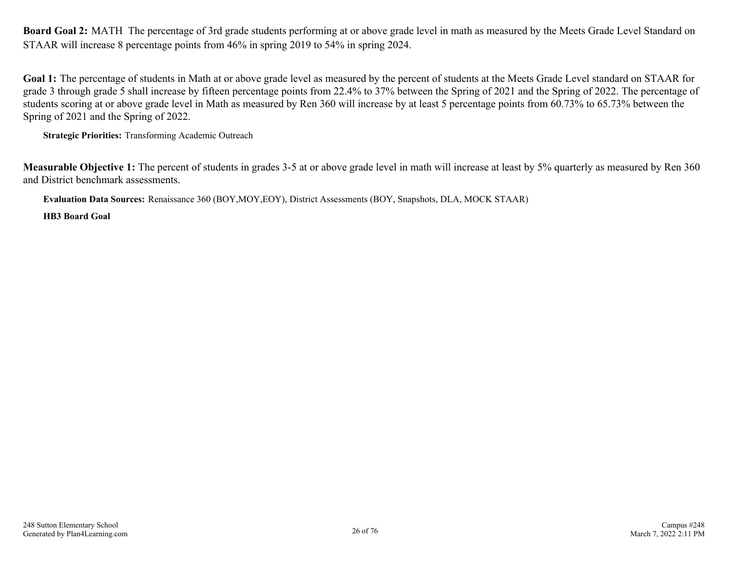**Board Goal 2:** MATH The percentage of 3rd grade students performing at or above grade level in math as measured by the Meets Grade Level Standard on STAAR will increase 8 percentage points from 46% in spring 2019 to 54% in spring 2024.

**Goal 1:** The percentage of students in Math at or above grade level as measured by the percent of students at the Meets Grade Level standard on STAAR for grade 3 through grade 5 shall increase by fifteen percentage points from 22.4% to 37% between the Spring of 2021 and the Spring of 2022. The percentage of students scoring at or above grade level in Math as measured by Ren 360 will increase by at least 5 percentage points from 60.73% to 65.73% between the Spring of 2021 and the Spring of 2022.

**Strategic Priorities:** Transforming Academic Outreach

**Measurable Objective 1:** The percent of students in grades 3-5 at or above grade level in math will increase at least by 5% quarterly as measured by Ren 360 and District benchmark assessments.

**Evaluation Data Sources:** Renaissance 360 (BOY,MOY,EOY), District Assessments (BOY, Snapshots, DLA, MOCK STAAR)

**HB3 Board Goal**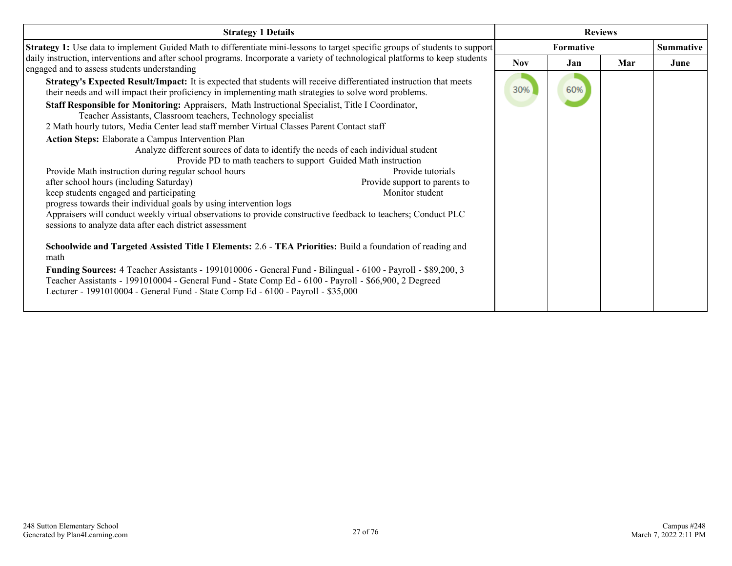| Strategy 1 Details | Reviews | | | |
|---|---|---|---|---|
| | Formative | | | Summative |
| | Nov | Jan | Mar | June |
| **Strategy 1:** Use data to implement Guided Math to differentiate mini-lessons to target specific groups of students to support daily instruction, interventions and after school programs. Incorporate a variety of technological platforms to keep students engaged and to assess students understanding<br><br>**Strategy's Expected Result/Impact:** It is expected that students will receive differentiated instruction that meets their needs and will impact their proficiency in implementing math strategies to solve word problems.<br><br>**Staff Responsible for Monitoring:** Appraisers, Math Instructional Specialist, Title I Coordinator, Teacher Assistants, Classroom teachers, Technology specialist<br>2 Math hourly tutors, Media Center lead staff member Virtual Classes Parent Contact staff<br><br>**Action Steps:** Elaborate a Campus Intervention Plan<br>Analyze different sources of data to identify the needs of each individual student<br>Provide PD to math teachers to support Guided Math instruction<br>Provide Math instruction during regular school hours Provide tutorials after school hours (including Saturday) Provide support to parents to keep students engaged and participating Monitor student progress towards their individual goals by using intervention logs<br>Appraisers will conduct weekly virtual observations to provide constructive feedback to teachers; Conduct PLC sessions to analyze data after each district assessment<br><br>**Schoolwide and Targeted Assisted Title I Elements:** 2.6 - **TEA Priorities:** Build a foundation of reading and math<br><br>**Funding Sources:** 4 Teacher Assistants - 1991010006 - General Fund - Bilingual - 6100 - Payroll - $89,200, 3 Teacher Assistants - 1991010004 - General Fund - State Comp Ed - 6100 - Payroll - $66,900, 2 Degreed Lecturer - 1991010004 - General Fund - State Comp Ed - 6100 - Payroll - $35,000 | 30% | 60% | | |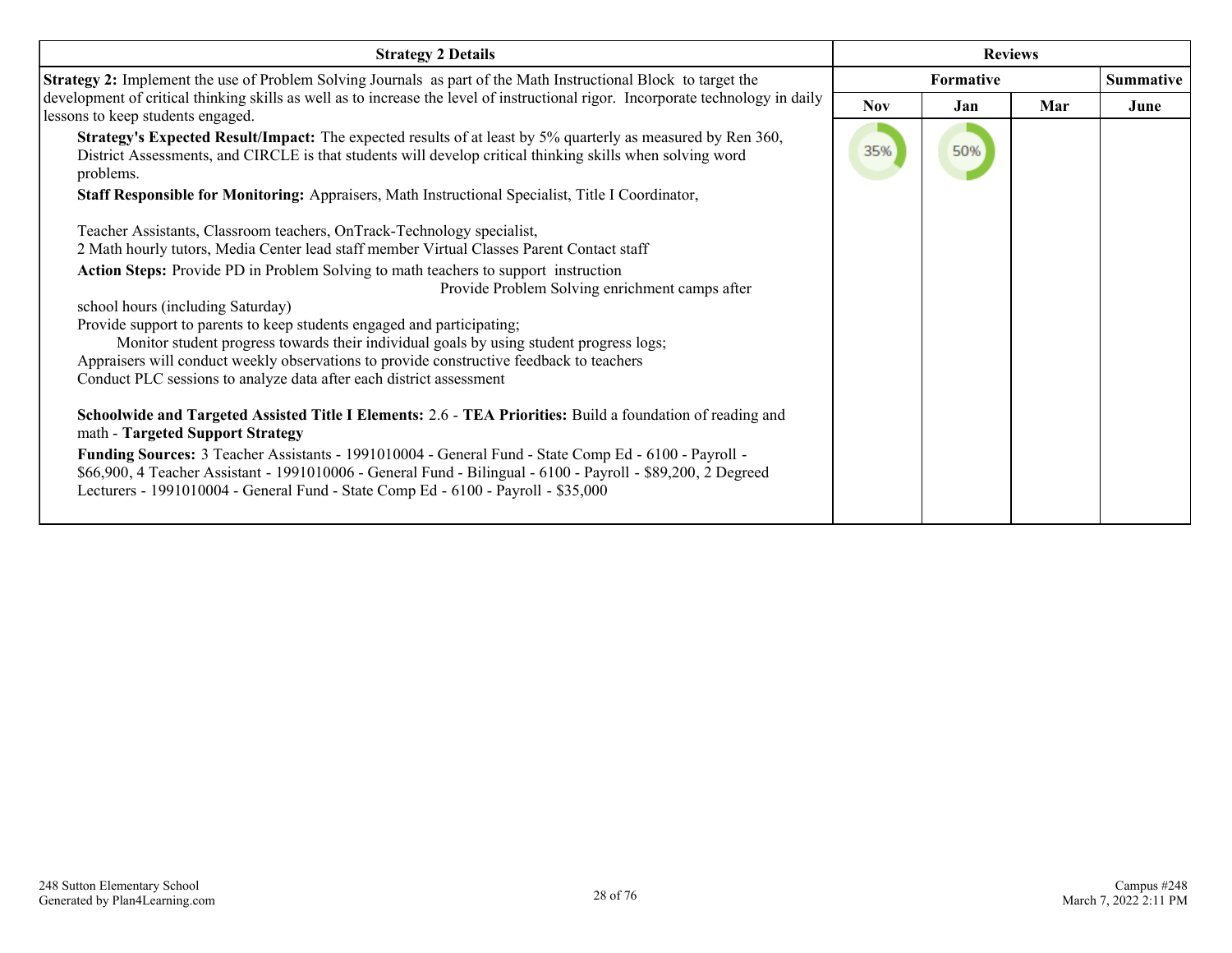| Strategy 2 Details | Reviews | | | |
|---|---|---|---|---|
| | Formative | | | Summative |
| | Nov | Jan | Mar | June |
| **Strategy 2:** Implement the use of Problem Solving Journals as part of the Math Instructional Block to target the development of critical thinking skills as well as to increase the level of instructional rigor. Incorporate technology in daily lessons to keep students engaged.<br>**Strategy's Expected Result/Impact:** The expected results of at least by 5% quarterly as measured by Ren 360, District Assessments, and CIRCLE is that students will develop critical thinking skills when solving word problems.<br>**Staff Responsible for Monitoring:** Appraisers, Math Instructional Specialist, Title I Coordinator,<br><br>Teacher Assistants, Classroom teachers, OnTrack-Technology specialist,<br>2 Math hourly tutors, Media Center lead staff member Virtual Classes Parent Contact staff<br>**Action Steps:** Provide PD in Problem Solving to math teachers to support instruction<br>Provide Problem Solving enrichment camps after school hours (including Saturday)<br>Provide support to parents to keep students engaged and participating;<br>Monitor student progress towards their individual goals by using student progress logs;<br>Appraisers will conduct weekly observations to provide constructive feedback to teachers<br>Conduct PLC sessions to analyze data after each district assessment<br><br>**Schoolwide and Targeted Assisted Title I Elements:** 2.6 - **TEA Priorities:** Build a foundation of reading and math - **Targeted Support Strategy**<br>**Funding Sources:** 3 Teacher Assistants - 1991010004 - General Fund - State Comp Ed - 6100 - Payroll - $66,900, 4 Teacher Assistant - 1991010006 - General Fund - Bilingual - 6100 - Payroll - $89,200, 2 Degreed Lecturers - 1991010004 - General Fund - State Comp Ed - 6100 - Payroll - $35,000 | 35% | 50% | | |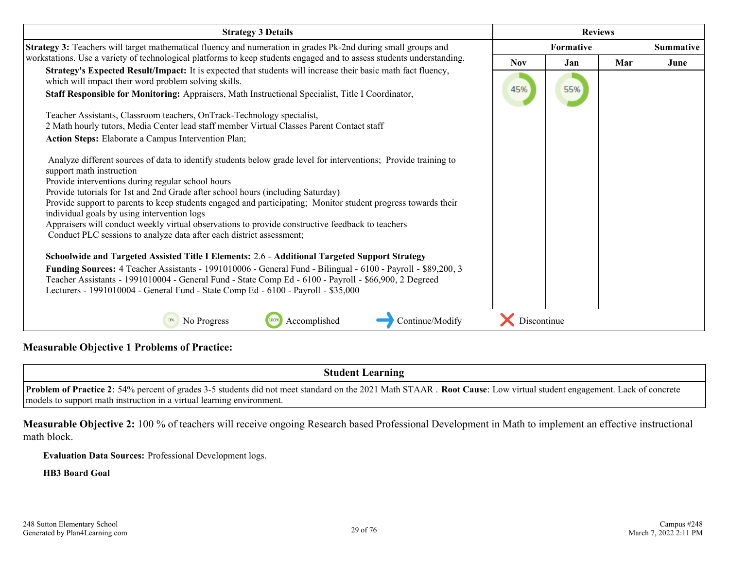| Strategy 3 Details | Reviews | | | |
|---|---|---|---|---|
| | Formative | | | Summative |
| | Nov | Jan | Mar | June |
| **Strategy 3:** Teachers will target mathematical fluency and numeration in grades Pk-2nd during small groups and workstations. Use a variety of technological platforms to keep students engaged and to assess students understanding.<br>**Strategy's Expected Result/Impact:** It is expected that students will increase their basic math fact fluency, which will impact their word problem solving skills.<br>**Staff Responsible for Monitoring:** Appraisers, Math Instructional Specialist, Title I Coordinator,<br><br>Teacher Assistants, Classroom teachers, OnTrack-Technology specialist,<br>2 Math hourly tutors, Media Center lead staff member Virtual Classes Parent Contact staff<br>**Action Steps:** Elaborate a Campus Intervention Plan;<br><br>Analyze different sources of data to identify students below grade level for interventions; Provide training to support math instruction<br>Provide interventions during regular school hours<br>Provide tutorials for 1st and 2nd Grade after school hours (including Saturday)<br>Provide support to parents to keep students engaged and participating; Monitor student progress towards their individual goals by using intervention logs<br>Appraisers will conduct weekly virtual observations to provide constructive feedback to teachers<br>Conduct PLC sessions to analyze data after each district assessment;<br><br>**Schoolwide and Targeted Assisted Title I Elements:** 2.6 - **Additional Targeted Support Strategy**<br>**Funding Sources:** 4 Teacher Assistants - 1991010006 - General Fund - Bilingual - 6100 - Payroll - $89,200, 3 Teacher Assistants - 1991010004 - General Fund - State Comp Ed - 6100 - Payroll - $66,900, 2 Degreed Lecturers - 1991010004 - General Fund - State Comp Ed - 6100 - Payroll - $35,000 | 45% | 55% | | |

0% No Progress | 100% Accomplished | Continue/Modify | Discontinue

**Measurable Objective 1 Problems of Practice:**

| Student Learning |
|---|
| **Problem of Practice 2**: 54% percent of grades 3-5 students did not meet standard on the 2021 Math STAAR . **Root Cause**: Low virtual student engagement. Lack of concrete models to support math instruction in a virtual learning environment. |

**Measurable Objective 2:** 100 % of teachers will receive ongoing Research based Professional Development in Math to implement an effective instructional math block.

**Evaluation Data Sources:** Professional Development logs.

**HB3 Board Goal**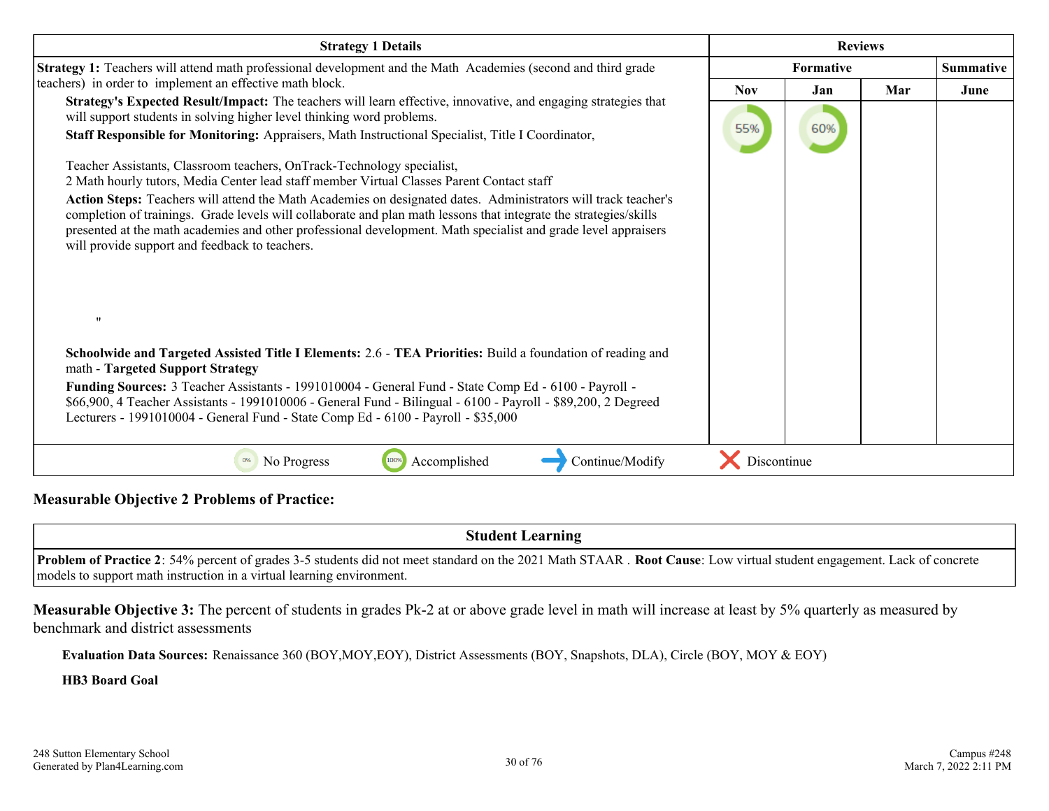| Strategy 1 Details | Reviews | | | |
|---|---|---|---|---|
| | Formative | | | Summative |
| | Nov | Jan | Mar | June |
| **Strategy 1:** Teachers will attend math professional development and the Math Academies (second and third grade teachers) in order to implement an effective math block.<br>**Strategy's Expected Result/Impact:** The teachers will learn effective, innovative, and engaging strategies that will support students in solving higher level thinking word problems.<br>**Staff Responsible for Monitoring:** Appraisers, Math Instructional Specialist, Title I Coordinator,<br><br>Teacher Assistants, Classroom teachers, OnTrack-Technology specialist,<br>2 Math hourly tutors, Media Center lead staff member Virtual Classes Parent Contact staff<br>**Action Steps:** Teachers will attend the Math Academies on designated dates. Administrators will track teacher's completion of trainings. Grade levels will collaborate and plan math lessons that integrate the strategies/skills presented at the math academies and other professional development. Math specialist and grade level appraisers will provide support and feedback to teachers.<br><br>"<br><br>**Schoolwide and Targeted Assisted Title I Elements:** 2.6 - **TEA Priorities:** Build a foundation of reading and math - **Targeted Support Strategy**<br>**Funding Sources:** 3 Teacher Assistants - 1991010004 - General Fund - State Comp Ed - 6100 - Payroll - $66,900, 4 Teacher Assistants - 1991010006 - General Fund - Bilingual - 6100 - Payroll - $89,200, 2 Degreed Lecturers - 1991010004 - General Fund - State Comp Ed - 6100 - Payroll - $35,000 | 55% | 60% | | |

0% No Progress | 100% Accomplished | Continue/Modify | Discontinue

**Measurable Objective 2 Problems of Practice:**

| Student Learning |
|---|
| **Problem of Practice 2**: 54% percent of grades 3-5 students did not meet standard on the 2021 Math STAAR . **Root Cause**: Low virtual student engagement. Lack of concrete models to support math instruction in a virtual learning environment. |

**Measurable Objective 3:** The percent of students in grades Pk-2 at or above grade level in math will increase at least by 5% quarterly as measured by benchmark and district assessments

**Evaluation Data Sources:** Renaissance 360 (BOY,MOY,EOY), District Assessments (BOY, Snapshots, DLA), Circle (BOY, MOY & EOY)

**HB3 Board Goal**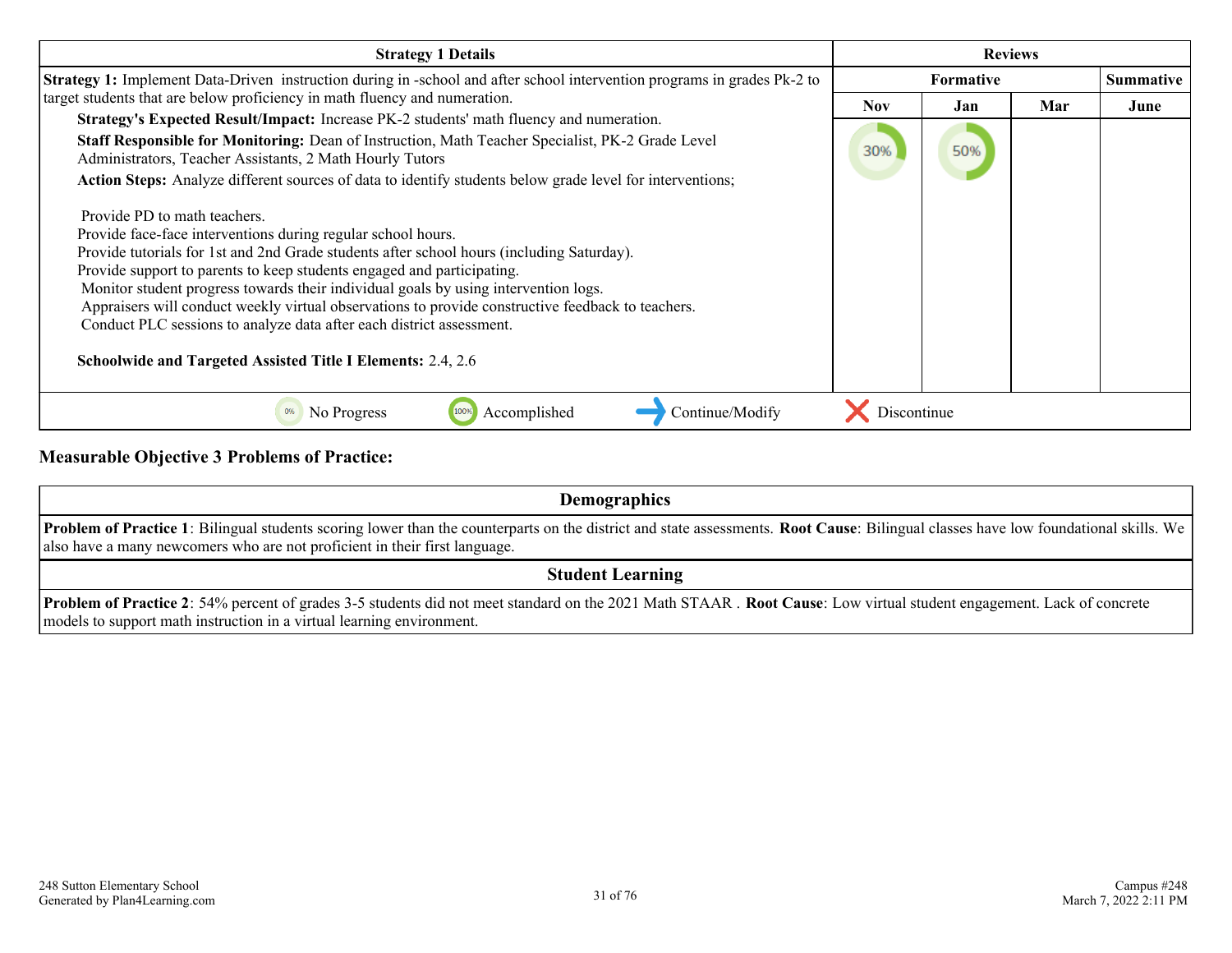| Strategy 1 Details | Reviews | | | |
|---|---|---|---|---|
| | Formative | | | Summative |
| | Nov | Jan | Mar | June |
| **Strategy 1:** Implement Data-Driven instruction during in -school and after school intervention programs in grades Pk-2 to target students that are below proficiency in math fluency and numeration.<br>**Strategy's Expected Result/Impact:** Increase PK-2 students' math fluency and numeration.<br>**Staff Responsible for Monitoring:** Dean of Instruction, Math Teacher Specialist, PK-2 Grade Level Administrators, Teacher Assistants, 2 Math Hourly Tutors<br>**Action Steps:** Analyze different sources of data to identify students below grade level for interventions;<br><br>Provide PD to math teachers.<br>Provide face-face interventions during regular school hours.<br>Provide tutorials for 1st and 2nd Grade students after school hours (including Saturday).<br>Provide support to parents to keep students engaged and participating.<br>Monitor student progress towards their individual goals by using intervention logs.<br>Appraisers will conduct weekly virtual observations to provide constructive feedback to teachers.<br>Conduct PLC sessions to analyze data after each district assessment.<br><br>**Schoolwide and Targeted Assisted Title I Elements:** 2.4, 2.6 | 30% | 50% | | |

0% No Progress | 100% Accomplished | Continue/Modify | Discontinue

## Measurable Objective 3 Problems of Practice:

| Demographics |
|---|
| **Problem of Practice 1**: Bilingual students scoring lower than the counterparts on the district and state assessments. **Root Cause**: Bilingual classes have low foundational skills. We also have a many newcomers who are not proficient in their first language. |

| Student Learning |
|---|
| **Problem of Practice 2**: 54% percent of grades 3-5 students did not meet standard on the 2021 Math STAAR . **Root Cause**: Low virtual student engagement. Lack of concrete models to support math instruction in a virtual learning environment. |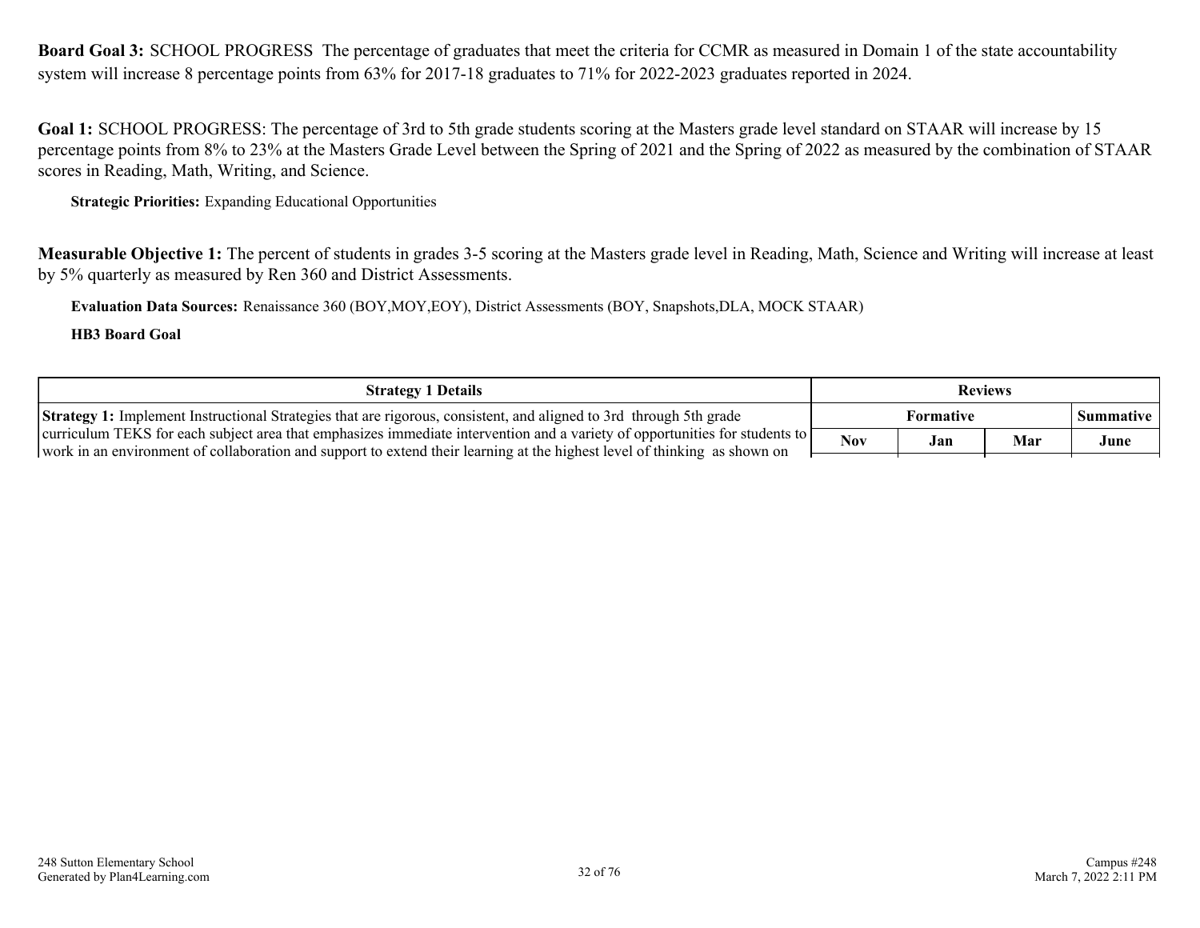**Board Goal 3:** SCHOOL PROGRESS The percentage of graduates that meet the criteria for CCMR as measured in Domain 1 of the state accountability system will increase 8 percentage points from 63% for 2017-18 graduates to 71% for 2022-2023 graduates reported in 2024.

**Goal 1:** SCHOOL PROGRESS: The percentage of 3rd to 5th grade students scoring at the Masters grade level standard on STAAR will increase by 15 percentage points from 8% to 23% at the Masters Grade Level between the Spring of 2021 and the Spring of 2022 as measured by the combination of STAAR scores in Reading, Math, Writing, and Science.

**Strategic Priorities:** Expanding Educational Opportunities

**Measurable Objective 1:** The percent of students in grades 3-5 scoring at the Masters grade level in Reading, Math, Science and Writing will increase at least by 5% quarterly as measured by Ren 360 and District Assessments.

**Evaluation Data Sources:** Renaissance 360 (BOY,MOY,EOY), District Assessments (BOY, Snapshots,DLA, MOCK STAAR)

**HB3 Board Goal**

| Strategy 1 Details | Reviews | | | |
|---|---|---|---|---|
| | Formative | | | Summative |
| **Strategy 1:** Implement Instructional Strategies that are rigorous, consistent, and aligned to 3rd through 5th grade curriculum TEKS for each subject area that emphasizes immediate intervention and a variety of opportunities for students to work in an environment of collaboration and support to extend their learning at the highest level of thinking as shown on | Nov | Jan | Mar | June |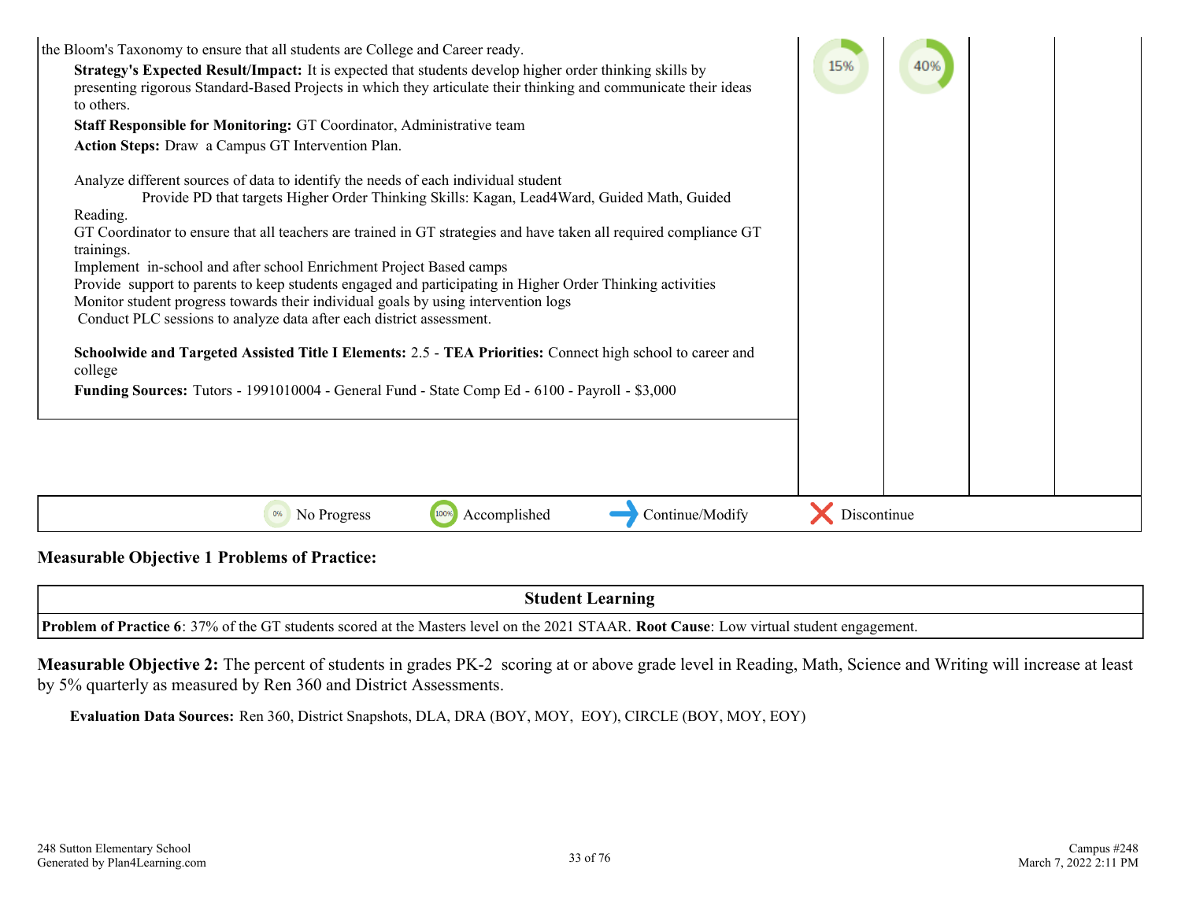| | | | | |
|---|---|---|---|---|
| the Bloom's Taxonomy to ensure that all students are College and Career ready.<br>**Strategy's Expected Result/Impact:** It is expected that students develop higher order thinking skills by presenting rigorous Standard-Based Projects in which they articulate their thinking and communicate their ideas to others.<br>**Staff Responsible for Monitoring:** GT Coordinator, Administrative team<br>**Action Steps:** Draw a Campus GT Intervention Plan.<br><br>Analyze different sources of data to identify the needs of each individual student<br>Provide PD that targets Higher Order Thinking Skills: Kagan, Lead4Ward, Guided Math, Guided Reading.<br>GT Coordinator to ensure that all teachers are trained in GT strategies and have taken all required compliance GT trainings.<br>Implement in-school and after school Enrichment Project Based camps<br>Provide support to parents to keep students engaged and participating in Higher Order Thinking activities<br>Monitor student progress towards their individual goals by using intervention logs<br>Conduct PLC sessions to analyze data after each district assessment.<br><br>**Schoolwide and Targeted Assisted Title I Elements:** 2.5 - **TEA Priorities:** Connect high school to career and college<br>**Funding Sources:** Tutors - 1991010004 - General Fund - State Comp Ed - 6100 - Payroll - $3,000 | 15% | 40% | | |

0% No Progress | 100% Accomplished | Continue/Modify | Discontinue

**Measurable Objective 1 Problems of Practice:**

| Student Learning |
|---|
| **Problem of Practice 6**: 37% of the GT students scored at the Masters level on the 2021 STAAR. **Root Cause**: Low virtual student engagement. |

**Measurable Objective 2:** The percent of students in grades PK-2 scoring at or above grade level in Reading, Math, Science and Writing will increase at least by 5% quarterly as measured by Ren 360 and District Assessments.

**Evaluation Data Sources:** Ren 360, District Snapshots, DLA, DRA (BOY, MOY, EOY), CIRCLE (BOY, MOY, EOY)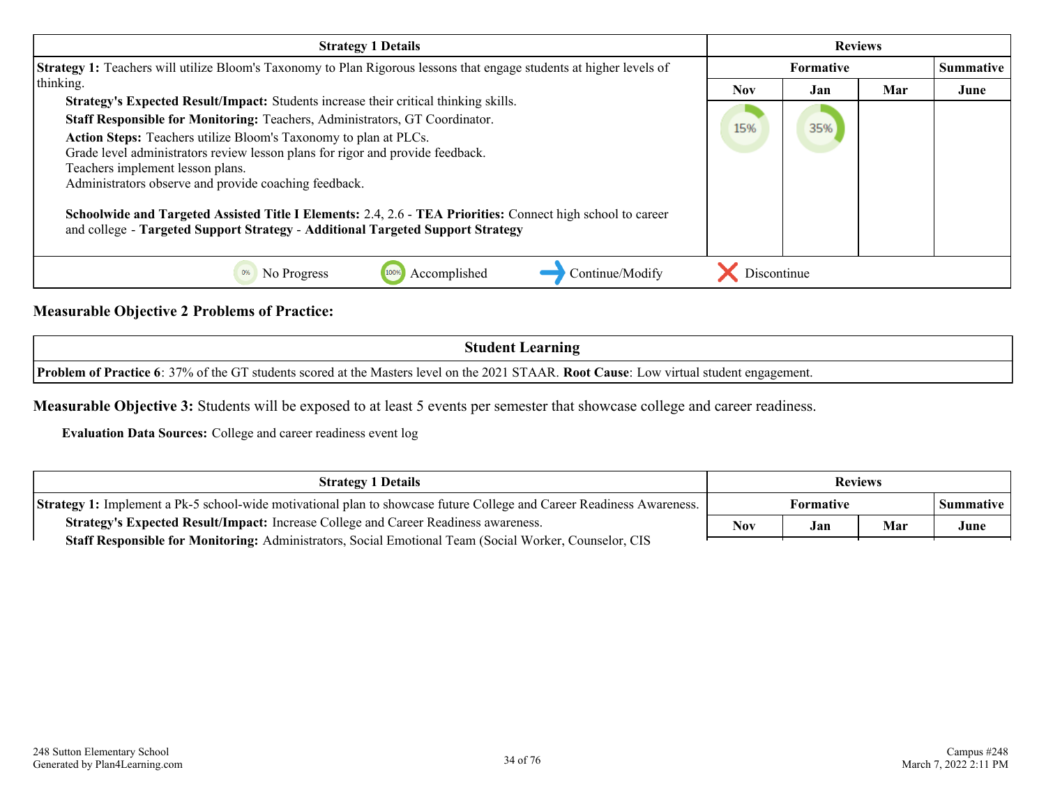| Strategy 1 Details | Reviews | | | |
|---|---|---|---|---|
| | Formative | | | Summative |
| | Nov | Jan | Mar | June |
| **Strategy 1:** Teachers will utilize Bloom's Taxonomy to Plan Rigorous lessons that engage students at higher levels of thinking.<br>**Strategy's Expected Result/Impact:** Students increase their critical thinking skills.<br>**Staff Responsible for Monitoring:** Teachers, Administrators, GT Coordinator.<br>**Action Steps:** Teachers utilize Bloom's Taxonomy to plan at PLCs.<br>Grade level administrators review lesson plans for rigor and provide feedback.<br>Teachers implement lesson plans.<br>Administrators observe and provide coaching feedback.<br><br>**Schoolwide and Targeted Assisted Title I Elements:** 2.4, 2.6 - **TEA Priorities:** Connect high school to career and college - **Targeted Support Strategy** - **Additional Targeted Support Strategy** | 15% | 35% | | |

0% No Progress 100% Accomplished → Continue/Modify ✕ Discontinue

**Measurable Objective 2 Problems of Practice:**

| Student Learning |
|---|
| **Problem of Practice 6**: 37% of the GT students scored at the Masters level on the 2021 STAAR. **Root Cause**: Low virtual student engagement. |

**Measurable Objective 3:** Students will be exposed to at least 5 events per semester that showcase college and career readiness.

**Evaluation Data Sources:** College and career readiness event log

| Strategy 1 Details | Reviews | | | |
|---|---|---|---|---|
| | Formative | | | Summative |
| | Nov | Jan | Mar | June |
| **Strategy 1:** Implement a Pk-5 school-wide motivational plan to showcase future College and Career Readiness Awareness.<br>**Strategy's Expected Result/Impact:** Increase College and Career Readiness awareness.<br>**Staff Responsible for Monitoring:** Administrators, Social Emotional Team (Social Worker, Counselor, CIS | | | | |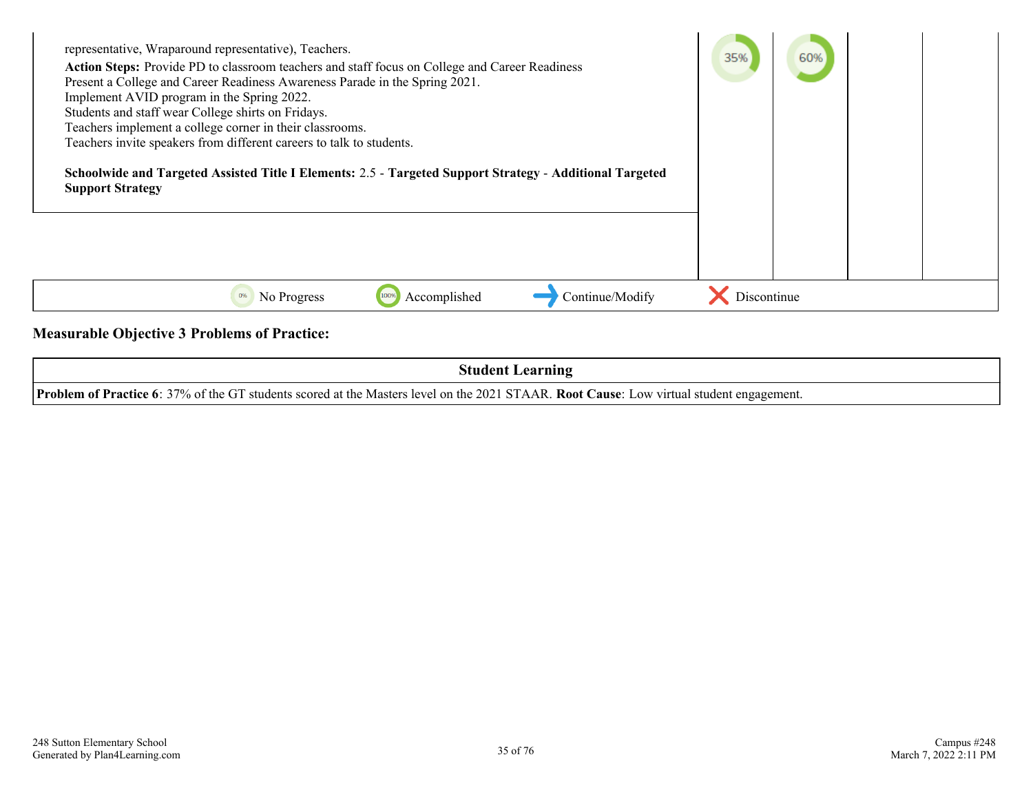| | | | | |
|---|---|---|---|---|
| representative, Wraparound representative), Teachers.<br>**Action Steps:** Provide PD to classroom teachers and staff focus on College and Career Readiness<br>Present a College and Career Readiness Awareness Parade in the Spring 2021.<br>Implement AVID program in the Spring 2022.<br>Students and staff wear College shirts on Fridays.<br>Teachers implement a college corner in their classrooms.<br>Teachers invite speakers from different careers to talk to students.<br><br>**Schoolwide and Targeted Assisted Title I Elements:** 2.5 - **Targeted Support Strategy - Additional Targeted Support Strategy** | 35% | 60% | | |

0% No Progress | 100% Accomplished | Continue/Modify | Discontinue

**Measurable Objective 3 Problems of Practice:**

| Student Learning |
|---|
| **Problem of Practice 6**: 37% of the GT students scored at the Masters level on the 2021 STAAR. **Root Cause**: Low virtual student engagement. |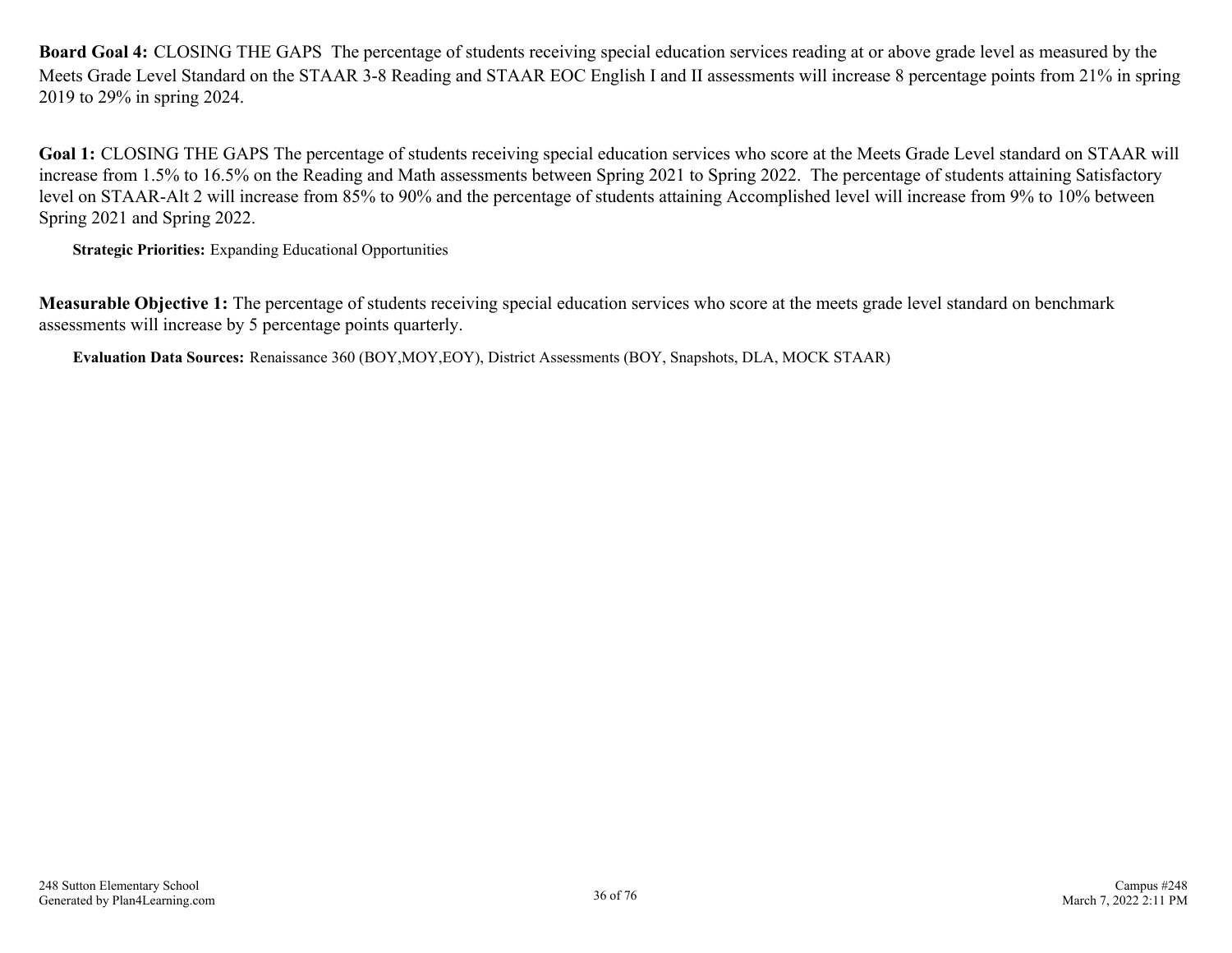**Board Goal 4:** CLOSING THE GAPS The percentage of students receiving special education services reading at or above grade level as measured by the Meets Grade Level Standard on the STAAR 3-8 Reading and STAAR EOC English I and II assessments will increase 8 percentage points from 21% in spring 2019 to 29% in spring 2024.

**Goal 1:** CLOSING THE GAPS The percentage of students receiving special education services who score at the Meets Grade Level standard on STAAR will increase from 1.5% to 16.5% on the Reading and Math assessments between Spring 2021 to Spring 2022. The percentage of students attaining Satisfactory level on STAAR-Alt 2 will increase from 85% to 90% and the percentage of students attaining Accomplished level will increase from 9% to 10% between Spring 2021 and Spring 2022.

**Strategic Priorities:** Expanding Educational Opportunities

**Measurable Objective 1:** The percentage of students receiving special education services who score at the meets grade level standard on benchmark assessments will increase by 5 percentage points quarterly.

**Evaluation Data Sources:** Renaissance 360 (BOY,MOY,EOY), District Assessments (BOY, Snapshots, DLA, MOCK STAAR)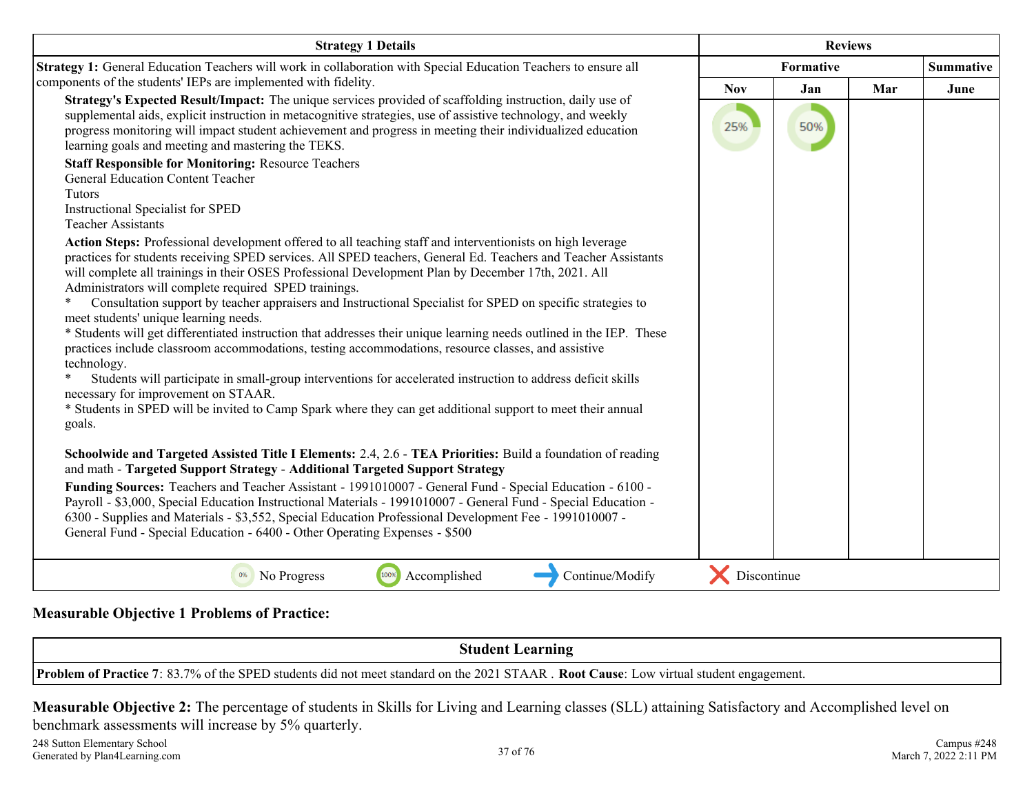| Strategy 1 Details | Reviews | | | |
|---|---|---|---|---|
| | Formative | | | Summative |
| | Nov | Jan | Mar | June |
| **Strategy 1:** General Education Teachers will work in collaboration with Special Education Teachers to ensure all components of the students' IEPs are implemented with fidelity.<br><br>**Strategy's Expected Result/Impact:** The unique services provided of scaffolding instruction, daily use of supplemental aids, explicit instruction in metacognitive strategies, use of assistive technology, and weekly progress monitoring will impact student achievement and progress in meeting their individualized education learning goals and meeting and mastering the TEKS.<br><br>**Staff Responsible for Monitoring:** Resource Teachers<br>General Education Content Teacher<br>Tutors<br>Instructional Specialist for SPED<br>Teacher Assistants<br><br>**Action Steps:** Professional development offered to all teaching staff and interventionists on high leverage practices for students receiving SPED services. All SPED teachers, General Ed. Teachers and Teacher Assistants will complete all trainings in their OSES Professional Development Plan by December 17th, 2021. All Administrators will complete required SPED trainings.<br>* Consultation support by teacher appraisers and Instructional Specialist for SPED on specific strategies to meet students' unique learning needs.<br>* Students will get differentiated instruction that addresses their unique learning needs outlined in the IEP. These practices include classroom accommodations, testing accommodations, resource classes, and assistive technology.<br>* Students will participate in small-group interventions for accelerated instruction to address deficit skills necessary for improvement on STAAR.<br>* Students in SPED will be invited to Camp Spark where they can get additional support to meet their annual goals.<br><br>**Schoolwide and Targeted Assisted Title I Elements:** 2.4, 2.6 - **TEA Priorities:** Build a foundation of reading and math - **Targeted Support Strategy** - **Additional Targeted Support Strategy**<br><br>**Funding Sources:** Teachers and Teacher Assistant - 1991010007 - General Fund - Special Education - 6100 - Payroll - $3,000, Special Education Instructional Materials - 1991010007 - General Fund - Special Education - 6300 - Supplies and Materials - $3,552, Special Education Professional Development Fee - 1991010007 - General Fund - Special Education - 6400 - Other Operating Expenses - $500 | 25% | 50% | | |

0% No Progress | 100% Accomplished | Continue/Modify | Discontinue

## Measurable Objective 1 Problems of Practice:

| Student Learning |
|---|
| **Problem of Practice 7**: 83.7% of the SPED students did not meet standard on the 2021 STAAR . **Root Cause**: Low virtual student engagement. |

**Measurable Objective 2:** The percentage of students in Skills for Living and Learning classes (SLL) attaining Satisfactory and Accomplished level on benchmark assessments will increase by 5% quarterly.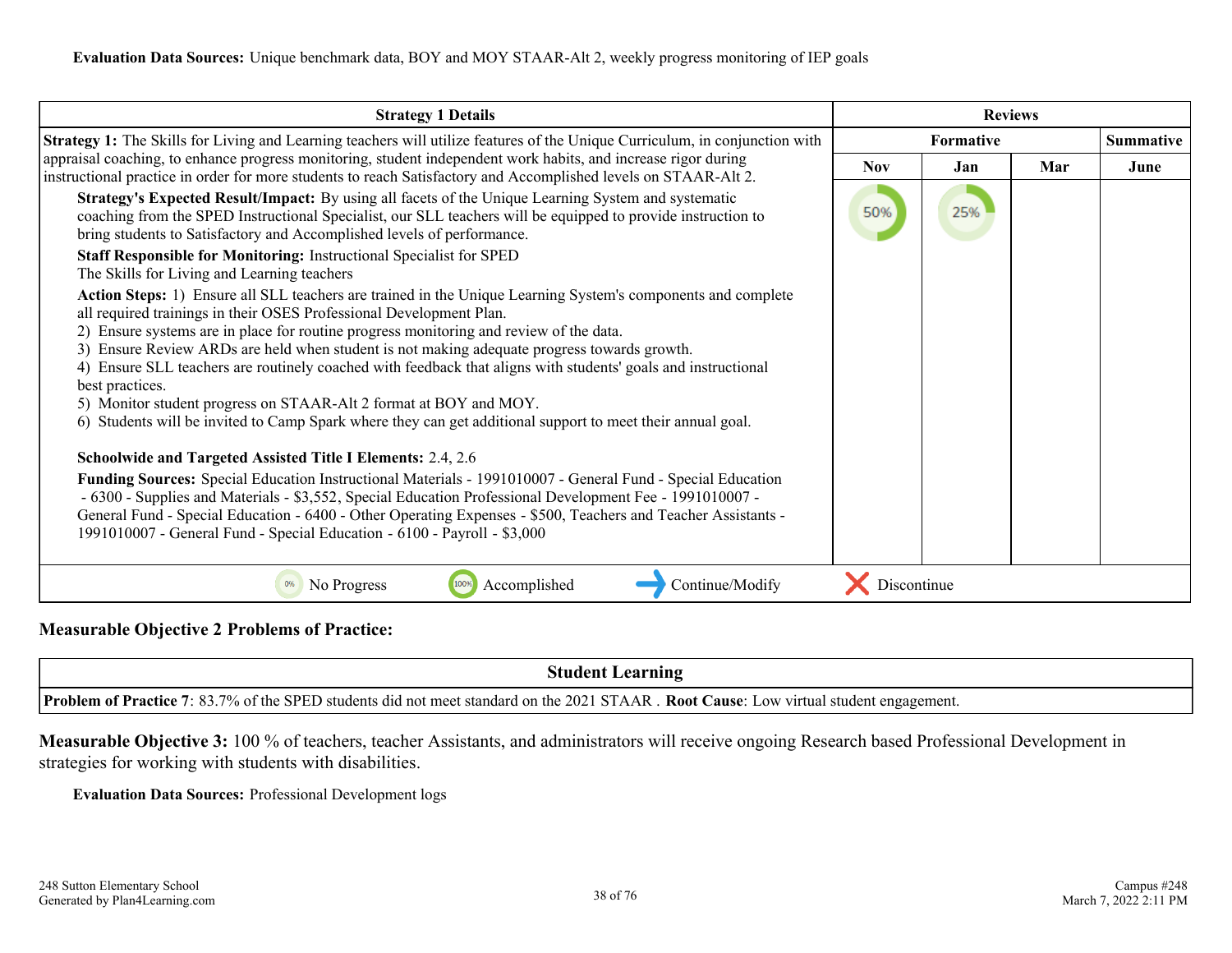**Evaluation Data Sources:** Unique benchmark data, BOY and MOY STAAR-Alt 2, weekly progress monitoring of IEP goals

| Strategy 1 Details | Reviews | | | |
|---|---|---|---|---|
| | Formative | | | Summative |
| | Nov | Jan | Mar | June |
| **Strategy 1:** The Skills for Living and Learning teachers will utilize features of the Unique Curriculum, in conjunction with appraisal coaching, to enhance progress monitoring, student independent work habits, and increase rigor during instructional practice in order for more students to reach Satisfactory and Accomplished levels on STAAR-Alt 2.<br>**Strategy's Expected Result/Impact:** By using all facets of the Unique Learning System and systematic coaching from the SPED Instructional Specialist, our SLL teachers will be equipped to provide instruction to bring students to Satisfactory and Accomplished levels of performance.<br>**Staff Responsible for Monitoring:** Instructional Specialist for SPED<br>The Skills for Living and Learning teachers<br>**Action Steps:** 1) Ensure all SLL teachers are trained in the Unique Learning System's components and complete all required trainings in their OSES Professional Development Plan.<br>2) Ensure systems are in place for routine progress monitoring and review of the data.<br>3) Ensure Review ARDs are held when student is not making adequate progress towards growth.<br>4) Ensure SLL teachers are routinely coached with feedback that aligns with students' goals and instructional best practices.<br>5) Monitor student progress on STAAR-Alt 2 format at BOY and MOY.<br>6) Students will be invited to Camp Spark where they can get additional support to meet their annual goal.<br>**Schoolwide and Targeted Assisted Title I Elements:** 2.4, 2.6<br>**Funding Sources:** Special Education Instructional Materials - 1991010007 - General Fund - Special Education - 6300 - Supplies and Materials - $3,552, Special Education Professional Development Fee - 1991010007 - General Fund - Special Education - 6400 - Other Operating Expenses - $500, Teachers and Teacher Assistants - 1991010007 - General Fund - Special Education - 6100 - Payroll - $3,000 | 50% | 25% | | |
| 0% No Progress &nbsp;&nbsp; 100% Accomplished &nbsp;&nbsp; → Continue/Modify &nbsp;&nbsp; ✗ Discontinue | | | | |

**Measurable Objective 2 Problems of Practice:**

| Student Learning |
|---|
| **Problem of Practice 7**: 83.7% of the SPED students did not meet standard on the 2021 STAAR . **Root Cause**: Low virtual student engagement. |

**Measurable Objective 3:** 100 % of teachers, teacher Assistants, and administrators will receive ongoing Research based Professional Development in strategies for working with students with disabilities.

**Evaluation Data Sources:** Professional Development logs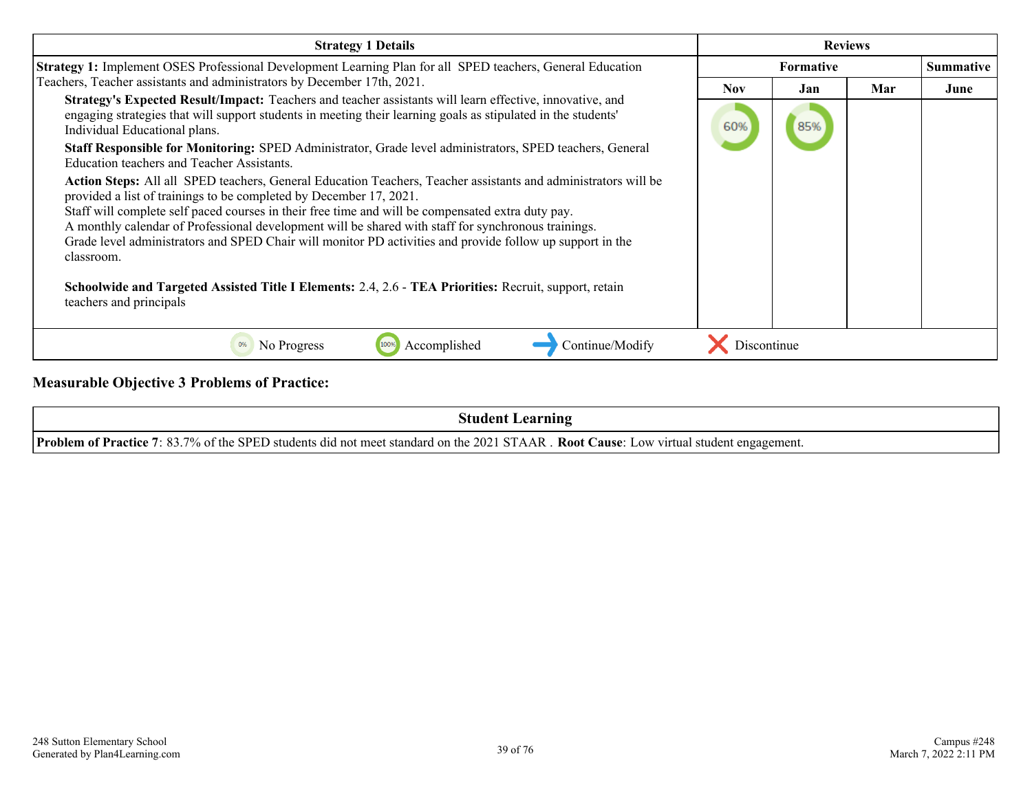| Strategy 1 Details | Reviews | | | |
|---|---|---|---|---|
| | Formative | | | Summative |
| | Nov | Jan | Mar | June |
| **Strategy 1:** Implement OSES Professional Development Learning Plan for all SPED teachers, General Education Teachers, Teacher assistants and administrators by December 17th, 2021.<br>**Strategy's Expected Result/Impact:** Teachers and teacher assistants will learn effective, innovative, and engaging strategies that will support students in meeting their learning goals as stipulated in the students' Individual Educational plans.<br>**Staff Responsible for Monitoring:** SPED Administrator, Grade level administrators, SPED teachers, General Education teachers and Teacher Assistants.<br>**Action Steps:** All all SPED teachers, General Education Teachers, Teacher assistants and administrators will be provided a list of trainings to be completed by December 17, 2021.<br>Staff will complete self paced courses in their free time and will be compensated extra duty pay.<br>A monthly calendar of Professional development will be shared with staff for synchronous trainings.<br>Grade level administrators and SPED Chair will monitor PD activities and provide follow up support in the classroom.<br><br>**Schoolwide and Targeted Assisted Title I Elements:** 2.4, 2.6 - **TEA Priorities:** Recruit, support, retain teachers and principals | 60% | 85% | | |
| 0% No Progress | 100% Accomplished | Continue/Modify | Discontinue | |

## Measurable Objective 3 Problems of Practice:

| Student Learning |
|---|
| **Problem of Practice 7**: 83.7% of the SPED students did not meet standard on the 2021 STAAR . **Root Cause**: Low virtual student engagement. |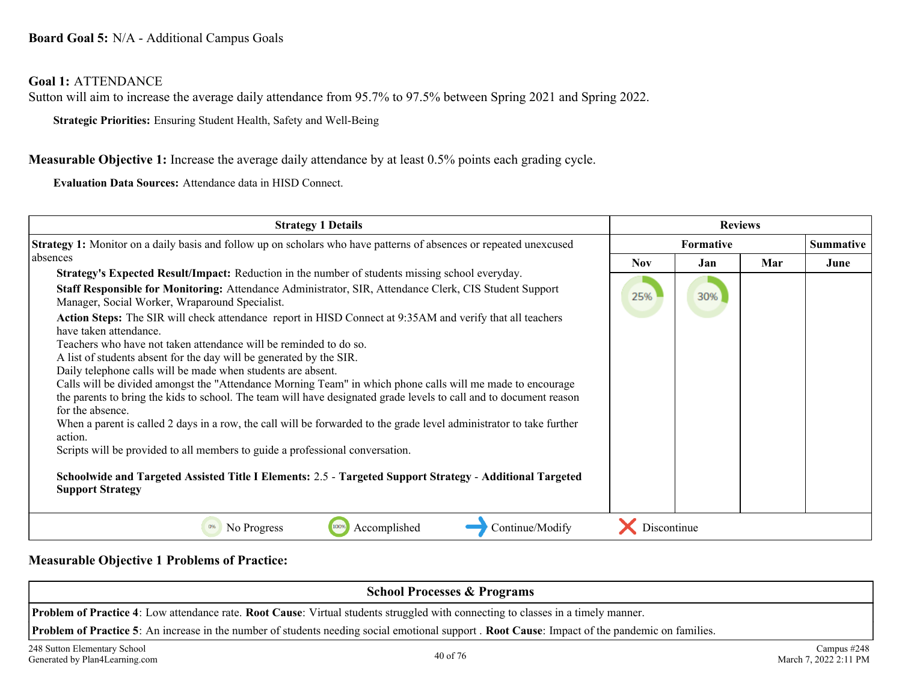**Board Goal 5:** N/A - Additional Campus Goals

**Goal 1:** ATTENDANCE
Sutton will aim to increase the average daily attendance from 95.7% to 97.5% between Spring 2021 and Spring 2022.

**Strategic Priorities:** Ensuring Student Health, Safety and Well-Being

**Measurable Objective 1:** Increase the average daily attendance by at least 0.5% points each grading cycle.

**Evaluation Data Sources:** Attendance data in HISD Connect.

| Strategy 1 Details | Reviews | | | |
|---|---|---|---|---|
| | Formative | | | Summative |
| | Nov | Jan | Mar | June |
| **Strategy 1:** Monitor on a daily basis and follow up on scholars who have patterns of absences or repeated unexcused absences<br>**Strategy's Expected Result/Impact:** Reduction in the number of students missing school everyday.<br>**Staff Responsible for Monitoring:** Attendance Administrator, SIR, Attendance Clerk, CIS Student Support Manager, Social Worker, Wraparound Specialist.<br>**Action Steps:** The SIR will check attendance report in HISD Connect at 9:35AM and verify that all teachers have taken attendance.<br>Teachers who have not taken attendance will be reminded to do so.<br>A list of students absent for the day will be generated by the SIR.<br>Daily telephone calls will be made when students are absent.<br>Calls will be divided amongst the "Attendance Morning Team" in which phone calls will me made to encourage the parents to bring the kids to school. The team will have designated grade levels to call and to document reason for the absence.<br>When a parent is called 2 days in a row, the call will be forwarded to the grade level administrator to take further action.<br>Scripts will be provided to all members to guide a professional conversation.<br><br>**Schoolwide and Targeted Assisted Title I Elements:** 2.5 - **Targeted Support Strategy** - **Additional Targeted Support Strategy** | 25% | 30% | | |
| 0% No Progress &nbsp;&nbsp; 100% Accomplished &nbsp;&nbsp; → Continue/Modify &nbsp;&nbsp; ✕ Discontinue | | | | |

**Measurable Objective 1 Problems of Practice:**

| School Processes & Programs |
|---|
| **Problem of Practice 4**: Low attendance rate. **Root Cause**: Virtual students struggled with connecting to classes in a timely manner. |
| **Problem of Practice 5**: An increase in the number of students needing social emotional support . **Root Cause**: Impact of the pandemic on families. |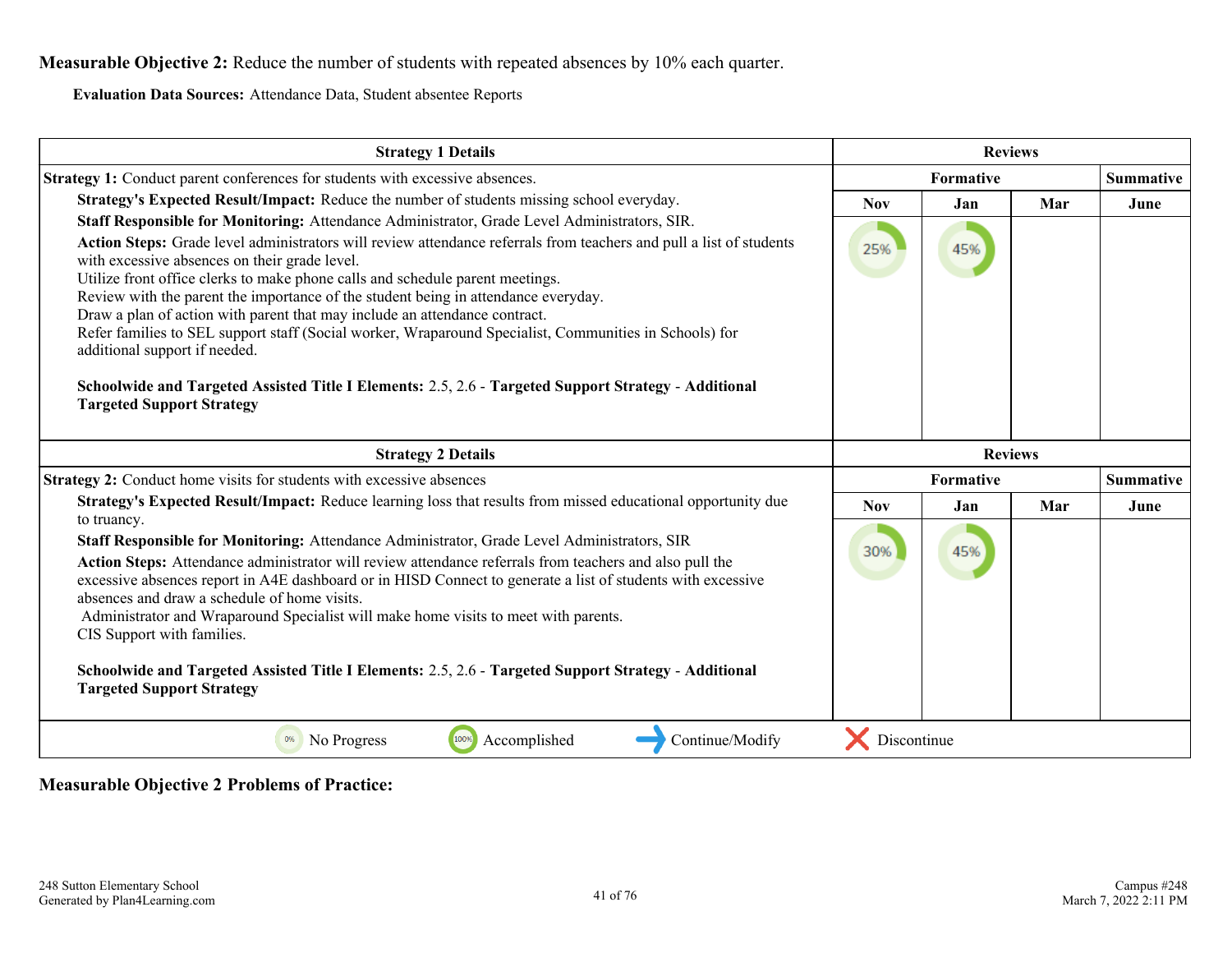**Measurable Objective 2:** Reduce the number of students with repeated absences by 10% each quarter.

**Evaluation Data Sources:** Attendance Data, Student absentee Reports

| Strategy 1 Details | Reviews | | | |
|---|---|---|---|---|
| | Formative | | | Summative |
| | Nov | Jan | Mar | June |
| **Strategy 1:** Conduct parent conferences for students with excessive absences.<br>**Strategy's Expected Result/Impact:** Reduce the number of students missing school everyday.<br>**Staff Responsible for Monitoring:** Attendance Administrator, Grade Level Administrators, SIR.<br>**Action Steps:** Grade level administrators will review attendance referrals from teachers and pull a list of students with excessive absences on their grade level.<br>Utilize front office clerks to make phone calls and schedule parent meetings.<br>Review with the parent the importance of the student being in attendance everyday.<br>Draw a plan of action with parent that may include an attendance contract.<br>Refer families to SEL support staff (Social worker, Wraparound Specialist, Communities in Schools) for additional support if needed.<br><br>**Schoolwide and Targeted Assisted Title I Elements:** 2.5, 2.6 - **Targeted Support Strategy - Additional Targeted Support Strategy** | 25% | 45% | | |

| Strategy 2 Details | Reviews | | | |
|---|---|---|---|---|
| | Formative | | | Summative |
| | Nov | Jan | Mar | June |
| **Strategy 2:** Conduct home visits for students with excessive absences<br>**Strategy's Expected Result/Impact:** Reduce learning loss that results from missed educational opportunity due to truancy.<br>**Staff Responsible for Monitoring:** Attendance Administrator, Grade Level Administrators, SIR<br>**Action Steps:** Attendance administrator will review attendance referrals from teachers and also pull the excessive absences report in A4E dashboard or in HISD Connect to generate a list of students with excessive absences and draw a schedule of home visits.<br>Administrator and Wraparound Specialist will make home visits to meet with parents.<br>CIS Support with families.<br><br>**Schoolwide and Targeted Assisted Title I Elements:** 2.5, 2.6 - **Targeted Support Strategy - Additional Targeted Support Strategy** | 30% | 45% | | |

0% No Progress 100% Accomplished Continue/Modify Discontinue

**Measurable Objective 2 Problems of Practice:**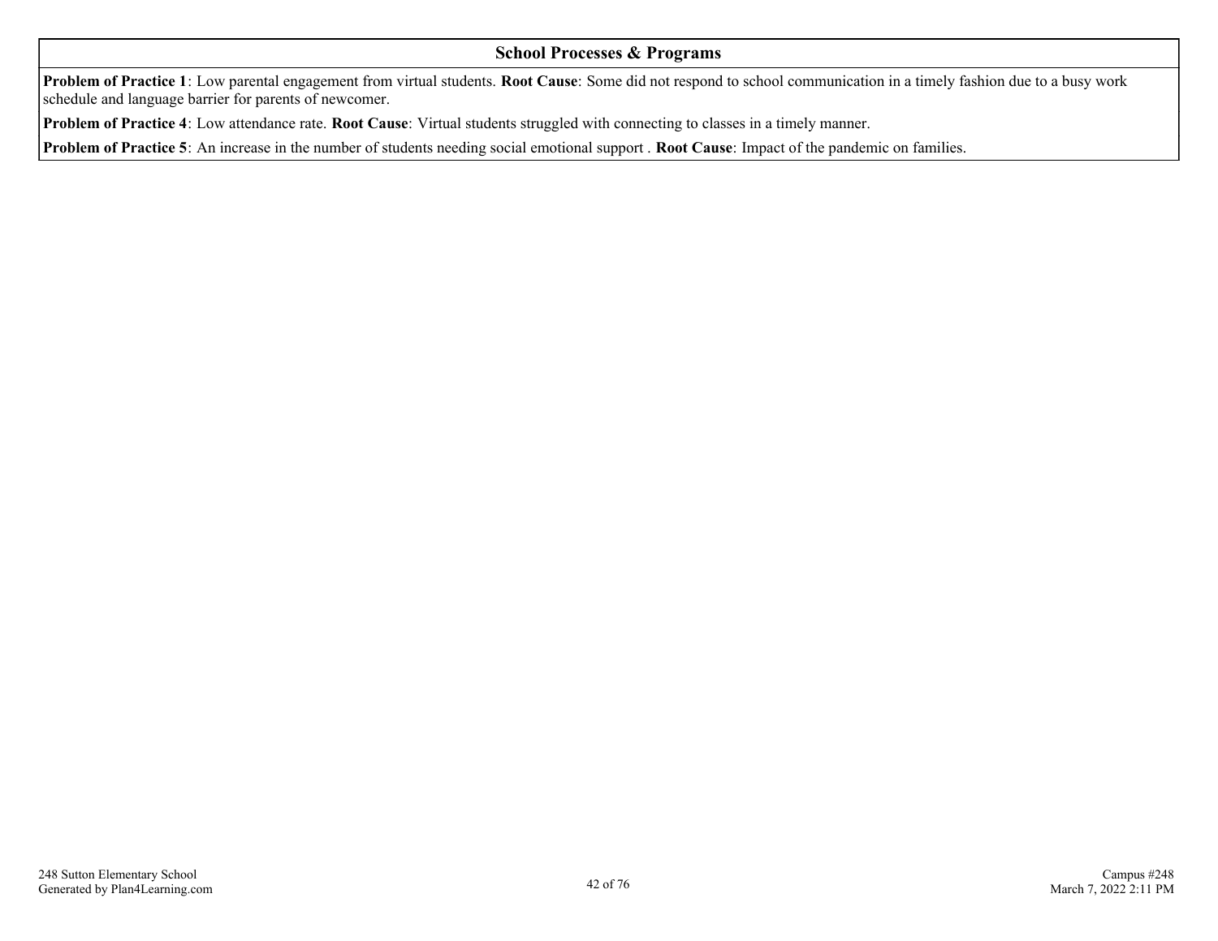## School Processes & Programs

**Problem of Practice 1**: Low parental engagement from virtual students. **Root Cause**: Some did not respond to school communication in a timely fashion due to a busy work schedule and language barrier for parents of newcomer.

**Problem of Practice 4**: Low attendance rate. **Root Cause**: Virtual students struggled with connecting to classes in a timely manner.

**Problem of Practice 5**: An increase in the number of students needing social emotional support . **Root Cause**: Impact of the pandemic on families.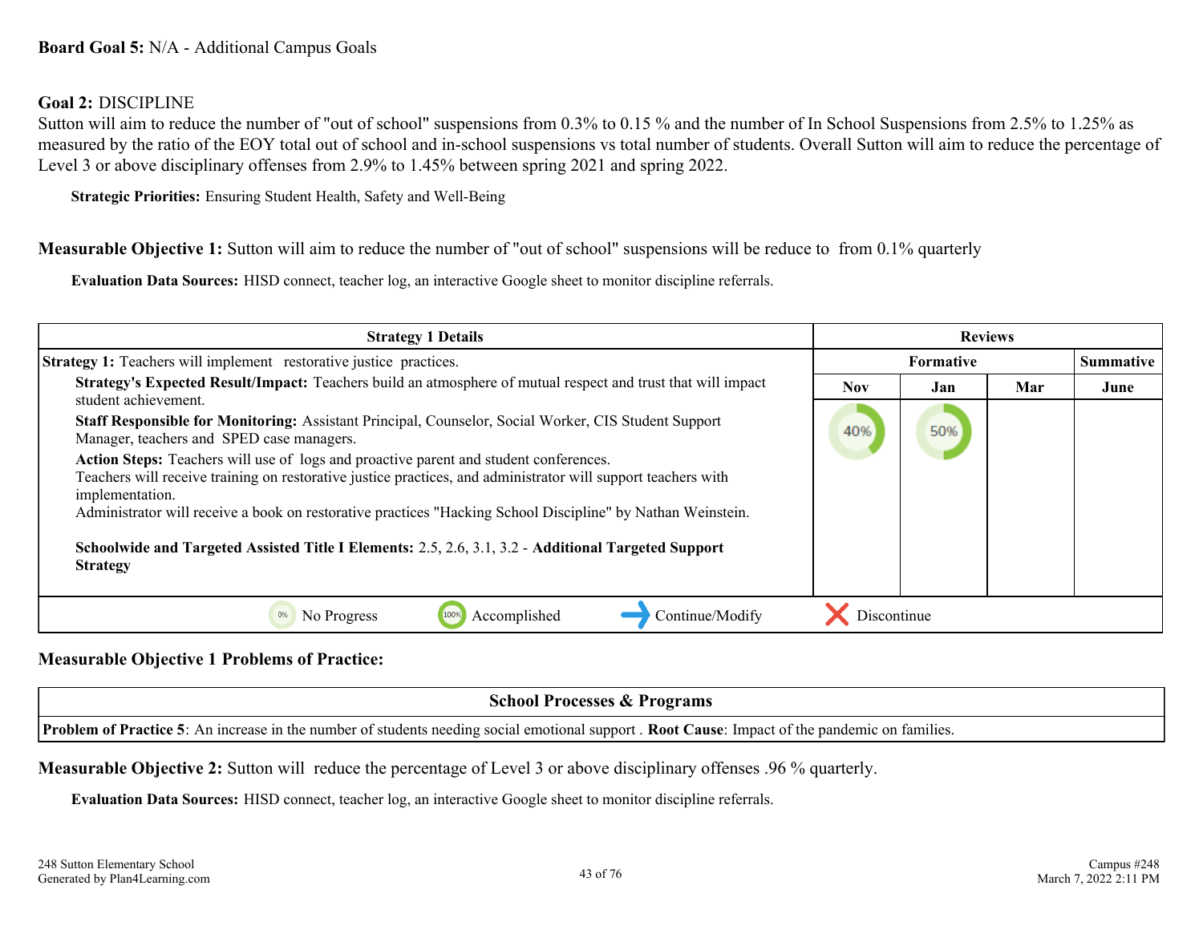**Board Goal 5:** N/A - Additional Campus Goals

**Goal 2:** DISCIPLINE

Sutton will aim to reduce the number of "out of school" suspensions from 0.3% to 0.15 % and the number of In School Suspensions from 2.5% to 1.25% as measured by the ratio of the EOY total out of school and in-school suspensions vs total number of students. Overall Sutton will aim to reduce the percentage of Level 3 or above disciplinary offenses from 2.9% to 1.45% between spring 2021 and spring 2022.

**Strategic Priorities:** Ensuring Student Health, Safety and Well-Being

**Measurable Objective 1:** Sutton will aim to reduce the number of "out of school" suspensions will be reduce to  from 0.1% quarterly

**Evaluation Data Sources:** HISD connect, teacher log, an interactive Google sheet to monitor discipline referrals.

| Strategy 1 Details | Reviews | | | |
|---|---|---|---|---|
| | Formative | | | Summative |
| | Nov | Jan | Mar | June |
| **Strategy 1:** Teachers will implement restorative justice practices.<br>**Strategy's Expected Result/Impact:** Teachers build an atmosphere of mutual respect and trust that will impact student achievement.<br>**Staff Responsible for Monitoring:** Assistant Principal, Counselor, Social Worker, CIS Student Support Manager, teachers and SPED case managers.<br>**Action Steps:** Teachers will use of logs and proactive parent and student conferences.<br>Teachers will receive training on restorative justice practices, and administrator will support teachers with implementation.<br>Administrator will receive a book on restorative practices "Hacking School Discipline" by Nathan Weinstein.<br>**Schoolwide and Targeted Assisted Title I Elements:** 2.5, 2.6, 3.1, 3.2 - **Additional Targeted Support Strategy** | 40% | 50% | | |

0% No Progress | 100% Accomplished | Continue/Modify | Discontinue

**Measurable Objective 1 Problems of Practice:**

| School Processes & Programs |
|---|
| **Problem of Practice 5**: An increase in the number of students needing social emotional support . **Root Cause**: Impact of the pandemic on families. |

**Measurable Objective 2:** Sutton will reduce the percentage of Level 3 or above disciplinary offenses .96 % quarterly.

**Evaluation Data Sources:** HISD connect, teacher log, an interactive Google sheet to monitor discipline referrals.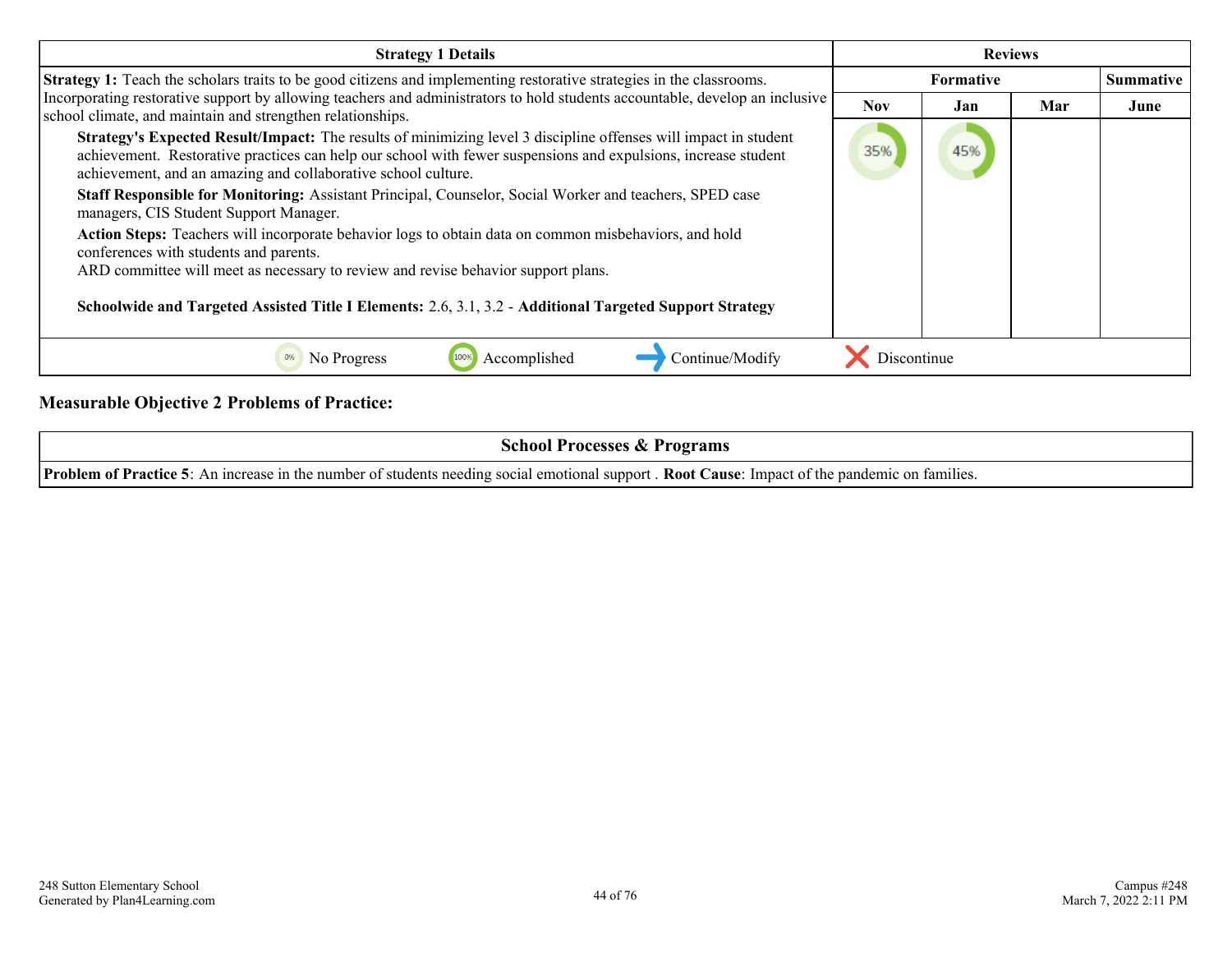| Strategy 1 Details | Reviews | | | |
|---|---|---|---|---|
| | Formative | | | Summative |
| | Nov | Jan | Mar | June |
| **Strategy 1:** Teach the scholars traits to be good citizens and implementing restorative strategies in the classrooms. Incorporating restorative support by allowing teachers and administrators to hold students accountable, develop an inclusive school climate, and maintain and strengthen relationships.<br>**Strategy's Expected Result/Impact:** The results of minimizing level 3 discipline offenses will impact in student achievement. Restorative practices can help our school with fewer suspensions and expulsions, increase student achievement, and an amazing and collaborative school culture.<br>**Staff Responsible for Monitoring:** Assistant Principal, Counselor, Social Worker and teachers, SPED case managers, CIS Student Support Manager.<br>**Action Steps:** Teachers will incorporate behavior logs to obtain data on common misbehaviors, and hold conferences with students and parents.<br>ARD committee will meet as necessary to review and revise behavior support plans.<br><br>**Schoolwide and Targeted Assisted Title I Elements:** 2.6, 3.1, 3.2 - **Additional Targeted Support Strategy** | 35% | 45% | | |
| 0% No Progress — 100% Accomplished — Continue/Modify — Discontinue | | | | |

**Measurable Objective 2 Problems of Practice:**

| School Processes & Programs |
|---|
| **Problem of Practice 5**: An increase in the number of students needing social emotional support . **Root Cause**: Impact of the pandemic on families. |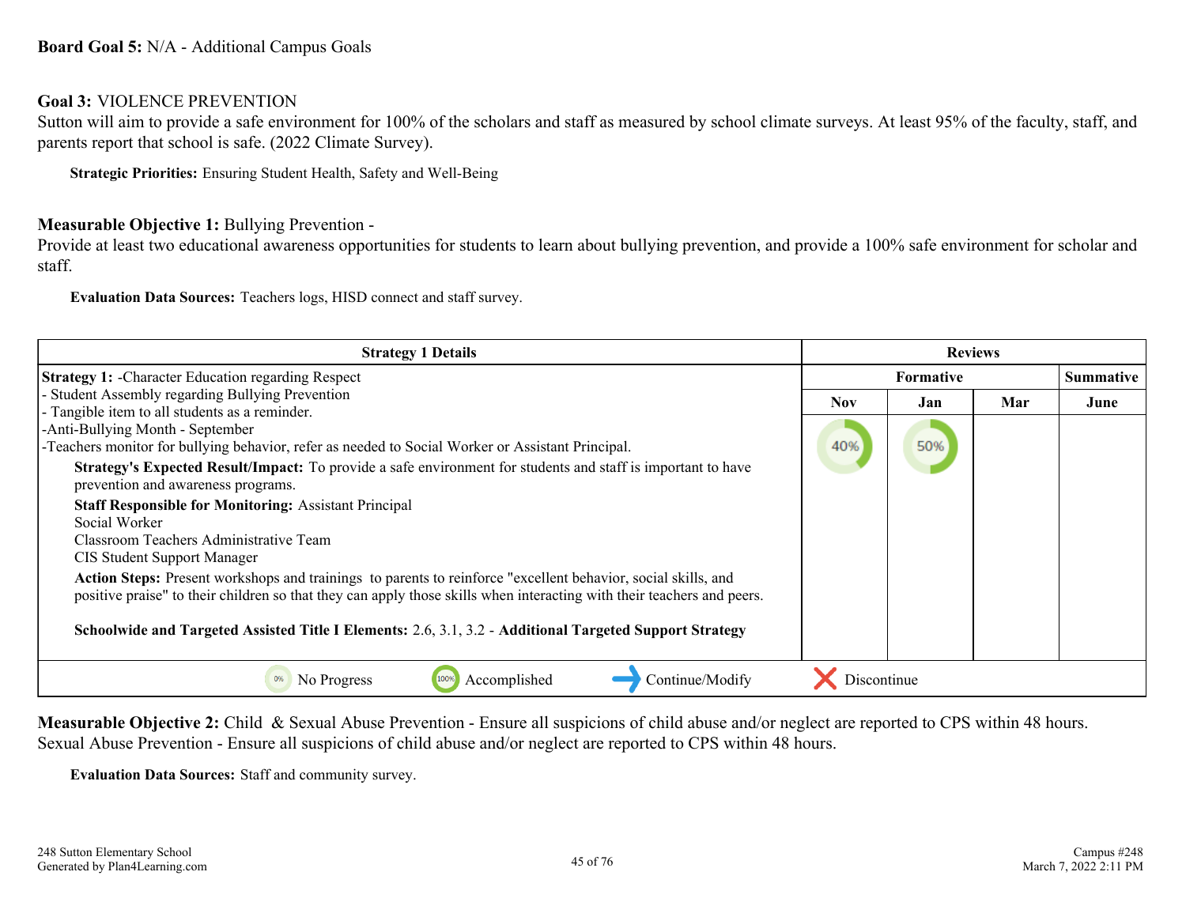**Board Goal 5:** N/A - Additional Campus Goals

**Goal 3:** VIOLENCE PREVENTION

Sutton will aim to provide a safe environment for 100% of the scholars and staff as measured by school climate surveys. At least 95% of the faculty, staff, and parents report that school is safe. (2022 Climate Survey).

**Strategic Priorities:** Ensuring Student Health, Safety and Well-Being

**Measurable Objective 1:** Bullying Prevention -

Provide at least two educational awareness opportunities for students to learn about bullying prevention, and provide a 100% safe environment for scholar and staff.

**Evaluation Data Sources:** Teachers logs, HISD connect and staff survey.

| Strategy 1 Details | Reviews | | | |
|---|---|---|---|---|
| | Formative | | | Summative |
| | Nov | Jan | Mar | June |
| **Strategy 1:** -Character Education regarding Respect<br>- Student Assembly regarding Bullying Prevention<br>- Tangible item to all students as a reminder.<br>-Anti-Bullying Month - September<br>-Teachers monitor for bullying behavior, refer as needed to Social Worker or Assistant Principal.<br>**Strategy's Expected Result/Impact:** To provide a safe environment for students and staff is important to have prevention and awareness programs.<br>**Staff Responsible for Monitoring:** Assistant Principal<br>Social Worker<br>Classroom Teachers Administrative Team<br>CIS Student Support Manager<br>**Action Steps:** Present workshops and trainings to parents to reinforce "excellent behavior, social skills, and positive praise" to their children so that they can apply those skills when interacting with their teachers and peers.<br>**Schoolwide and Targeted Assisted Title I Elements:** 2.6, 3.1, 3.2 - **Additional Targeted Support Strategy** | 40% | 50% | | |
| 0% No Progress &nbsp;&nbsp; 100% Accomplished &nbsp;&nbsp; Continue/Modify &nbsp;&nbsp; Discontinue | | | | |

**Measurable Objective 2:** Child & Sexual Abuse Prevention - Ensure all suspicions of child abuse and/or neglect are reported to CPS within 48 hours. Sexual Abuse Prevention - Ensure all suspicions of child abuse and/or neglect are reported to CPS within 48 hours.

**Evaluation Data Sources:** Staff and community survey.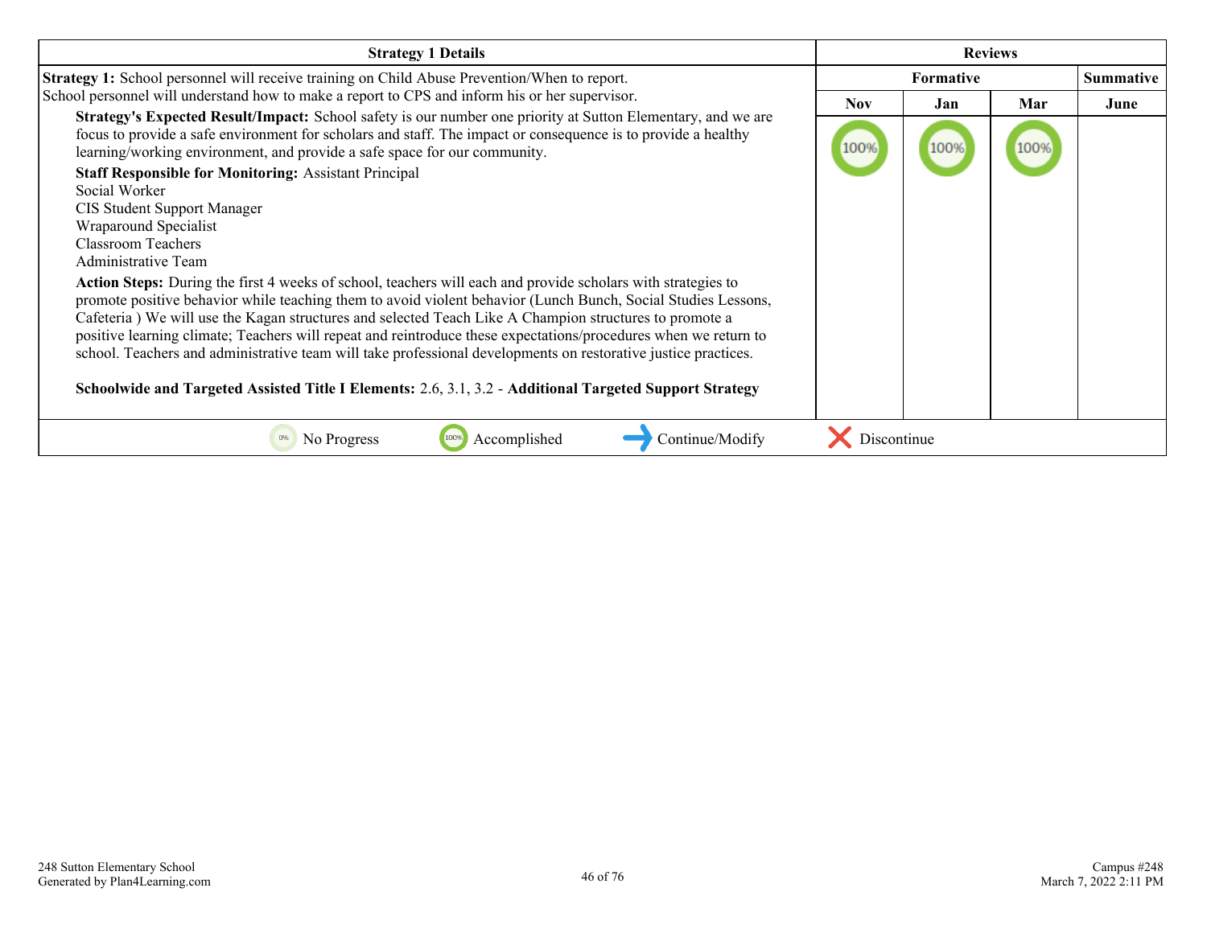| Strategy 1 Details | Reviews | | | |
|---|---|---|---|---|
| | Formative | | | Summative |
| | Nov | Jan | Mar | June |
| **Strategy 1:** School personnel will receive training on Child Abuse Prevention/When to report. School personnel will understand how to make a report to CPS and inform his or her supervisor.<br>**Strategy's Expected Result/Impact:** School safety is our number one priority at Sutton Elementary, and we are focus to provide a safe environment for scholars and staff. The impact or consequence is to provide a healthy learning/working environment, and provide a safe space for our community.<br>**Staff Responsible for Monitoring:** Assistant Principal<br>Social Worker<br>CIS Student Support Manager<br>Wraparound Specialist<br>Classroom Teachers<br>Administrative Team<br>**Action Steps:** During the first 4 weeks of school, teachers will each and provide scholars with strategies to promote positive behavior while teaching them to avoid violent behavior (Lunch Bunch, Social Studies Lessons, Cafeteria ) We will use the Kagan structures and selected Teach Like A Champion structures to promote a positive learning climate; Teachers will repeat and reintroduce these expectations/procedures when we return to school. Teachers and administrative team will take professional developments on restorative justice practices.<br>**Schoolwide and Targeted Assisted Title I Elements:** 2.6, 3.1, 3.2 - **Additional Targeted Support Strategy** | 100% | 100% | 100% | |

0% No Progress | 100% Accomplished | Continue/Modify | Discontinue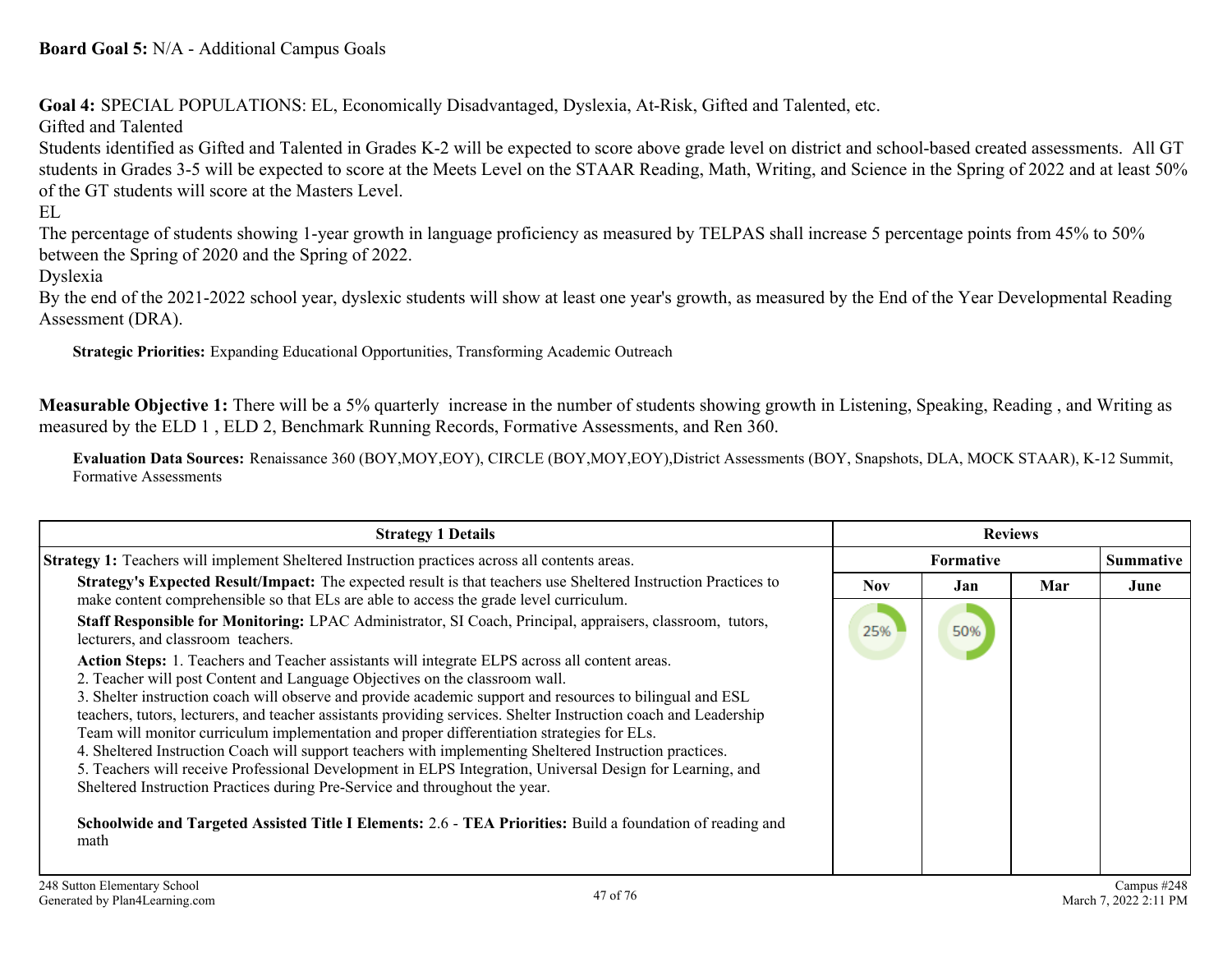**Board Goal 5:** N/A - Additional Campus Goals

**Goal 4:** SPECIAL POPULATIONS: EL, Economically Disadvantaged, Dyslexia, At-Risk, Gifted and Talented, etc.
Gifted and Talented
Students identified as Gifted and Talented in Grades K-2 will be expected to score above grade level on district and school-based created assessments. All GT students in Grades 3-5 will be expected to score at the Meets Level on the STAAR Reading, Math, Writing, and Science in the Spring of 2022 and at least 50% of the GT students will score at the Masters Level.
EL
The percentage of students showing 1-year growth in language proficiency as measured by TELPAS shall increase 5 percentage points from 45% to 50% between the Spring of 2020 and the Spring of 2022.
Dyslexia
By the end of the 2021-2022 school year, dyslexic students will show at least one year's growth, as measured by the End of the Year Developmental Reading Assessment (DRA).

**Strategic Priorities:** Expanding Educational Opportunities, Transforming Academic Outreach

**Measurable Objective 1:** There will be a 5% quarterly increase in the number of students showing growth in Listening, Speaking, Reading , and Writing as measured by the ELD 1 , ELD 2, Benchmark Running Records, Formative Assessments, and Ren 360.

**Evaluation Data Sources:** Renaissance 360 (BOY,MOY,EOY), CIRCLE (BOY,MOY,EOY),District Assessments (BOY, Snapshots, DLA, MOCK STAAR), K-12 Summit, Formative Assessments

| Strategy 1 Details | Reviews | | | |
|---|---|---|---|---|
| | Formative | | | Summative |
| | Nov | Jan | Mar | June |
| **Strategy 1:** Teachers will implement Sheltered Instruction practices across all contents areas.<br>**Strategy's Expected Result/Impact:** The expected result is that teachers use Sheltered Instruction Practices to make content comprehensible so that ELs are able to access the grade level curriculum.<br>**Staff Responsible for Monitoring:** LPAC Administrator, SI Coach, Principal, appraisers, classroom, tutors, lecturers, and classroom teachers.<br>**Action Steps:** 1. Teachers and Teacher assistants will integrate ELPS across all content areas.<br>2. Teacher will post Content and Language Objectives on the classroom wall.<br>3. Shelter instruction coach will observe and provide academic support and resources to bilingual and ESL teachers, tutors, lecturers, and teacher assistants providing services. Shelter Instruction coach and Leadership Team will monitor curriculum implementation and proper differentiation strategies for ELs.<br>4. Sheltered Instruction Coach will support teachers with implementing Sheltered Instruction practices.<br>5. Teachers will receive Professional Development in ELPS Integration, Universal Design for Learning, and Sheltered Instruction Practices during Pre-Service and throughout the year.<br><br>**Schoolwide and Targeted Assisted Title I Elements:** 2.6 - **TEA Priorities:** Build a foundation of reading and math | 25% | 50% | | |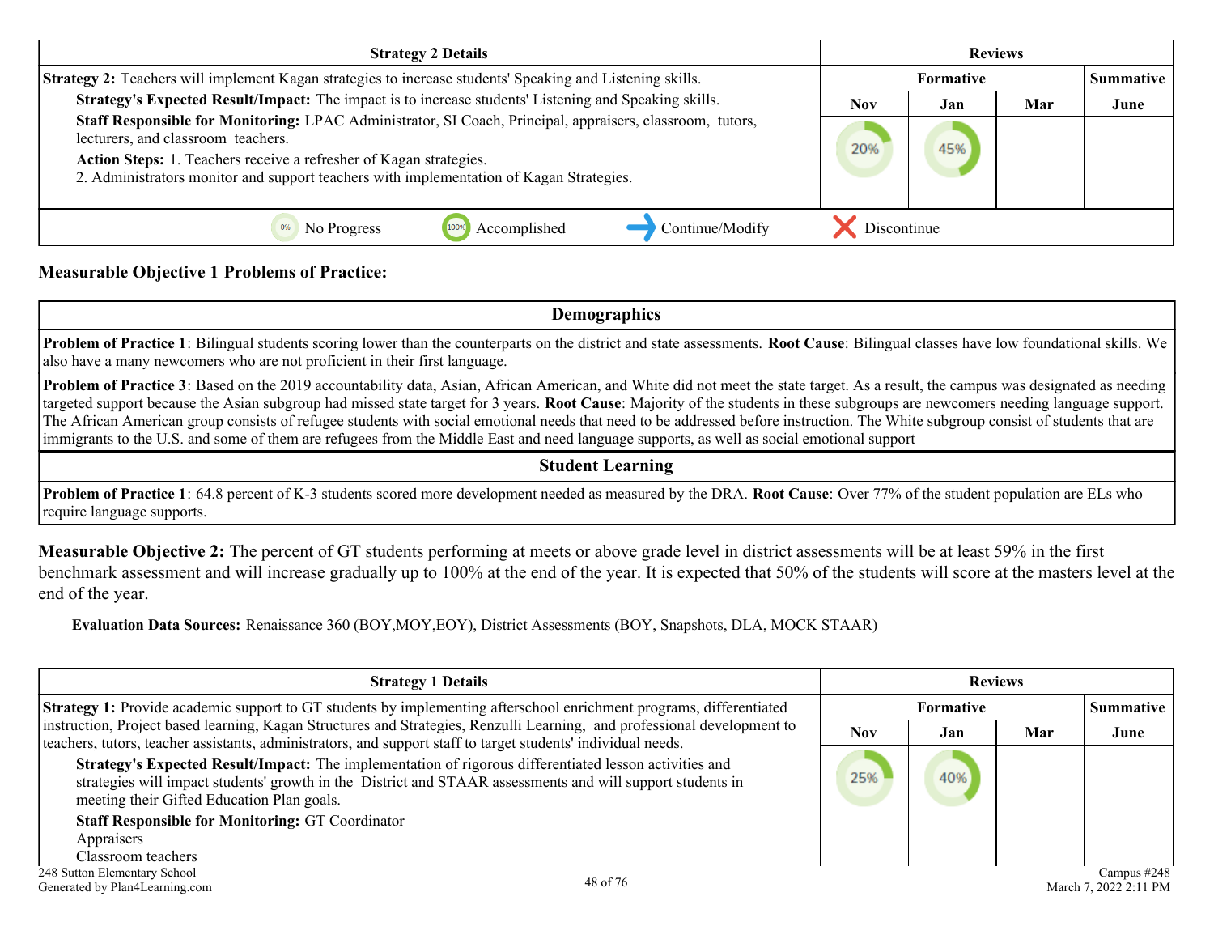| Strategy 2 Details | Reviews | | | |
| --- | --- | --- | --- | --- |
| | Formative | | | Summative |
| **Strategy 2:** Teachers will implement Kagan strategies to increase students' Speaking and Listening skills. **Strategy's Expected Result/Impact:** The impact is to increase students' Listening and Speaking skills. **Staff Responsible for Monitoring:** LPAC Administrator, SI Coach, Principal, appraisers, classroom, tutors, lecturers, and classroom teachers. **Action Steps:** 1. Teachers receive a refresher of Kagan strategies. 2. Administrators monitor and support teachers with implementation of Kagan Strategies. | Nov | Jan | Mar | June |
| | 20% | 45% | | |

0% No Progress | 100% Accomplished | Continue/Modify | Discontinue

**Measurable Objective 1 Problems of Practice:**

| Demographics |
| --- |
| **Problem of Practice 1**: Bilingual students scoring lower than the counterparts on the district and state assessments. **Root Cause**: Bilingual classes have low foundational skills. We also have a many newcomers who are not proficient in their first language. |
| **Problem of Practice 3**: Based on the 2019 accountability data, Asian, African American, and White did not meet the state target. As a result, the campus was designated as needing targeted support because the Asian subgroup had missed state target for 3 years. **Root Cause**: Majority of the students in these subgroups are newcomers needing language support. The African American group consists of refugee students with social emotional needs that need to be addressed before instruction. The White subgroup consist of students that are immigrants to the U.S. and some of them are refugees from the Middle East and need language supports, as well as social emotional support |

| Student Learning |
| --- |
| **Problem of Practice 1**: 64.8 percent of K-3 students scored more development needed as measured by the DRA. **Root Cause**: Over 77% of the student population are ELs who require language supports. |

**Measurable Objective 2:** The percent of GT students performing at meets or above grade level in district assessments will be at least 59% in the first benchmark assessment and will increase gradually up to 100% at the end of the year. It is expected that 50% of the students will score at the masters level at the end of the year.

**Evaluation Data Sources:** Renaissance 360 (BOY,MOY,EOY), District Assessments (BOY, Snapshots, DLA, MOCK STAAR)

| Strategy 1 Details | Reviews | | | |
| --- | --- | --- | --- | --- |
| | Formative | | | Summative |
| **Strategy 1:** Provide academic support to GT students by implementing afterschool enrichment programs, differentiated instruction, Project based learning, Kagan Structures and Strategies, Renzulli Learning, and professional development to teachers, tutors, teacher assistants, administrators, and support staff to target students' individual needs. **Strategy's Expected Result/Impact:** The implementation of rigorous differentiated lesson activities and strategies will impact students' growth in the District and STAAR assessments and will support students in meeting their Gifted Education Plan goals. **Staff Responsible for Monitoring:** GT Coordinator Appraisers Classroom teachers | Nov | Jan | Mar | June |
| | 25% | 40% | | |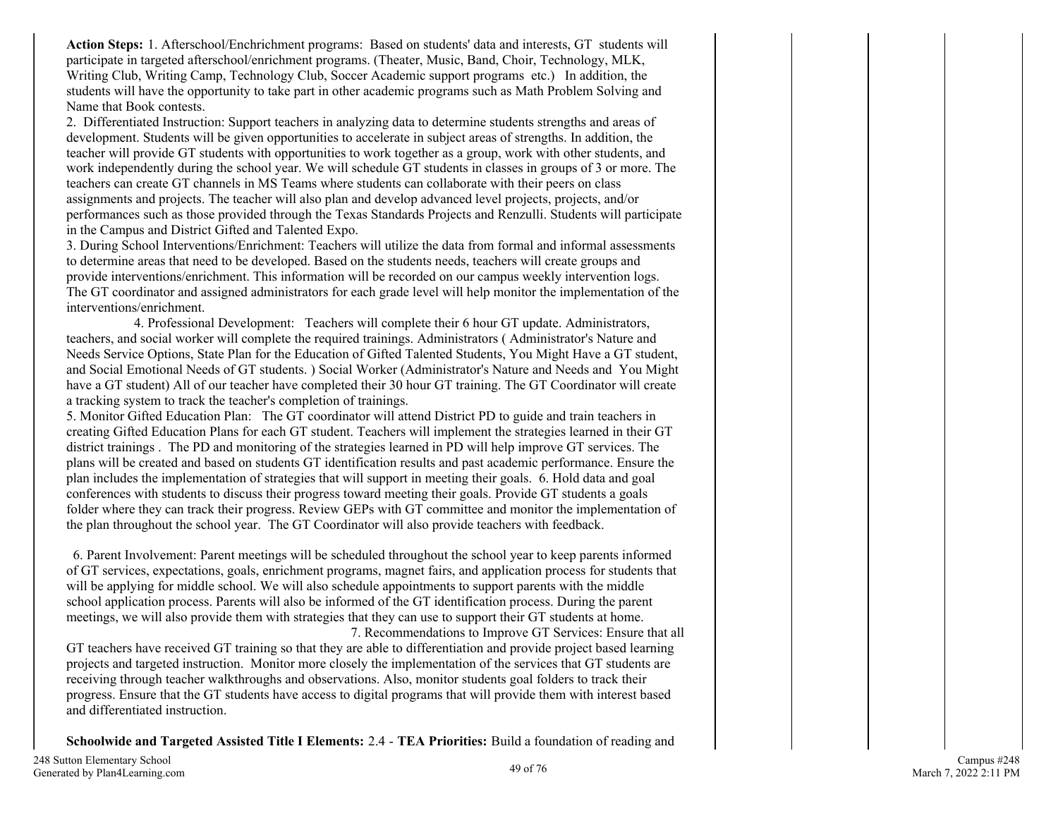**Action Steps:** 1. Afterschool/Enchrichment programs: Based on students' data and interests, GT students will participate in targeted afterschool/enrichment programs. (Theater, Music, Band, Choir, Technology, MLK, Writing Club, Writing Camp, Technology Club, Soccer Academic support programs etc.) In addition, the students will have the opportunity to take part in other academic programs such as Math Problem Solving and Name that Book contests.

2. Differentiated Instruction: Support teachers in analyzing data to determine students strengths and areas of development. Students will be given opportunities to accelerate in subject areas of strengths. In addition, the teacher will provide GT students with opportunities to work together as a group, work with other students, and work independently during the school year. We will schedule GT students in classes in groups of 3 or more. The teachers can create GT channels in MS Teams where students can collaborate with their peers on class assignments and projects. The teacher will also plan and develop advanced level projects, projects, and/or performances such as those provided through the Texas Standards Projects and Renzulli. Students will participate in the Campus and District Gifted and Talented Expo.

3. During School Interventions/Enrichment: Teachers will utilize the data from formal and informal assessments to determine areas that need to be developed. Based on the students needs, teachers will create groups and provide interventions/enrichment. This information will be recorded on our campus weekly intervention logs. The GT coordinator and assigned administrators for each grade level will help monitor the implementation of the interventions/enrichment.

4. Professional Development: Teachers will complete their 6 hour GT update. Administrators, teachers, and social worker will complete the required trainings. Administrators ( Administrator's Nature and Needs Service Options, State Plan for the Education of Gifted Talented Students, You Might Have a GT student, and Social Emotional Needs of GT students. ) Social Worker (Administrator's Nature and Needs and You Might have a GT student) All of our teacher have completed their 30 hour GT training. The GT Coordinator will create a tracking system to track the teacher's completion of trainings.

5. Monitor Gifted Education Plan: The GT coordinator will attend District PD to guide and train teachers in creating Gifted Education Plans for each GT student. Teachers will implement the strategies learned in their GT district trainings . The PD and monitoring of the strategies learned in PD will help improve GT services. The plans will be created and based on students GT identification results and past academic performance. Ensure the plan includes the implementation of strategies that will support in meeting their goals. 6. Hold data and goal conferences with students to discuss their progress toward meeting their goals. Provide GT students a goals folder where they can track their progress. Review GEPs with GT committee and monitor the implementation of the plan throughout the school year. The GT Coordinator will also provide teachers with feedback.

6. Parent Involvement: Parent meetings will be scheduled throughout the school year to keep parents informed of GT services, expectations, goals, enrichment programs, magnet fairs, and application process for students that will be applying for middle school. We will also schedule appointments to support parents with the middle school application process. Parents will also be informed of the GT identification process. During the parent meetings, we will also provide them with strategies that they can use to support their GT students at home.

7. Recommendations to Improve GT Services: Ensure that all GT teachers have received GT training so that they are able to differentiation and provide project based learning projects and targeted instruction. Monitor more closely the implementation of the services that GT students are receiving through teacher walkthroughs and observations. Also, monitor students goal folders to track their progress. Ensure that the GT students have access to digital programs that will provide them with interest based and differentiated instruction.

**Schoolwide and Targeted Assisted Title I Elements:** 2.4 - **TEA Priorities:** Build a foundation of reading and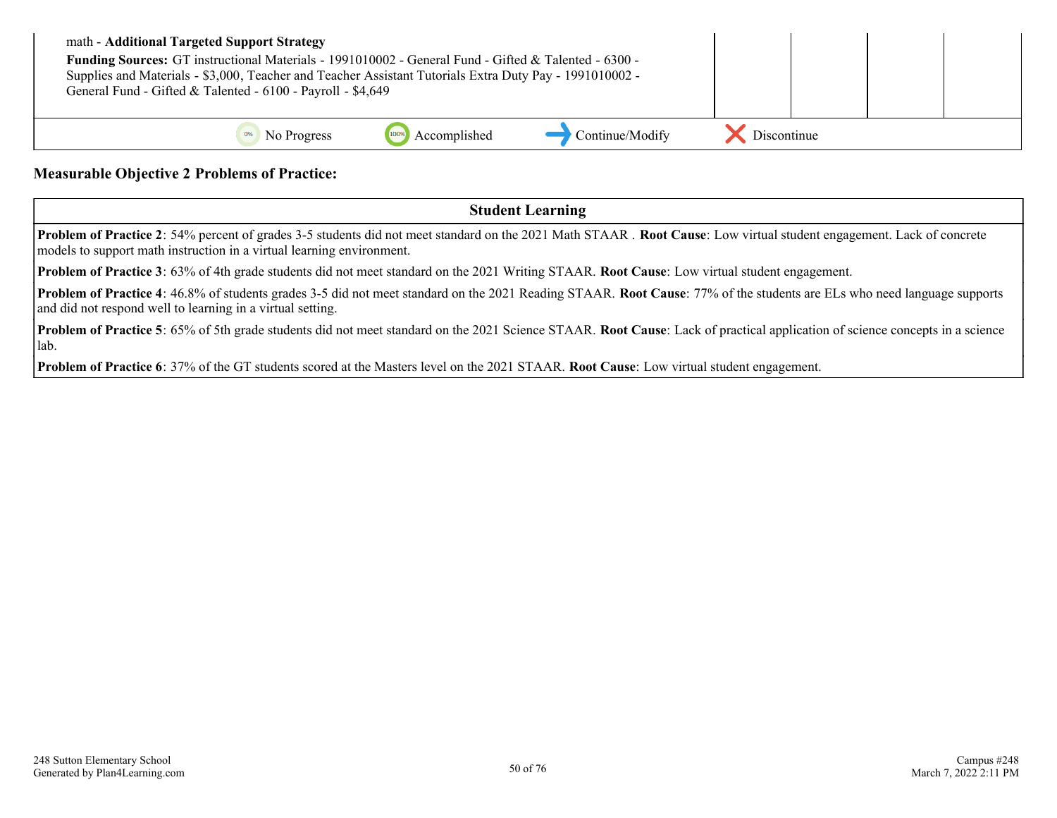| | | | | |
|---|---|---|---|---|
| math - **Additional Targeted Support Strategy**<br>**Funding Sources:** GT instructional Materials - 1991010002 - General Fund - Gifted & Talented - 6300 - Supplies and Materials - $3,000, Teacher and Teacher Assistant Tutorials Extra Duty Pay - 1991010002 - General Fund - Gifted & Talented - 6100 - Payroll - $4,649 | | | | |

0% No Progress | 100% Accomplished | Continue/Modify | Discontinue

**Measurable Objective 2 Problems of Practice:**

| Student Learning |
|---|
| **Problem of Practice 2**: 54% percent of grades 3-5 students did not meet standard on the 2021 Math STAAR . **Root Cause**: Low virtual student engagement. Lack of concrete models to support math instruction in a virtual learning environment. |
| **Problem of Practice 3**: 63% of 4th grade students did not meet standard on the 2021 Writing STAAR. **Root Cause**: Low virtual student engagement. |
| **Problem of Practice 4**: 46.8% of students grades 3-5 did not meet standard on the 2021 Reading STAAR. **Root Cause**: 77% of the students are ELs who need language supports and did not respond well to learning in a virtual setting. |
| **Problem of Practice 5**: 65% of 5th grade students did not meet standard on the 2021 Science STAAR. **Root Cause**: Lack of practical application of science concepts in a science lab. |
| **Problem of Practice 6**: 37% of the GT students scored at the Masters level on the 2021 STAAR. **Root Cause**: Low virtual student engagement. |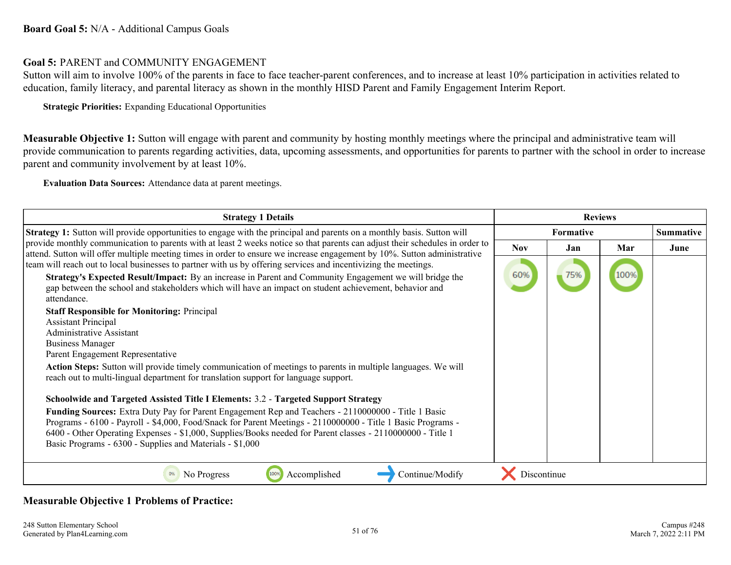**Board Goal 5:** N/A - Additional Campus Goals

**Goal 5:** PARENT and COMMUNITY ENGAGEMENT
Sutton will aim to involve 100% of the parents in face to face teacher-parent conferences, and to increase at least 10% participation in activities related to education, family literacy, and parental literacy as shown in the monthly HISD Parent and Family Engagement Interim Report.

**Strategic Priorities:** Expanding Educational Opportunities

**Measurable Objective 1:** Sutton will engage with parent and community by hosting monthly meetings where the principal and administrative team will provide communication to parents regarding activities, data, upcoming assessments, and opportunities for parents to partner with the school in order to increase parent and community involvement by at least 10%.

**Evaluation Data Sources:** Attendance data at parent meetings.

| Strategy 1 Details | Reviews | | | |
|---|---|---|---|---|
| | Formative | | | Summative |
| | Nov | Jan | Mar | June |
| **Strategy 1:** Sutton will provide opportunities to engage with the principal and parents on a monthly basis. Sutton will provide monthly communication to parents with at least 2 weeks notice so that parents can adjust their schedules in order to attend. Sutton will offer multiple meeting times in order to ensure we increase engagement by 10%. Sutton administrative team will reach out to local businesses to partner with us by offering services and incentivizing the meetings.<br>**Strategy's Expected Result/Impact:** By an increase in Parent and Community Engagement we will bridge the gap between the school and stakeholders which will have an impact on student achievement, behavior and attendance.<br>**Staff Responsible for Monitoring:** Principal<br>Assistant Principal<br>Administrative Assistant<br>Business Manager<br>Parent Engagement Representative<br>**Action Steps:** Sutton will provide timely communication of meetings to parents in multiple languages. We will reach out to multi-lingual department for translation support for language support.<br><br>**Schoolwide and Targeted Assisted Title I Elements:** 3.2 - **Targeted Support Strategy**<br>**Funding Sources:** Extra Duty Pay for Parent Engagement Rep and Teachers - 2110000000 - Title 1 Basic Programs - 6100 - Payroll - $4,000, Food/Snack for Parent Meetings - 2110000000 - Title 1 Basic Programs - 6400 - Other Operating Expenses - $1,000, Supplies/Books needed for Parent classes - 2110000000 - Title 1 Basic Programs - 6300 - Supplies and Materials - $1,000 | 60% | 75% | 100% | |

0% No Progress | 100% Accomplished | Continue/Modify | Discontinue

**Measurable Objective 1 Problems of Practice:**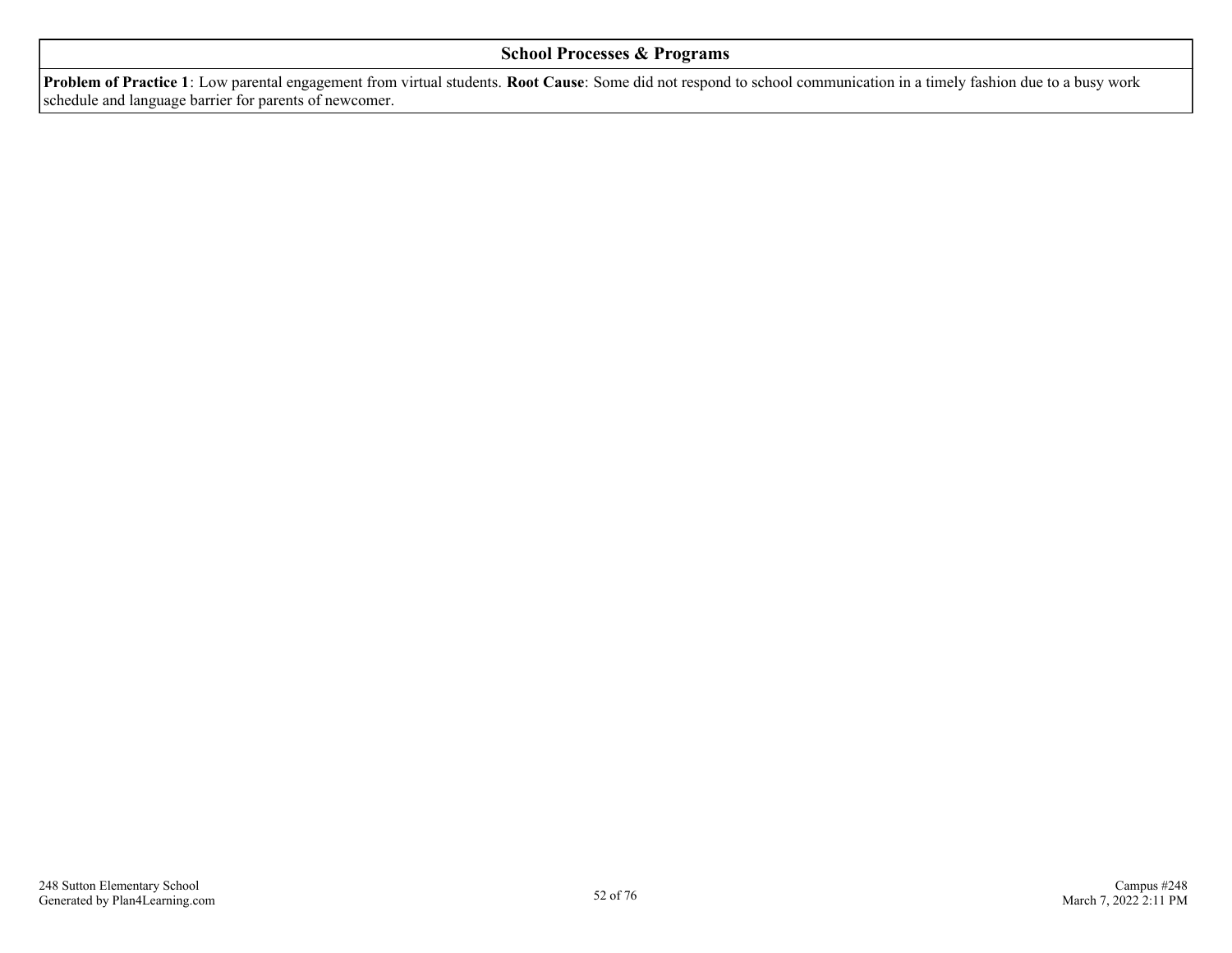| School Processes & Programs |
| --- |
| **Problem of Practice 1**: Low parental engagement from virtual students. **Root Cause**: Some did not respond to school communication in a timely fashion due to a busy work schedule and language barrier for parents of newcomer. |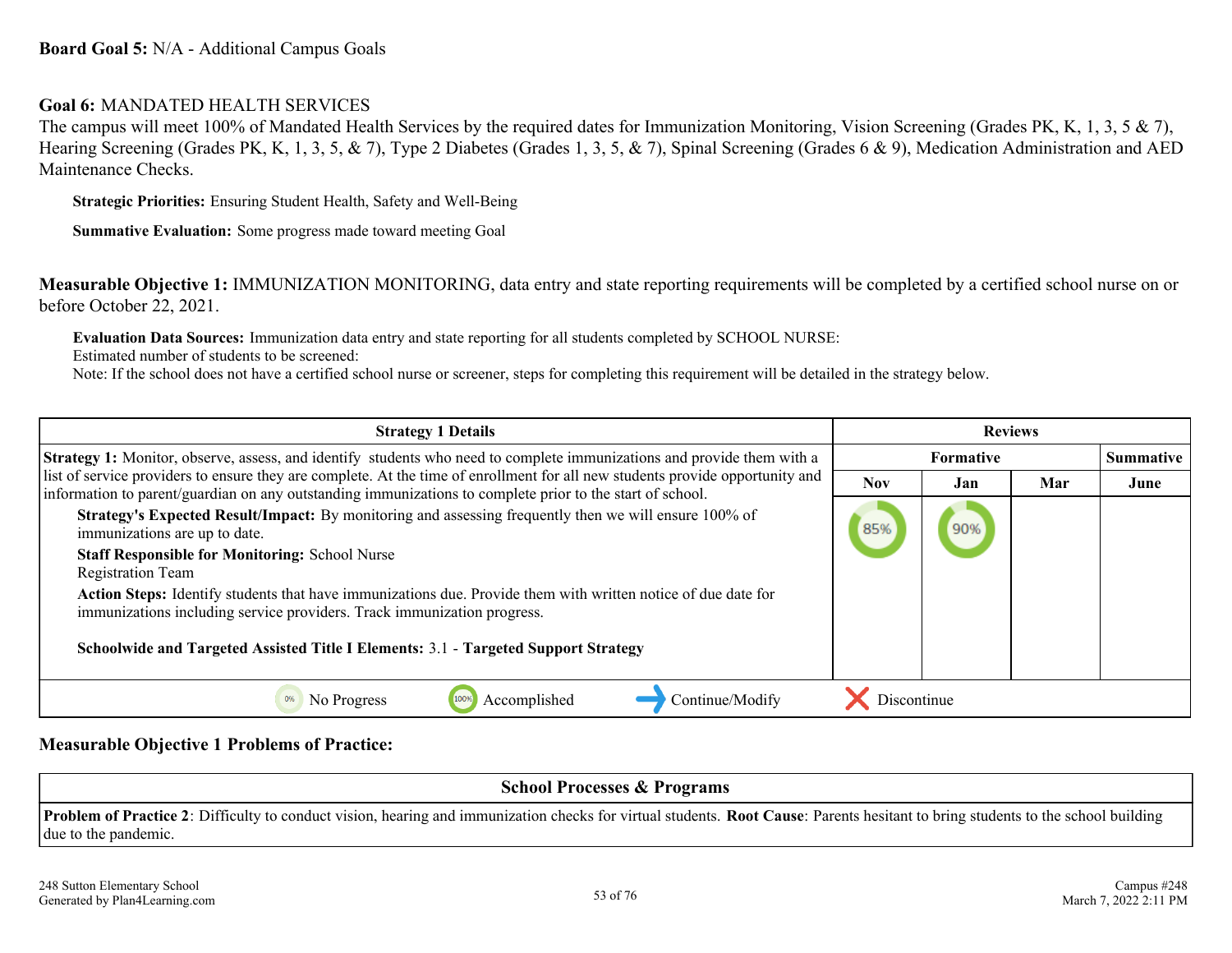**Board Goal 5:** N/A - Additional Campus Goals

**Goal 6:** MANDATED HEALTH SERVICES
The campus will meet 100% of Mandated Health Services by the required dates for Immunization Monitoring, Vision Screening (Grades PK, K, 1, 3, 5 & 7), Hearing Screening (Grades PK, K, 1, 3, 5, & 7), Type 2 Diabetes (Grades 1, 3, 5, & 7), Spinal Screening (Grades 6 & 9), Medication Administration and AED Maintenance Checks.

**Strategic Priorities:** Ensuring Student Health, Safety and Well-Being

**Summative Evaluation:** Some progress made toward meeting Goal

**Measurable Objective 1:** IMMUNIZATION MONITORING, data entry and state reporting requirements will be completed by a certified school nurse on or before October 22, 2021.

**Evaluation Data Sources:** Immunization data entry and state reporting for all students completed by SCHOOL NURSE:
Estimated number of students to be screened:
Note: If the school does not have a certified school nurse or screener, steps for completing this requirement will be detailed in the strategy below.

| Strategy 1 Details | Reviews | | | |
|---|---|---|---|---|
| | Formative | | | Summative |
| | Nov | Jan | Mar | June |
| **Strategy 1:** Monitor, observe, assess, and identify students who need to complete immunizations and provide them with a list of service providers to ensure they are complete. At the time of enrollment for all new students provide opportunity and information to parent/guardian on any outstanding immunizations to complete prior to the start of school.<br>**Strategy's Expected Result/Impact:** By monitoring and assessing frequently then we will ensure 100% of immunizations are up to date.<br>**Staff Responsible for Monitoring:** School Nurse<br>Registration Team<br>**Action Steps:** Identify students that have immunizations due. Provide them with written notice of due date for immunizations including service providers. Track immunization progress.<br>**Schoolwide and Targeted Assisted Title I Elements:** 3.1 - **Targeted Support Strategy** | 85% | 90% | | |

0% No Progress | 100% Accomplished | Continue/Modify | Discontinue

**Measurable Objective 1 Problems of Practice:**

| School Processes & Programs |
|---|
| **Problem of Practice 2**: Difficulty to conduct vision, hearing and immunization checks for virtual students. **Root Cause**: Parents hesitant to bring students to the school building due to the pandemic. |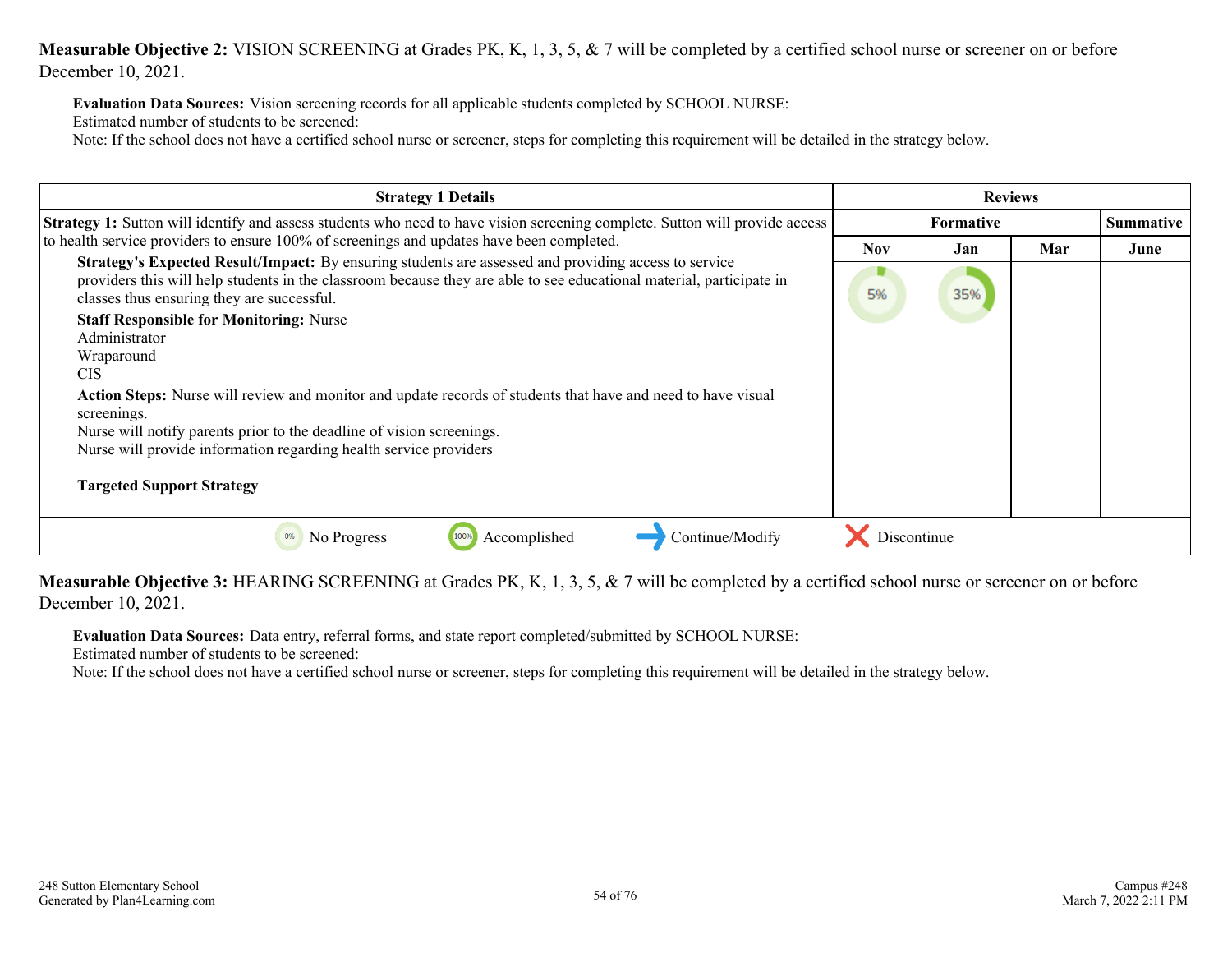**Measurable Objective 2:** VISION SCREENING at Grades PK, K, 1, 3, 5, & 7 will be completed by a certified school nurse or screener on or before December 10, 2021.

**Evaluation Data Sources:** Vision screening records for all applicable students completed by SCHOOL NURSE:
Estimated number of students to be screened:
Note: If the school does not have a certified school nurse or screener, steps for completing this requirement will be detailed in the strategy below.

| Strategy 1 Details | Reviews | | | |
|---|---|---|---|---|
| | Formative | | | Summative |
| | Nov | Jan | Mar | June |
| **Strategy 1:** Sutton will identify and assess students who need to have vision screening complete. Sutton will provide access to health service providers to ensure 100% of screenings and updates have been completed.<br>**Strategy's Expected Result/Impact:** By ensuring students are assessed and providing access to service providers this will help students in the classroom because they are able to see educational material, participate in classes thus ensuring they are successful.<br>**Staff Responsible for Monitoring:** Nurse<br>Administrator<br>Wraparound<br>CIS<br>**Action Steps:** Nurse will review and monitor and update records of students that have and need to have visual screenings.<br>Nurse will notify parents prior to the deadline of vision screenings.<br>Nurse will provide information regarding health service providers<br>**Targeted Support Strategy** | 5% | 35% | | |
| 0% No Progress | 100% Accomplished | Continue/Modify | Discontinue | |

**Measurable Objective 3:** HEARING SCREENING at Grades PK, K, 1, 3, 5, & 7 will be completed by a certified school nurse or screener on or before December 10, 2021.

**Evaluation Data Sources:** Data entry, referral forms, and state report completed/submitted by SCHOOL NURSE:
Estimated number of students to be screened:
Note: If the school does not have a certified school nurse or screener, steps for completing this requirement will be detailed in the strategy below.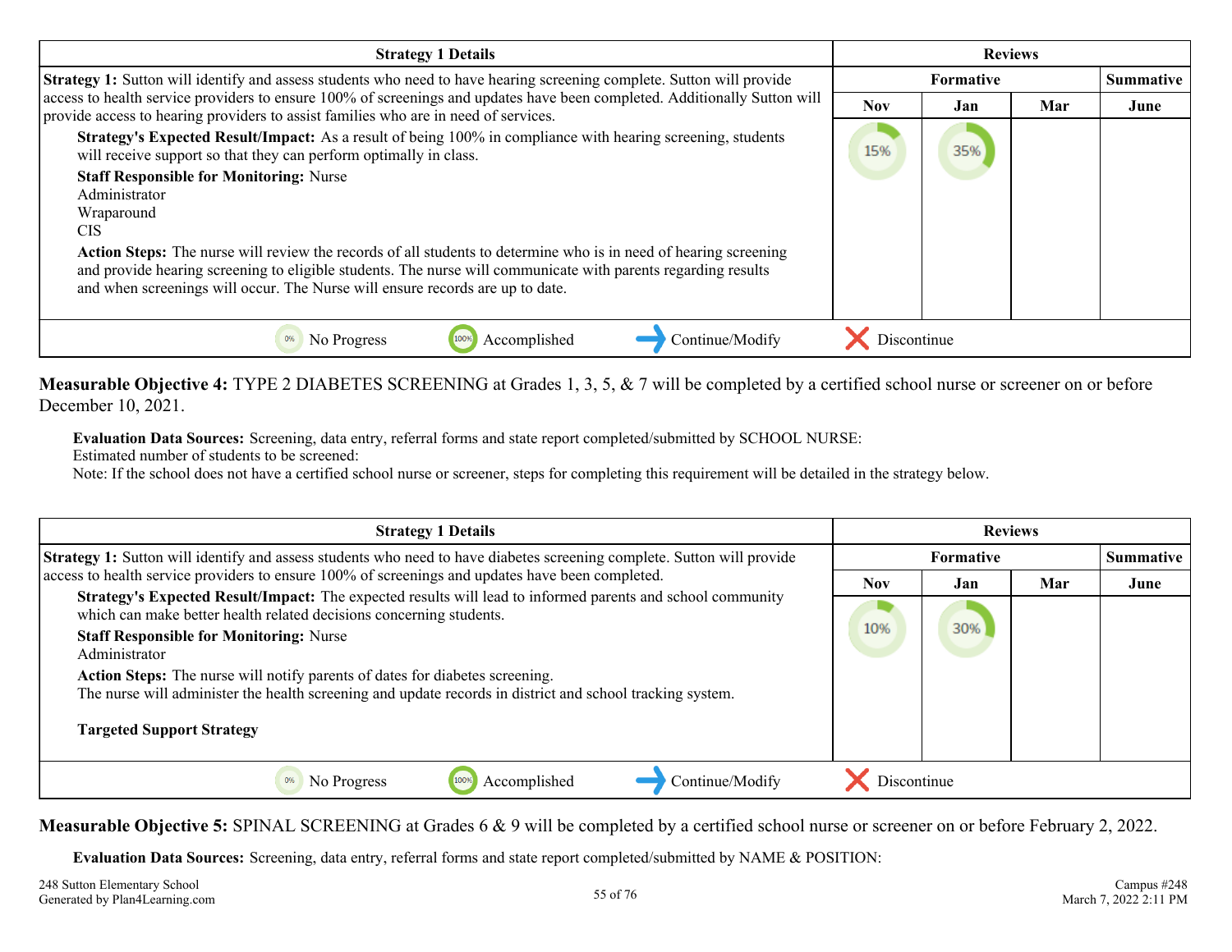| Strategy 1 Details | Reviews | | | |
|---|---|---|---|---|
| | Formative | | | Summative |
| | Nov | Jan | Mar | June |
| **Strategy 1:** Sutton will identify and assess students who need to have hearing screening complete. Sutton will provide access to health service providers to ensure 100% of screenings and updates have been completed. Additionally Sutton will provide access to hearing providers to assist families who are in need of services.<br>**Strategy's Expected Result/Impact:** As a result of being 100% in compliance with hearing screening, students will receive support so that they can perform optimally in class.<br>**Staff Responsible for Monitoring:** Nurse<br>Administrator<br>Wraparound<br>CIS<br>**Action Steps:** The nurse will review the records of all students to determine who is in need of hearing screening and provide hearing screening to eligible students. The nurse will communicate with parents regarding results and when screenings will occur. The Nurse will ensure records are up to date. | 15% | 35% | | |
| 0% No Progress | 100% Accomplished | Continue/Modify | Discontinue | |

**Measurable Objective 4:** TYPE 2 DIABETES SCREENING at Grades 1, 3, 5, & 7 will be completed by a certified school nurse or screener on or before December 10, 2021.

**Evaluation Data Sources:** Screening, data entry, referral forms and state report completed/submitted by SCHOOL NURSE:
Estimated number of students to be screened:
Note: If the school does not have a certified school nurse or screener, steps for completing this requirement will be detailed in the strategy below.

| Strategy 1 Details | Reviews | | | |
|---|---|---|---|---|
| | Formative | | | Summative |
| | Nov | Jan | Mar | June |
| **Strategy 1:** Sutton will identify and assess students who need to have diabetes screening complete. Sutton will provide access to health service providers to ensure 100% of screenings and updates have been completed.<br>**Strategy's Expected Result/Impact:** The expected results will lead to informed parents and school community which can make better health related decisions concerning students.<br>**Staff Responsible for Monitoring:** Nurse<br>Administrator<br>**Action Steps:** The nurse will notify parents of dates for diabetes screening.<br>The nurse will administer the health screening and update records in district and school tracking system.<br>**Targeted Support Strategy** | 10% | 30% | | |
| 0% No Progress | 100% Accomplished | Continue/Modify | Discontinue | |

**Measurable Objective 5:** SPINAL SCREENING at Grades 6 & 9 will be completed by a certified school nurse or screener on or before February 2, 2022.

**Evaluation Data Sources:** Screening, data entry, referral forms and state report completed/submitted by NAME & POSITION: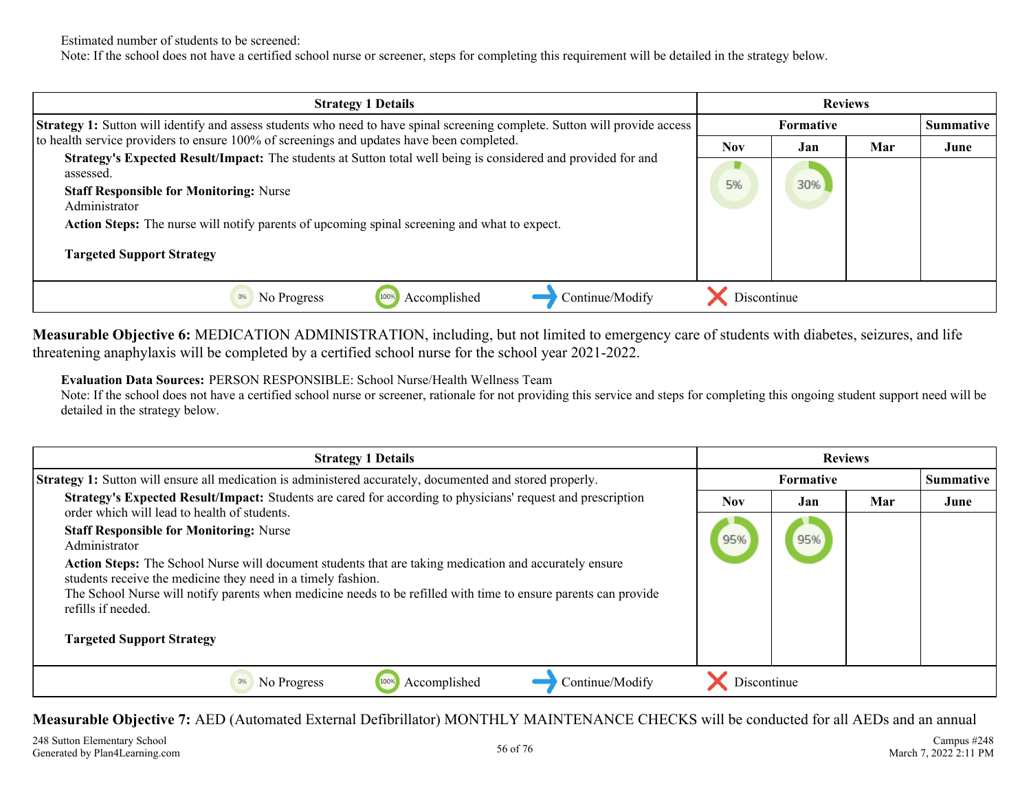Estimated number of students to be screened:
Note: If the school does not have a certified school nurse or screener, steps for completing this requirement will be detailed in the strategy below.

| Strategy 1 Details | Reviews | | | |
|---|---|---|---|---|
| | Formative | | | Summative |
| | Nov | Jan | Mar | June |
| **Strategy 1:** Sutton will identify and assess students who need to have spinal screening complete. Sutton will provide access to health service providers to ensure 100% of screenings and updates have been completed. **Strategy's Expected Result/Impact:** The students at Sutton total well being is considered and provided for and assessed. **Staff Responsible for Monitoring:** Nurse Administrator **Action Steps:** The nurse will notify parents of upcoming spinal screening and what to expect. **Targeted Support Strategy** | 5% | 30% | | |
| 0% No Progress · 100% Accomplished · Continue/Modify · Discontinue | | | | |

**Measurable Objective 6:** MEDICATION ADMINISTRATION, including, but not limited to emergency care of students with diabetes, seizures, and life threatening anaphylaxis will be completed by a certified school nurse for the school year 2021-2022.

**Evaluation Data Sources:** PERSON RESPONSIBLE: School Nurse/Health Wellness Team
Note: If the school does not have a certified school nurse or screener, rationale for not providing this service and steps for completing this ongoing student support need will be detailed in the strategy below.

| Strategy 1 Details | Reviews | | | |
|---|---|---|---|---|
| | Formative | | | Summative |
| | Nov | Jan | Mar | June |
| **Strategy 1:** Sutton will ensure all medication is administered accurately, documented and stored properly. **Strategy's Expected Result/Impact:** Students are cared for according to physicians' request and prescription order which will lead to health of students. **Staff Responsible for Monitoring:** Nurse Administrator **Action Steps:** The School Nurse will document students that are taking medication and accurately ensure students receive the medicine they need in a timely fashion. The School Nurse will notify parents when medicine needs to be refilled with time to ensure parents can provide refills if needed. **Targeted Support Strategy** | 95% | 95% | | |
| 0% No Progress · 100% Accomplished · Continue/Modify · Discontinue | | | | |

**Measurable Objective 7:** AED (Automated External Defibrillator) MONTHLY MAINTENANCE CHECKS will be conducted for all AEDs and an annual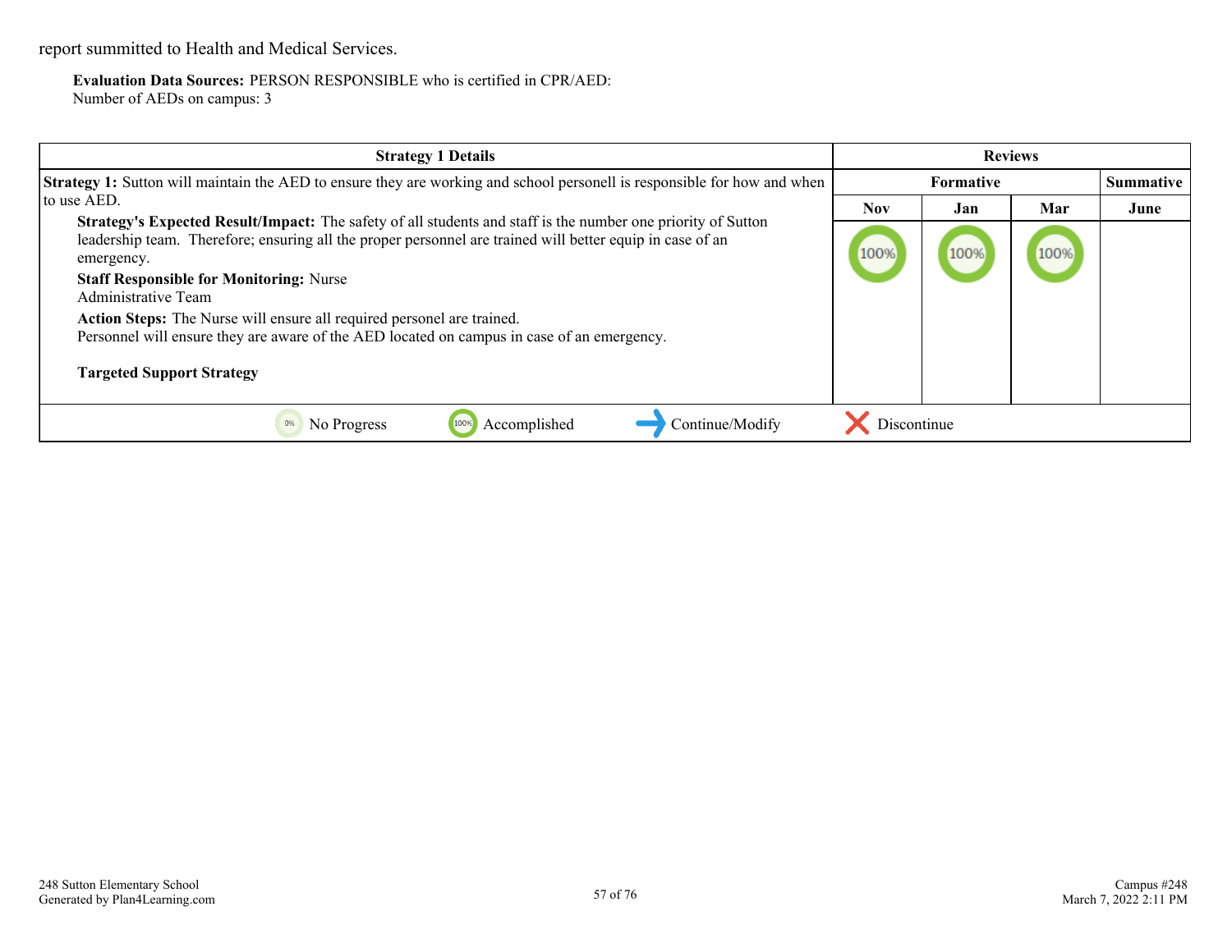report summitted to Health and Medical Services.

**Evaluation Data Sources:** PERSON RESPONSIBLE who is certified in CPR/AED:
Number of AEDs on campus: 3

| Strategy 1 Details | Reviews | | | |
|---|---|---|---|---|
| | Formative | | | Summative |
| | Nov | Jan | Mar | June |
| **Strategy 1:** Sutton will maintain the AED to ensure they are working and school personell is responsible for how and when to use AED.<br>**Strategy's Expected Result/Impact:** The safety of all students and staff is the number one priority of Sutton leadership team. Therefore; ensuring all the proper personnel are trained will better equip in case of an emergency.<br>**Staff Responsible for Monitoring:** Nurse<br>Administrative Team<br>**Action Steps:** The Nurse will ensure all required personel are trained.<br>Personnel will ensure they are aware of the AED located on campus in case of an emergency.<br>**Targeted Support Strategy** | 100% | 100% | 100% | |
| 0% No Progress &nbsp; 100% Accomplished &nbsp; Continue/Modify &nbsp; Discontinue | | | | |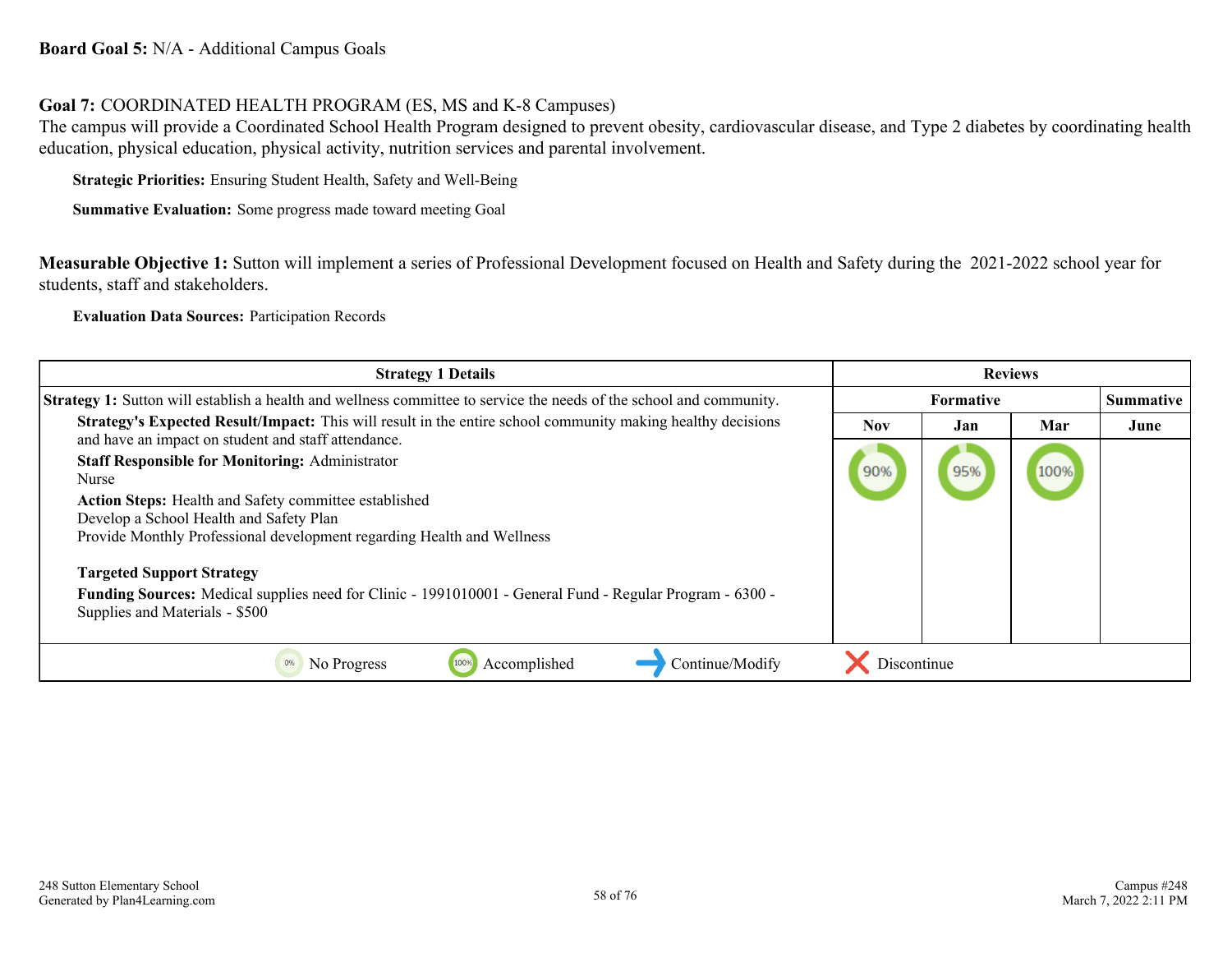**Board Goal 5:** N/A - Additional Campus Goals

**Goal 7:** COORDINATED HEALTH PROGRAM (ES, MS and K-8 Campuses)

The campus will provide a Coordinated School Health Program designed to prevent obesity, cardiovascular disease, and Type 2 diabetes by coordinating health education, physical education, physical activity, nutrition services and parental involvement.

**Strategic Priorities:** Ensuring Student Health, Safety and Well-Being

**Summative Evaluation:** Some progress made toward meeting Goal

**Measurable Objective 1:** Sutton will implement a series of Professional Development focused on Health and Safety during the 2021-2022 school year for students, staff and stakeholders.

**Evaluation Data Sources:** Participation Records

| Strategy 1 Details | Reviews | | | |
|---|---|---|---|---|
| | Formative | | | Summative |
| | Nov | Jan | Mar | June |
| **Strategy 1:** Sutton will establish a health and wellness committee to service the needs of the school and community.<br>**Strategy's Expected Result/Impact:** This will result in the entire school community making healthy decisions and have an impact on student and staff attendance.<br>**Staff Responsible for Monitoring:** Administrator<br>Nurse<br>**Action Steps:** Health and Safety committee established<br>Develop a School Health and Safety Plan<br>Provide Monthly Professional development regarding Health and Wellness<br><br>**Targeted Support Strategy**<br>**Funding Sources:** Medical supplies need for Clinic - 1991010001 - General Fund - Regular Program - 6300 - Supplies and Materials - $500 | 90% | 95% | 100% | |

0% No Progress | 100% Accomplished | Continue/Modify | Discontinue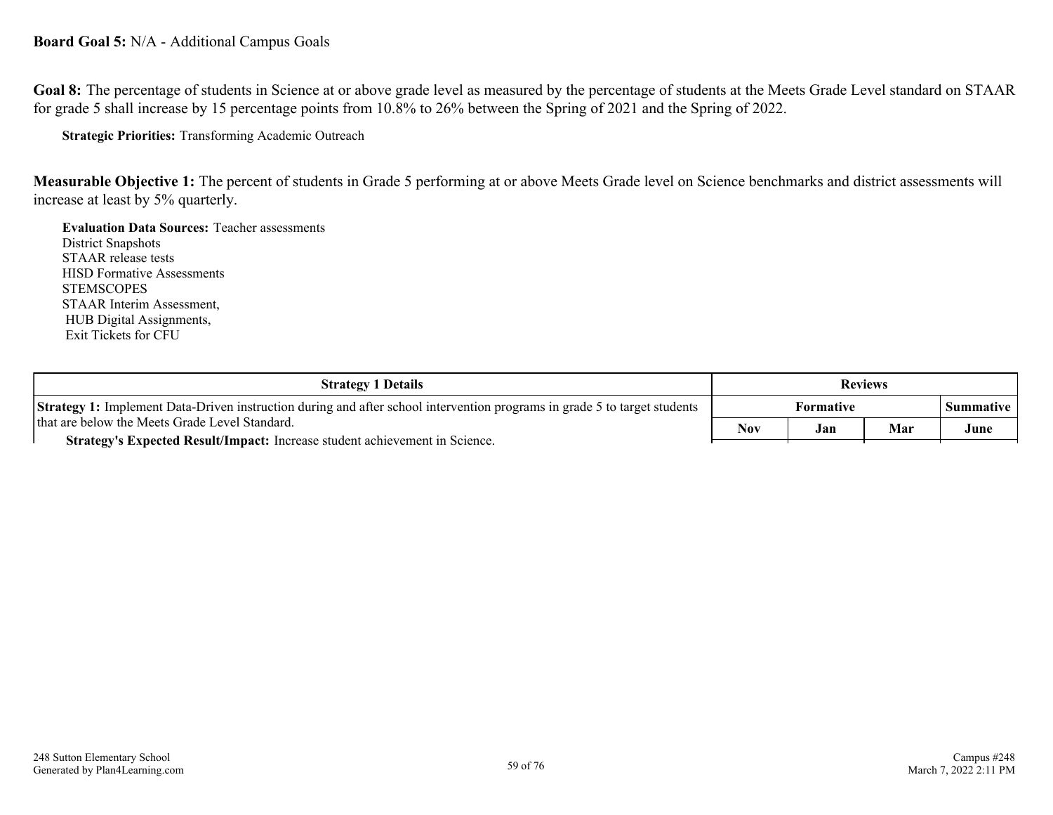**Board Goal 5:** N/A - Additional Campus Goals

**Goal 8:** The percentage of students in Science at or above grade level as measured by the percentage of students at the Meets Grade Level standard on STAAR for grade 5 shall increase by 15 percentage points from 10.8% to 26% between the Spring of 2021 and the Spring of 2022.

**Strategic Priorities:** Transforming Academic Outreach

**Measurable Objective 1:** The percent of students in Grade 5 performing at or above Meets Grade level on Science benchmarks and district assessments will increase at least by 5% quarterly.

**Evaluation Data Sources:** Teacher assessments
District Snapshots
STAAR release tests
HISD Formative Assessments
STEMSCOPES
STAAR Interim Assessment,
HUB Digital Assignments,
Exit Tickets for CFU

| Strategy 1 Details | Reviews | | | |
|---|---|---|---|---|
| | Formative | | | Summative |
| | Nov | Jan | Mar | June |
| **Strategy 1:** Implement Data-Driven instruction during and after school intervention programs in grade 5 to target students that are below the Meets Grade Level Standard.<br>**Strategy's Expected Result/Impact:** Increase student achievement in Science. | | | | |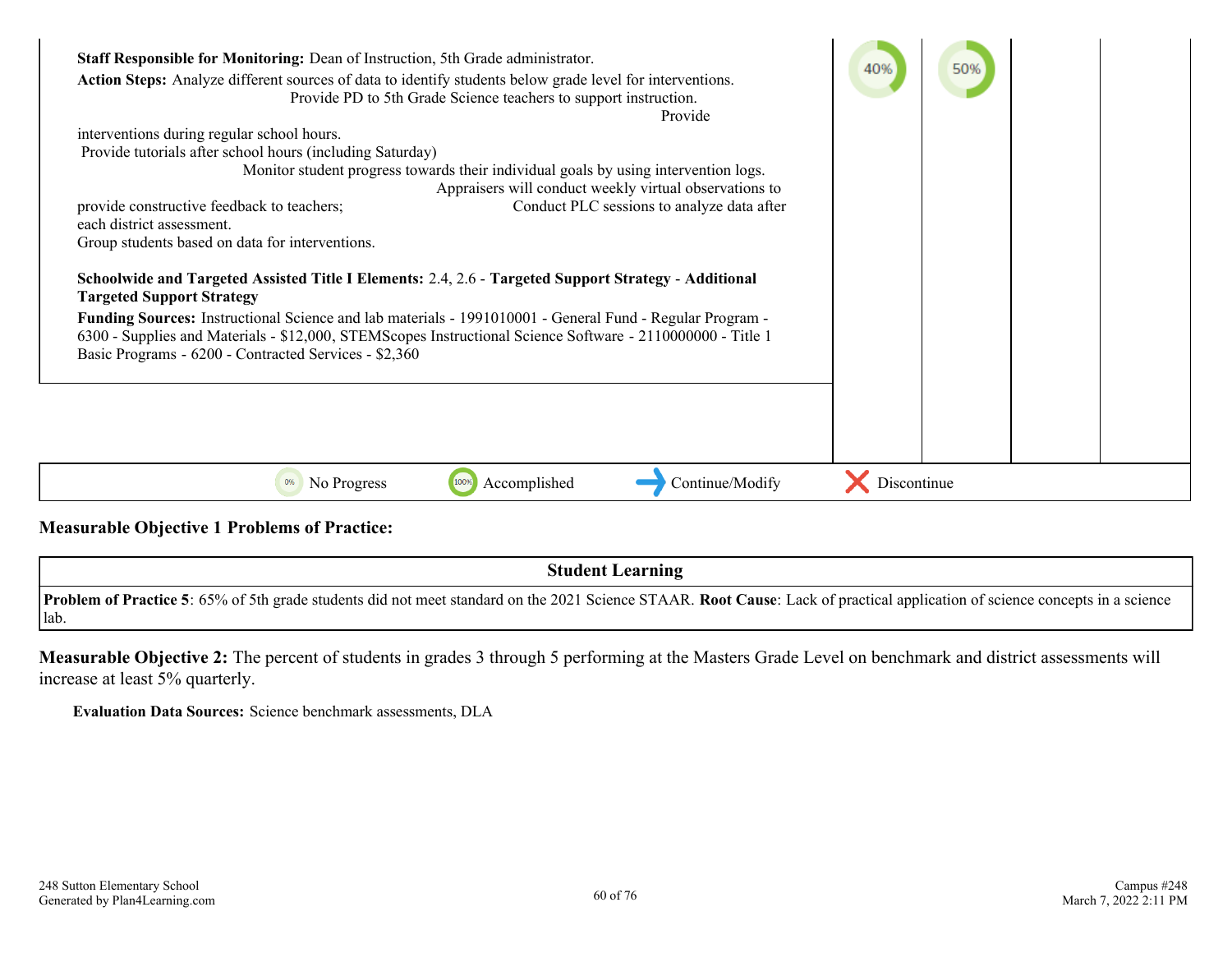| | | | | |
|---|---|---|---|---|
| **Staff Responsible for Monitoring:** Dean of Instruction, 5th Grade administrator.<br><br>**Action Steps:** Analyze different sources of data to identify students below grade level for interventions. Provide PD to 5th Grade Science teachers to support instruction. Provide interventions during regular school hours.<br>Provide tutorials after school hours (including Saturday)<br>Monitor student progress towards their individual goals by using intervention logs. Appraisers will conduct weekly virtual observations to provide constructive feedback to teachers; Conduct PLC sessions to analyze data after each district assessment.<br>Group students based on data for interventions.<br><br>**Schoolwide and Targeted Assisted Title I Elements:** 2.4, 2.6 - **Targeted Support Strategy** - **Additional Targeted Support Strategy**<br><br>**Funding Sources:** Instructional Science and lab materials - 1991010001 - General Fund - Regular Program - 6300 - Supplies and Materials - $12,000, STEMScopes Instructional Science Software - 2110000000 - Title 1 Basic Programs - 6200 - Contracted Services - $2,360 | 40% | 50% | | |

0% No Progress | 100% Accomplished | Continue/Modify | Discontinue

**Measurable Objective 1 Problems of Practice:**

| Student Learning |
|---|
| **Problem of Practice 5**: 65% of 5th grade students did not meet standard on the 2021 Science STAAR. **Root Cause**: Lack of practical application of science concepts in a science lab. |

**Measurable Objective 2:** The percent of students in grades 3 through 5 performing at the Masters Grade Level on benchmark and district assessments will increase at least 5% quarterly.

**Evaluation Data Sources:** Science benchmark assessments, DLA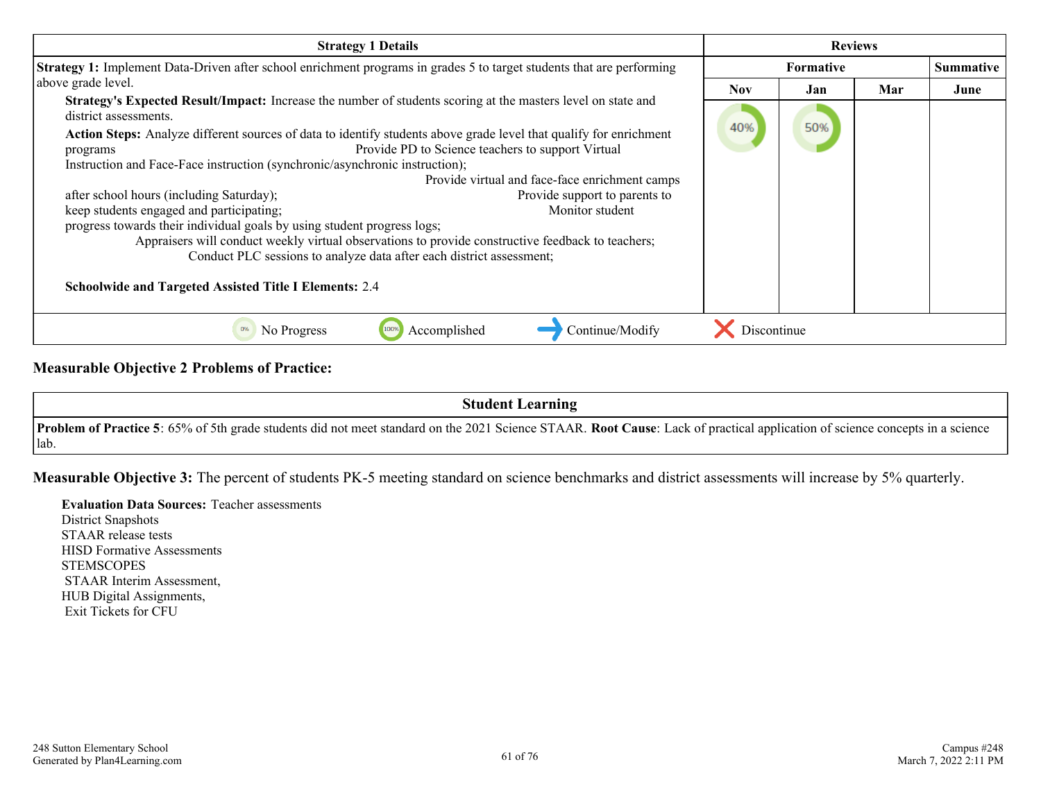| Strategy 1 Details | Reviews | | | |
|---|---|---|---|---|
| | Formative | | | Summative |
| | Nov | Jan | Mar | June |
| **Strategy 1:** Implement Data-Driven after school enrichment programs in grades 5 to target students that are performing above grade level.<br>**Strategy's Expected Result/Impact:** Increase the number of students scoring at the masters level on state and district assessments.<br>**Action Steps:** Analyze different sources of data to identify students above grade level that qualify for enrichment programs Provide PD to Science teachers to support Virtual Instruction and Face-Face instruction (synchronic/asynchronic instruction); Provide virtual and face-face enrichment camps after school hours (including Saturday); Provide support to parents to keep students engaged and participating; Monitor student progress towards their individual goals by using student progress logs; Appraisers will conduct weekly virtual observations to provide constructive feedback to teachers; Conduct PLC sessions to analyze data after each district assessment;<br>**Schoolwide and Targeted Assisted Title I Elements:** 2.4 | 40% | 50% | | |
| 0% No Progress &nbsp; 100% Accomplished &nbsp; Continue/Modify &nbsp; Discontinue | | | | |

**Measurable Objective 2 Problems of Practice:**

| Student Learning |
|---|
| **Problem of Practice 5**: 65% of 5th grade students did not meet standard on the 2021 Science STAAR. **Root Cause**: Lack of practical application of science concepts in a science lab. |

**Measurable Objective 3:** The percent of students PK-5 meeting standard on science benchmarks and district assessments will increase by 5% quarterly.

**Evaluation Data Sources:** Teacher assessments
District Snapshots
STAAR release tests
HISD Formative Assessments
STEMSCOPES
STAAR Interim Assessment,
HUB Digital Assignments,
Exit Tickets for CFU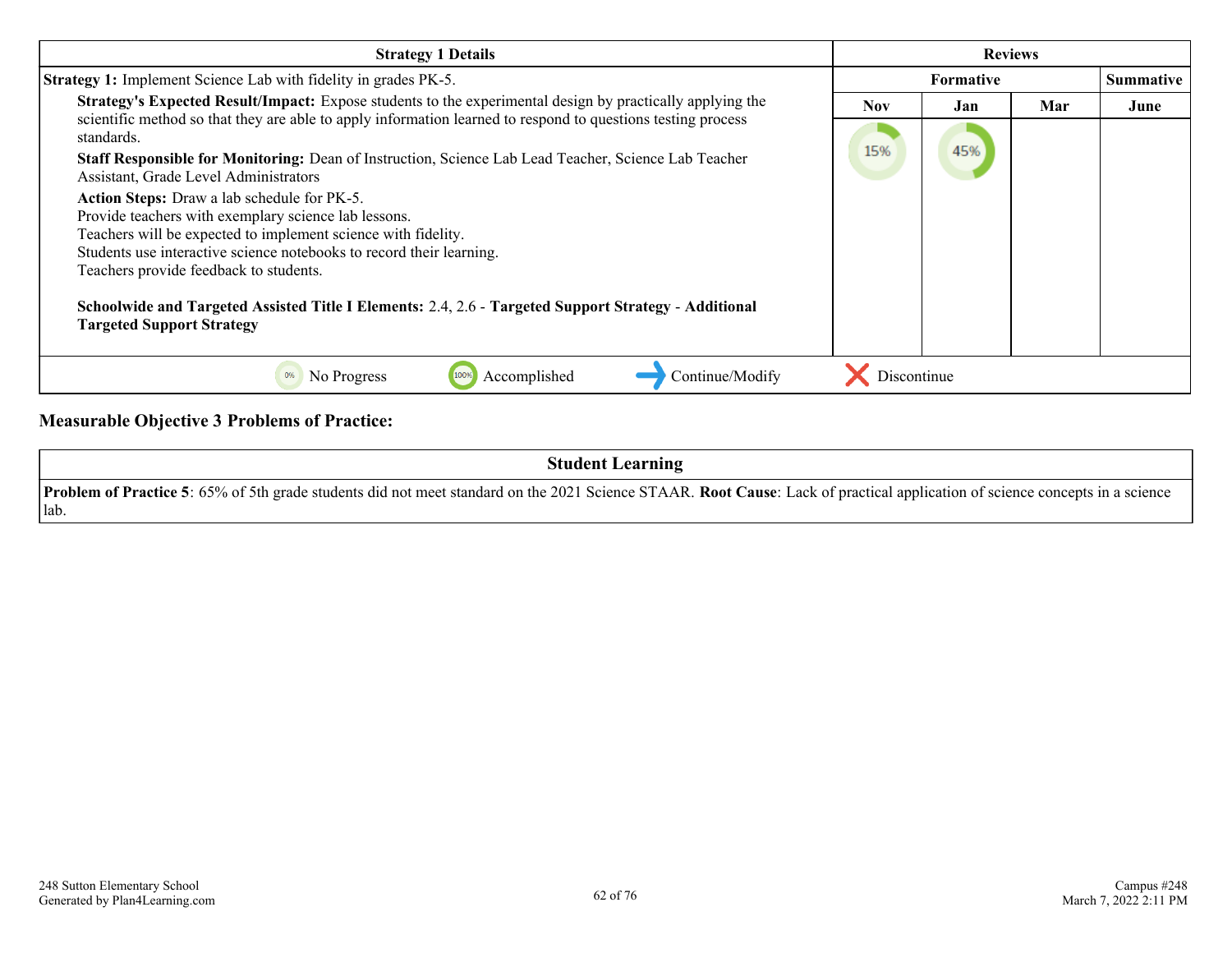| Strategy 1 Details | Reviews | | | |
|---|---|---|---|---|
| | Formative | | | Summative |
| | Nov | Jan | Mar | June |
| **Strategy 1:** Implement Science Lab with fidelity in grades PK-5.<br>**Strategy's Expected Result/Impact:** Expose students to the experimental design by practically applying the scientific method so that they are able to apply information learned to respond to questions testing process standards.<br>**Staff Responsible for Monitoring:** Dean of Instruction, Science Lab Lead Teacher, Science Lab Teacher Assistant, Grade Level Administrators<br>**Action Steps:** Draw a lab schedule for PK-5.<br>Provide teachers with exemplary science lab lessons.<br>Teachers will be expected to implement science with fidelity.<br>Students use interactive science notebooks to record their learning.<br>Teachers provide feedback to students.<br><br>**Schoolwide and Targeted Assisted Title I Elements:** 2.4, 2.6 - **Targeted Support Strategy** - **Additional Targeted Support Strategy** | 15% | 45% | | |
| 0% No Progress 100% Accomplished → Continue/Modify ✗ Discontinue | | | | |

## Measurable Objective 3 Problems of Practice:

| Student Learning |
|---|
| **Problem of Practice 5**: 65% of 5th grade students did not meet standard on the 2021 Science STAAR. **Root Cause**: Lack of practical application of science concepts in a science lab. |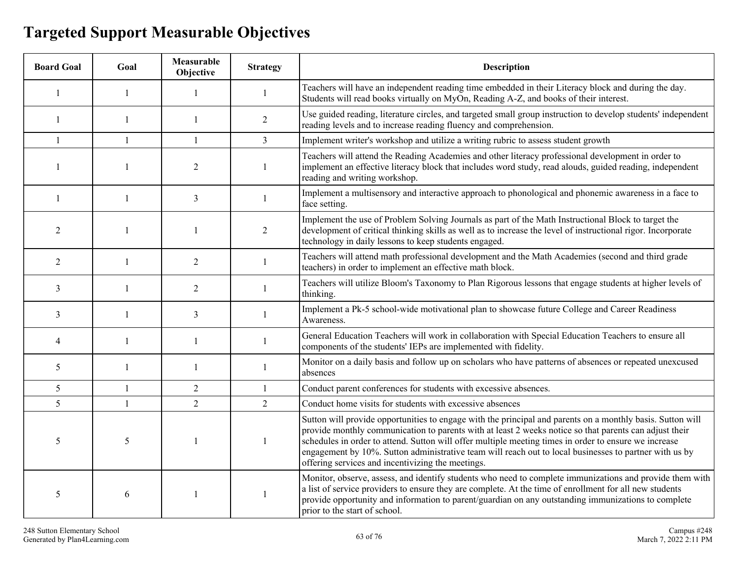# Targeted Support Measurable Objectives

| Board Goal | Goal | Measurable Objective | Strategy | Description |
|---|---|---|---|---|
| 1 | 1 | 1 | 1 | Teachers will have an independent reading time embedded in their Literacy block and during the day. Students will read books virtually on MyOn, Reading A-Z, and books of their interest. |
| 1 | 1 | 1 | 2 | Use guided reading, literature circles, and targeted small group instruction to develop students' independent reading levels and to increase reading fluency and comprehension. |
| 1 | 1 | 1 | 3 | Implement writer's workshop and utilize a writing rubric to assess student growth |
| 1 | 1 | 2 | 1 | Teachers will attend the Reading Academies and other literacy professional development in order to implement an effective literacy block that includes word study, read alouds, guided reading, independent reading and writing workshop. |
| 1 | 1 | 3 | 1 | Implement a multisensory and interactive approach to phonological and phonemic awareness in a face to face setting. |
| 2 | 1 | 1 | 2 | Implement the use of Problem Solving Journals as part of the Math Instructional Block to target the development of critical thinking skills as well as to increase the level of instructional rigor. Incorporate technology in daily lessons to keep students engaged. |
| 2 | 1 | 2 | 1 | Teachers will attend math professional development and the Math Academies (second and third grade teachers) in order to implement an effective math block. |
| 3 | 1 | 2 | 1 | Teachers will utilize Bloom's Taxonomy to Plan Rigorous lessons that engage students at higher levels of thinking. |
| 3 | 1 | 3 | 1 | Implement a Pk-5 school-wide motivational plan to showcase future College and Career Readiness Awareness. |
| 4 | 1 | 1 | 1 | General Education Teachers will work in collaboration with Special Education Teachers to ensure all components of the students' IEPs are implemented with fidelity. |
| 5 | 1 | 1 | 1 | Monitor on a daily basis and follow up on scholars who have patterns of absences or repeated unexcused absences |
| 5 | 1 | 2 | 1 | Conduct parent conferences for students with excessive absences. |
| 5 | 1 | 2 | 2 | Conduct home visits for students with excessive absences |
| 5 | 5 | 1 | 1 | Sutton will provide opportunities to engage with the principal and parents on a monthly basis. Sutton will provide monthly communication to parents with at least 2 weeks notice so that parents can adjust their schedules in order to attend. Sutton will offer multiple meeting times in order to ensure we increase engagement by 10%. Sutton administrative team will reach out to local businesses to partner with us by offering services and incentivizing the meetings. |
| 5 | 6 | 1 | 1 | Monitor, observe, assess, and identify students who need to complete immunizations and provide them with a list of service providers to ensure they are complete. At the time of enrollment for all new students provide opportunity and information to parent/guardian on any outstanding immunizations to complete prior to the start of school. |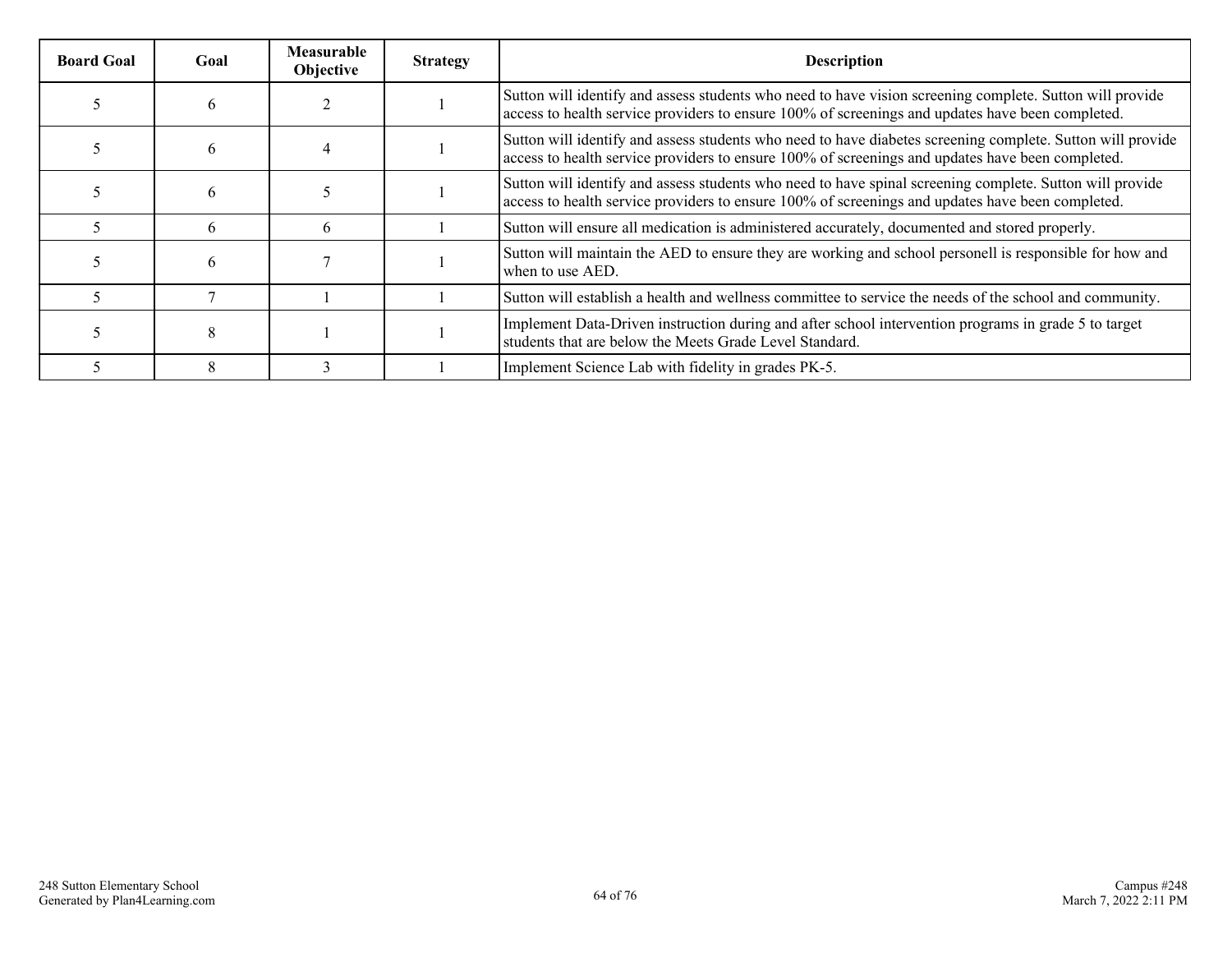| Board Goal | Goal | Measurable Objective | Strategy | Description |
|---|---|---|---|---|
| 5 | 6 | 2 | 1 | Sutton will identify and assess students who need to have vision screening complete. Sutton will provide access to health service providers to ensure 100% of screenings and updates have been completed. |
| 5 | 6 | 4 | 1 | Sutton will identify and assess students who need to have diabetes screening complete. Sutton will provide access to health service providers to ensure 100% of screenings and updates have been completed. |
| 5 | 6 | 5 | 1 | Sutton will identify and assess students who need to have spinal screening complete. Sutton will provide access to health service providers to ensure 100% of screenings and updates have been completed. |
| 5 | 6 | 6 | 1 | Sutton will ensure all medication is administered accurately, documented and stored properly. |
| 5 | 6 | 7 | 1 | Sutton will maintain the AED to ensure they are working and school personell is responsible for how and when to use AED. |
| 5 | 7 | 1 | 1 | Sutton will establish a health and wellness committee to service the needs of the school and community. |
| 5 | 8 | 1 | 1 | Implement Data-Driven instruction during and after school intervention programs in grade 5 to target students that are below the Meets Grade Level Standard. |
| 5 | 8 | 3 | 1 | Implement Science Lab with fidelity in grades PK-5. |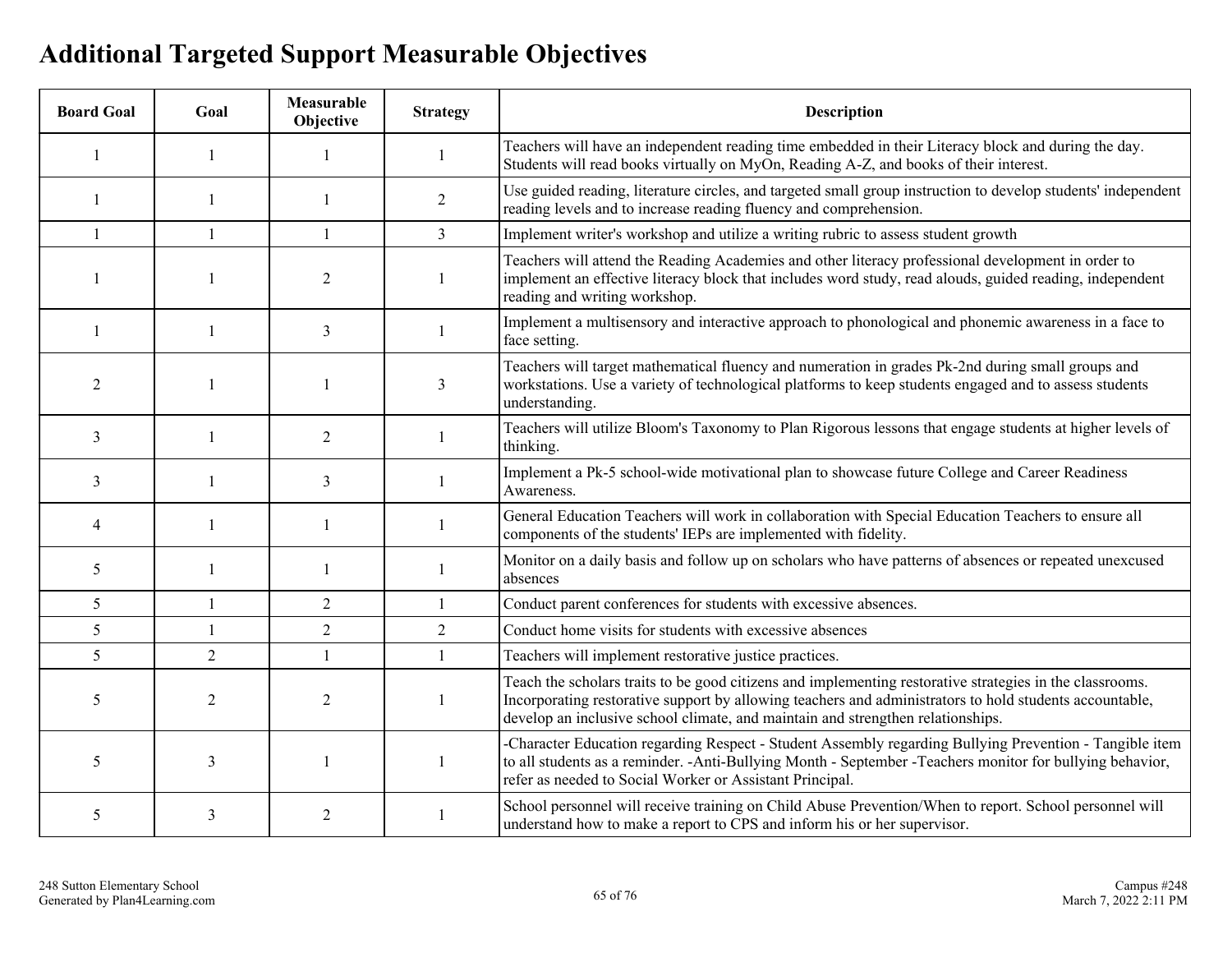# Additional Targeted Support Measurable Objectives

| Board Goal | Goal | Measurable Objective | Strategy | Description |
|---|---|---|---|---|
| 1 | 1 | 1 | 1 | Teachers will have an independent reading time embedded in their Literacy block and during the day. Students will read books virtually on MyOn, Reading A-Z, and books of their interest. |
| 1 | 1 | 1 | 2 | Use guided reading, literature circles, and targeted small group instruction to develop students' independent reading levels and to increase reading fluency and comprehension. |
| 1 | 1 | 1 | 3 | Implement writer's workshop and utilize a writing rubric to assess student growth |
| 1 | 1 | 2 | 1 | Teachers will attend the Reading Academies and other literacy professional development in order to implement an effective literacy block that includes word study, read alouds, guided reading, independent reading and writing workshop. |
| 1 | 1 | 3 | 1 | Implement a multisensory and interactive approach to phonological and phonemic awareness in a face to face setting. |
| 2 | 1 | 1 | 3 | Teachers will target mathematical fluency and numeration in grades Pk-2nd during small groups and workstations. Use a variety of technological platforms to keep students engaged and to assess students understanding. |
| 3 | 1 | 2 | 1 | Teachers will utilize Bloom's Taxonomy to Plan Rigorous lessons that engage students at higher levels of thinking. |
| 3 | 1 | 3 | 1 | Implement a Pk-5 school-wide motivational plan to showcase future College and Career Readiness Awareness. |
| 4 | 1 | 1 | 1 | General Education Teachers will work in collaboration with Special Education Teachers to ensure all components of the students' IEPs are implemented with fidelity. |
| 5 | 1 | 1 | 1 | Monitor on a daily basis and follow up on scholars who have patterns of absences or repeated unexcused absences |
| 5 | 1 | 2 | 1 | Conduct parent conferences for students with excessive absences. |
| 5 | 1 | 2 | 2 | Conduct home visits for students with excessive absences |
| 5 | 2 | 1 | 1 | Teachers will implement restorative justice practices. |
| 5 | 2 | 2 | 1 | Teach the scholars traits to be good citizens and implementing restorative strategies in the classrooms. Incorporating restorative support by allowing teachers and administrators to hold students accountable, develop an inclusive school climate, and maintain and strengthen relationships. |
| 5 | 3 | 1 | 1 | -Character Education regarding Respect - Student Assembly regarding Bullying Prevention - Tangible item to all students as a reminder. -Anti-Bullying Month - September -Teachers monitor for bullying behavior, refer as needed to Social Worker or Assistant Principal. |
| 5 | 3 | 2 | 1 | School personnel will receive training on Child Abuse Prevention/When to report. School personnel will understand how to make a report to CPS and inform his or her supervisor. |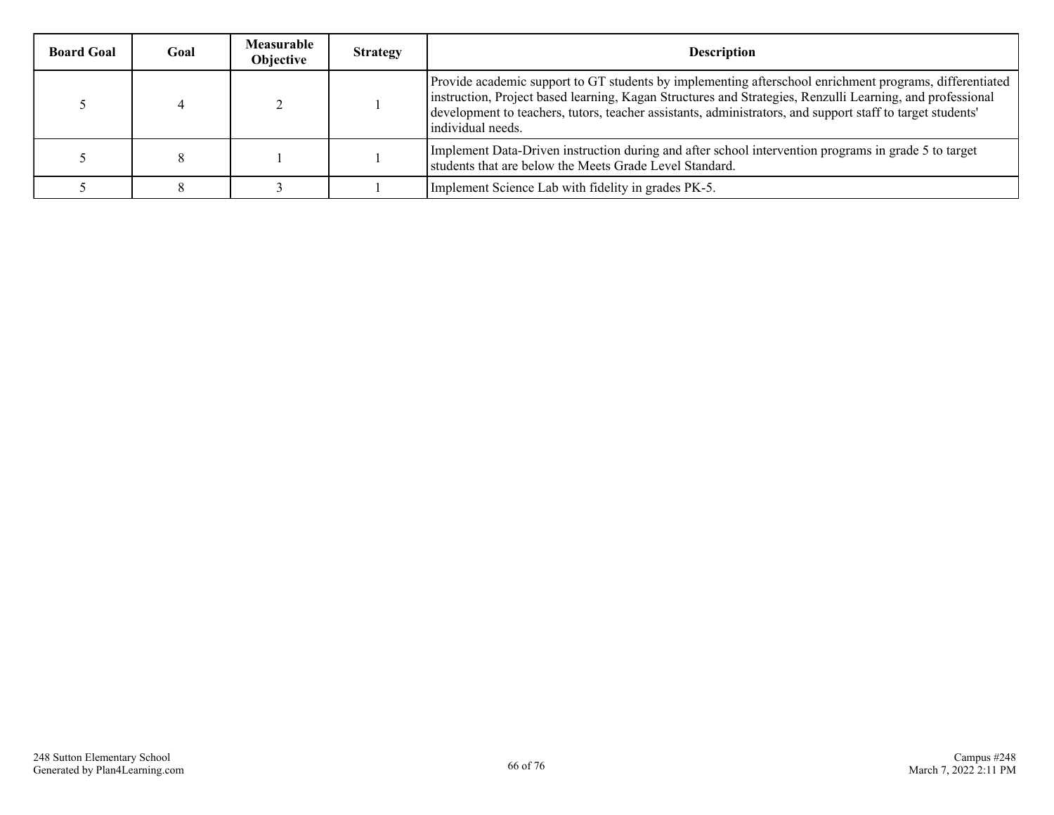| Board Goal | Goal | Measurable Objective | Strategy | Description |
|---|---|---|---|---|
| 5 | 4 | 2 | 1 | Provide academic support to GT students by implementing afterschool enrichment programs, differentiated instruction, Project based learning, Kagan Structures and Strategies, Renzulli Learning, and professional development to teachers, tutors, teacher assistants, administrators, and support staff to target students' individual needs. |
| 5 | 8 | 1 | 1 | Implement Data-Driven instruction during and after school intervention programs in grade 5 to target students that are below the Meets Grade Level Standard. |
| 5 | 8 | 3 | 1 | Implement Science Lab with fidelity in grades PK-5. |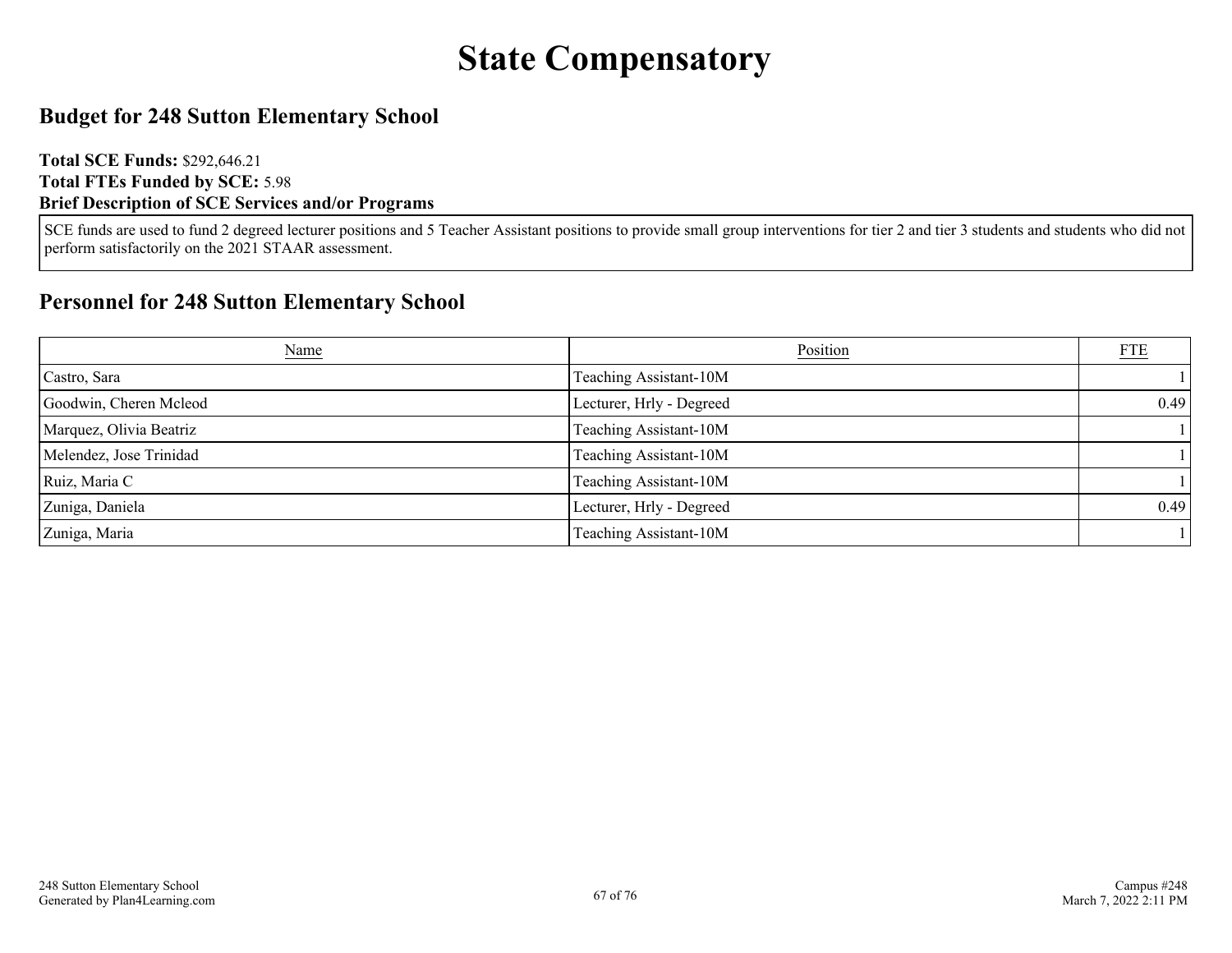# State Compensatory

## Budget for 248 Sutton Elementary School

**Total SCE Funds:** $292,646.21
**Total FTEs Funded by SCE:** 5.98
**Brief Description of SCE Services and/or Programs**

SCE funds are used to fund 2 degreed lecturer positions and 5 Teacher Assistant positions to provide small group interventions for tier 2 and tier 3 students and students who did not perform satisfactorily on the 2021 STAAR assessment.

## Personnel for 248 Sutton Elementary School

| Name | Position | FTE |
| --- | --- | --- |
| Castro, Sara | Teaching Assistant-10M | 1 |
| Goodwin, Cheren Mcleod | Lecturer, Hrly - Degreed | 0.49 |
| Marquez, Olivia Beatriz | Teaching Assistant-10M | 1 |
| Melendez, Jose Trinidad | Teaching Assistant-10M | 1 |
| Ruiz, Maria C | Teaching Assistant-10M | 1 |
| Zuniga, Daniela | Lecturer, Hrly - Degreed | 0.49 |
| Zuniga, Maria | Teaching Assistant-10M | 1 |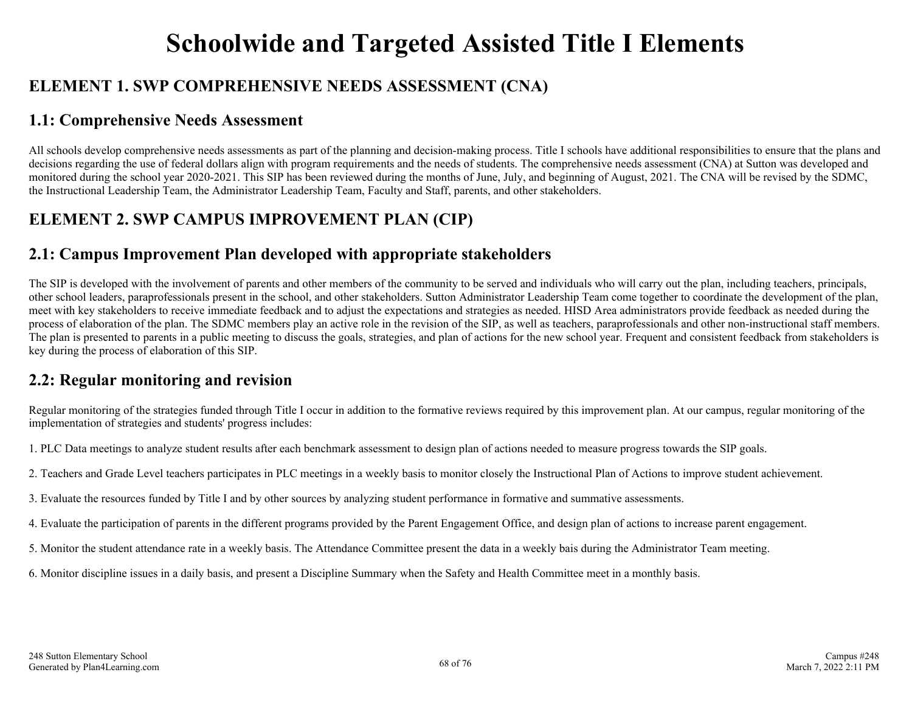# Schoolwide and Targeted Assisted Title I Elements

## ELEMENT 1. SWP COMPREHENSIVE NEEDS ASSESSMENT (CNA)

## 1.1: Comprehensive Needs Assessment

All schools develop comprehensive needs assessments as part of the planning and decision-making process. Title I schools have additional responsibilities to ensure that the plans and decisions regarding the use of federal dollars align with program requirements and the needs of students. The comprehensive needs assessment (CNA) at Sutton was developed and monitored during the school year 2020-2021. This SIP has been reviewed during the months of June, July, and beginning of August, 2021. The CNA will be revised by the SDMC, the Instructional Leadership Team, the Administrator Leadership Team, Faculty and Staff, parents, and other stakeholders.

## ELEMENT 2. SWP CAMPUS IMPROVEMENT PLAN (CIP)

## 2.1: Campus Improvement Plan developed with appropriate stakeholders

The SIP is developed with the involvement of parents and other members of the community to be served and individuals who will carry out the plan, including teachers, principals, other school leaders, paraprofessionals present in the school, and other stakeholders. Sutton Administrator Leadership Team come together to coordinate the development of the plan, meet with key stakeholders to receive immediate feedback and to adjust the expectations and strategies as needed. HISD Area administrators provide feedback as needed during the process of elaboration of the plan. The SDMC members play an active role in the revision of the SIP, as well as teachers, paraprofessionals and other non-instructional staff members. The plan is presented to parents in a public meeting to discuss the goals, strategies, and plan of actions for the new school year. Frequent and consistent feedback from stakeholders is key during the process of elaboration of this SIP.

## 2.2: Regular monitoring and revision

Regular monitoring of the strategies funded through Title I occur in addition to the formative reviews required by this improvement plan. At our campus, regular monitoring of the implementation of strategies and students' progress includes:

1. PLC Data meetings to analyze student results after each benchmark assessment to design plan of actions needed to measure progress towards the SIP goals.

2. Teachers and Grade Level teachers participates in PLC meetings in a weekly basis to monitor closely the Instructional Plan of Actions to improve student achievement.

3. Evaluate the resources funded by Title I and by other sources by analyzing student performance in formative and summative assessments.

4. Evaluate the participation of parents in the different programs provided by the Parent Engagement Office, and design plan of actions to increase parent engagement.

5. Monitor the student attendance rate in a weekly basis. The Attendance Committee present the data in a weekly bais during the Administrator Team meeting.

6. Monitor discipline issues in a daily basis, and present a Discipline Summary when the Safety and Health Committee meet in a monthly basis.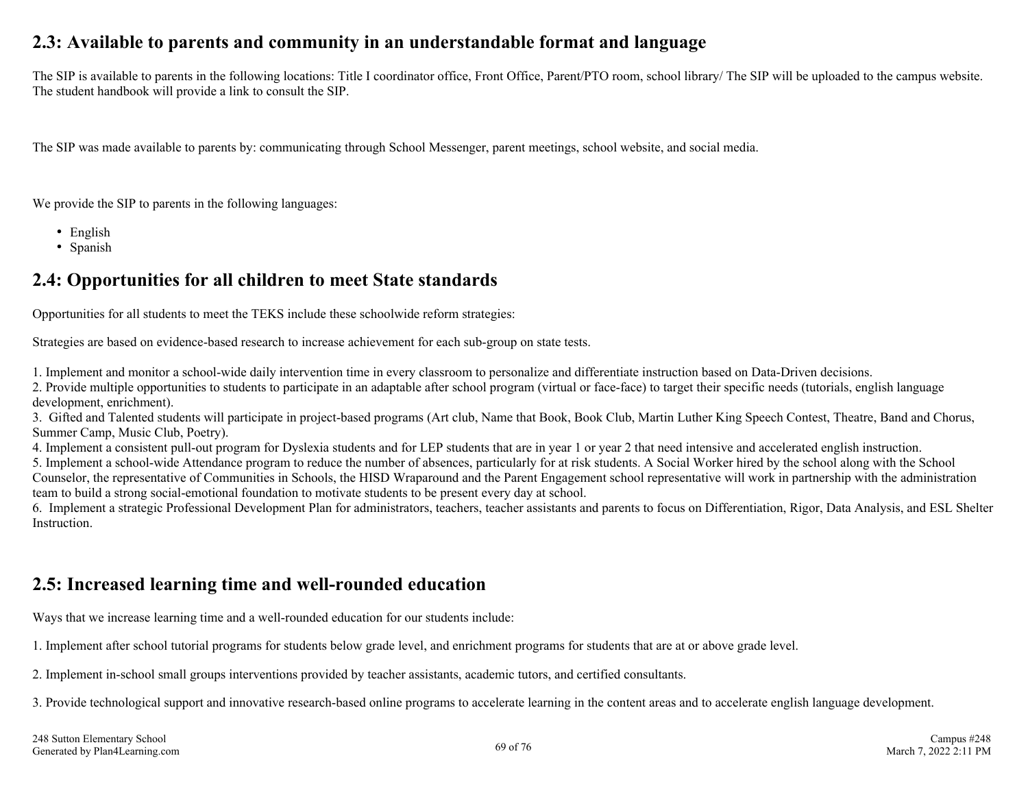## 2.3: Available to parents and community in an understandable format and language

The SIP is available to parents in the following locations: Title I coordinator office, Front Office, Parent/PTO room, school library/ The SIP will be uploaded to the campus website. The student handbook will provide a link to consult the SIP.

The SIP was made available to parents by: communicating through School Messenger, parent meetings, school website, and social media.

We provide the SIP to parents in the following languages:

- English
- Spanish

## 2.4: Opportunities for all children to meet State standards

Opportunities for all students to meet the TEKS include these schoolwide reform strategies:

Strategies are based on evidence-based research to increase achievement for each sub-group on state tests.

1. Implement and monitor a school-wide daily intervention time in every classroom to personalize and differentiate instruction based on Data-Driven decisions.
2. Provide multiple opportunities to students to participate in an adaptable after school program (virtual or face-face) to target their specific needs (tutorials, english language development, enrichment).
3. Gifted and Talented students will participate in project-based programs (Art club, Name that Book, Book Club, Martin Luther King Speech Contest, Theatre, Band and Chorus, Summer Camp, Music Club, Poetry).
4. Implement a consistent pull-out program for Dyslexia students and for LEP students that are in year 1 or year 2 that need intensive and accelerated english instruction.
5. Implement a school-wide Attendance program to reduce the number of absences, particularly for at risk students. A Social Worker hired by the school along with the School Counselor, the representative of Communities in Schools, the HISD Wraparound and the Parent Engagement school representative will work in partnership with the administration team to build a strong social-emotional foundation to motivate students to be present every day at school.
6. Implement a strategic Professional Development Plan for administrators, teachers, teacher assistants and parents to focus on Differentiation, Rigor, Data Analysis, and ESL Shelter Instruction.

## 2.5: Increased learning time and well-rounded education

Ways that we increase learning time and a well-rounded education for our students include:

1. Implement after school tutorial programs for students below grade level, and enrichment programs for students that are at or above grade level.

2. Implement in-school small groups interventions provided by teacher assistants, academic tutors, and certified consultants.

3. Provide technological support and innovative research-based online programs to accelerate learning in the content areas and to accelerate english language development.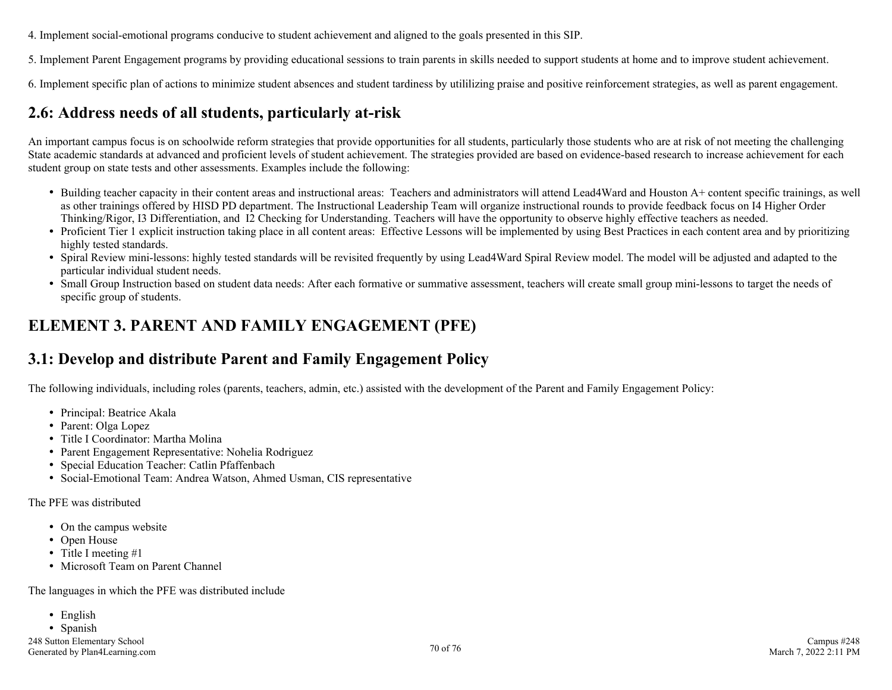4. Implement social-emotional programs conducive to student achievement and aligned to the goals presented in this SIP.

5. Implement Parent Engagement programs by providing educational sessions to train parents in skills needed to support students at home and to improve student achievement.

6. Implement specific plan of actions to minimize student absences and student tardiness by utililizing praise and positive reinforcement strategies, as well as parent engagement.

## 2.6: Address needs of all students, particularly at-risk

An important campus focus is on schoolwide reform strategies that provide opportunities for all students, particularly those students who are at risk of not meeting the challenging State academic standards at advanced and proficient levels of student achievement. The strategies provided are based on evidence-based research to increase achievement for each student group on state tests and other assessments. Examples include the following:

- Building teacher capacity in their content areas and instructional areas: Teachers and administrators will attend Lead4Ward and Houston A+ content specific trainings, as well as other trainings offered by HISD PD department. The Instructional Leadership Team will organize instructional rounds to provide feedback focus on I4 Higher Order Thinking/Rigor, I3 Differentiation, and I2 Checking for Understanding. Teachers will have the opportunity to observe highly effective teachers as needed.
- Proficient Tier 1 explicit instruction taking place in all content areas: Effective Lessons will be implemented by using Best Practices in each content area and by prioritizing highly tested standards.
- Spiral Review mini-lessons: highly tested standards will be revisited frequently by using Lead4Ward Spiral Review model. The model will be adjusted and adapted to the particular individual student needs.
- Small Group Instruction based on student data needs: After each formative or summative assessment, teachers will create small group mini-lessons to target the needs of specific group of students.

# ELEMENT 3. PARENT AND FAMILY ENGAGEMENT (PFE)

## 3.1: Develop and distribute Parent and Family Engagement Policy

The following individuals, including roles (parents, teachers, admin, etc.) assisted with the development of the Parent and Family Engagement Policy:

- Principal: Beatrice Akala
- Parent: Olga Lopez
- Title I Coordinator: Martha Molina
- Parent Engagement Representative: Nohelia Rodriguez
- Special Education Teacher: Catlin Pfaffenbach
- Social-Emotional Team: Andrea Watson, Ahmed Usman, CIS representative

The PFE was distributed

- On the campus website
- Open House
- Title I meeting #1
- Microsoft Team on Parent Channel

The languages in which the PFE was distributed include

- English
- Spanish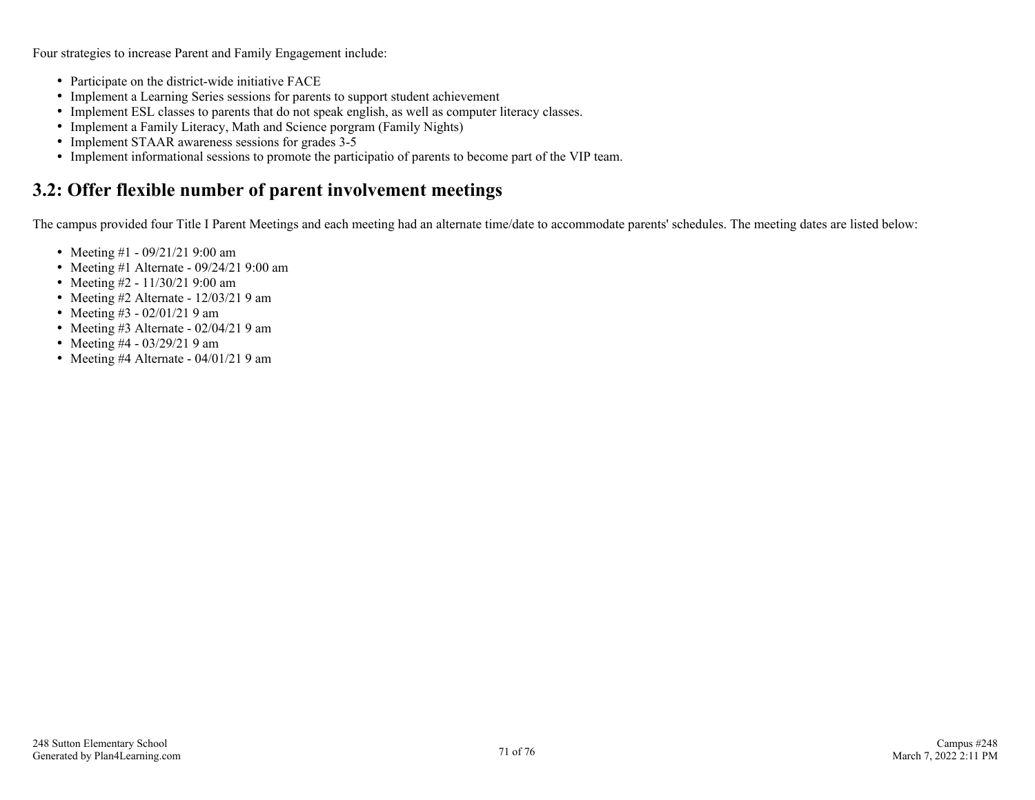Four strategies to increase Parent and Family Engagement include:

- Participate on the district-wide initiative FACE
- Implement a Learning Series sessions for parents to support student achievement
- Implement ESL classes to parents that do not speak english, as well as computer literacy classes.
- Implement a Family Literacy, Math and Science porgram (Family Nights)
- Implement STAAR awareness sessions for grades 3-5
- Implement informational sessions to promote the participatio of parents to become part of the VIP team.

## 3.2: Offer flexible number of parent involvement meetings

The campus provided four Title I Parent Meetings and each meeting had an alternate time/date to accommodate parents' schedules. The meeting dates are listed below:

- Meeting #1 - 09/21/21 9:00 am
- Meeting #1 Alternate - 09/24/21 9:00 am
- Meeting #2 - 11/30/21 9:00 am
- Meeting #2 Alternate - 12/03/21 9 am
- Meeting #3 - 02/01/21 9 am
- Meeting #3 Alternate - 02/04/21 9 am
- Meeting #4 - 03/29/21 9 am
- Meeting #4 Alternate - 04/01/21 9 am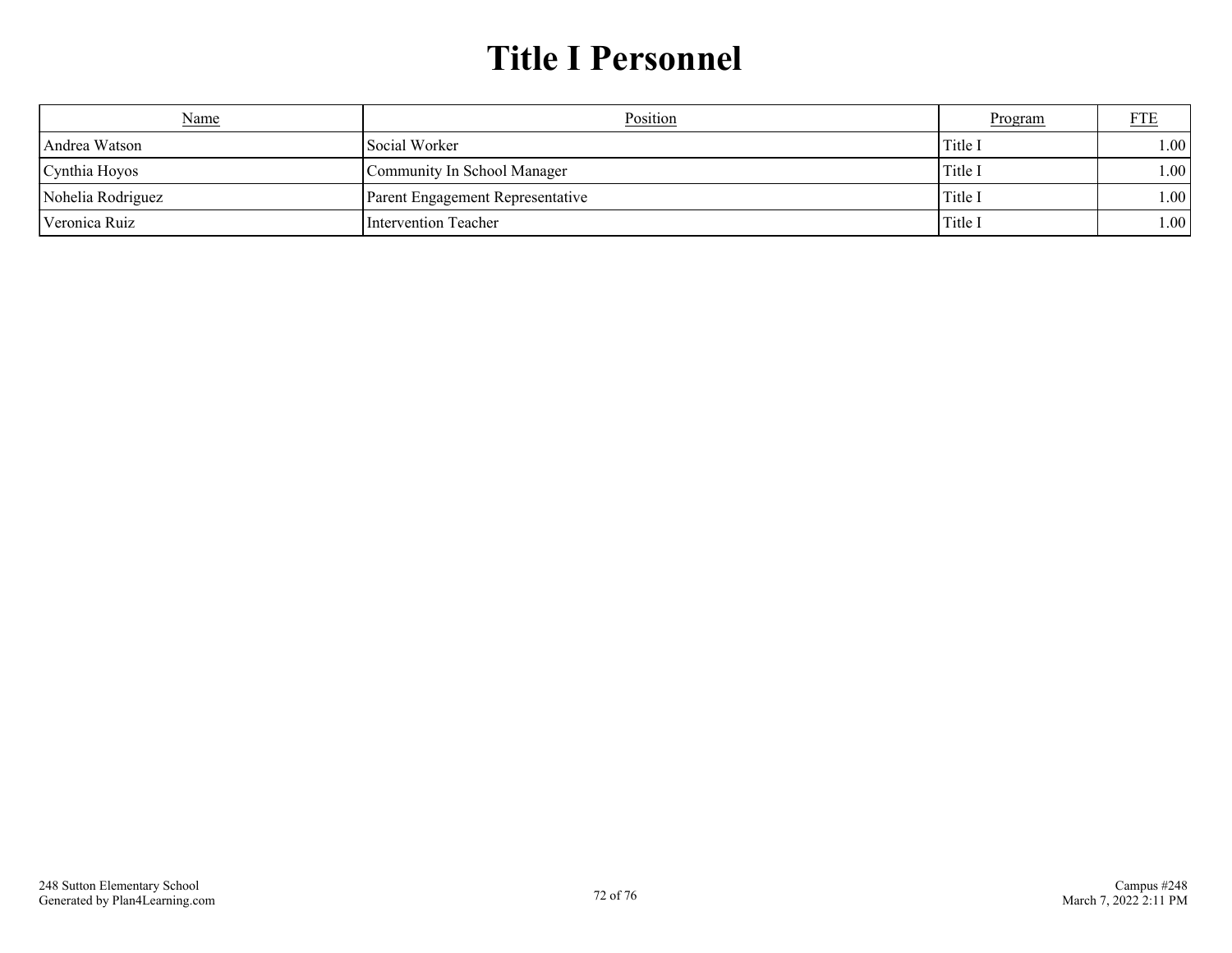# Title I Personnel

| Name | Position | Program | FTE |
|---|---|---|---|
| Andrea Watson | Social Worker | Title I | 1.00 |
| Cynthia Hoyos | Community In School Manager | Title I | 1.00 |
| Nohelia Rodriguez | Parent Engagement Representative | Title I | 1.00 |
| Veronica Ruiz | Intervention Teacher | Title I | 1.00 |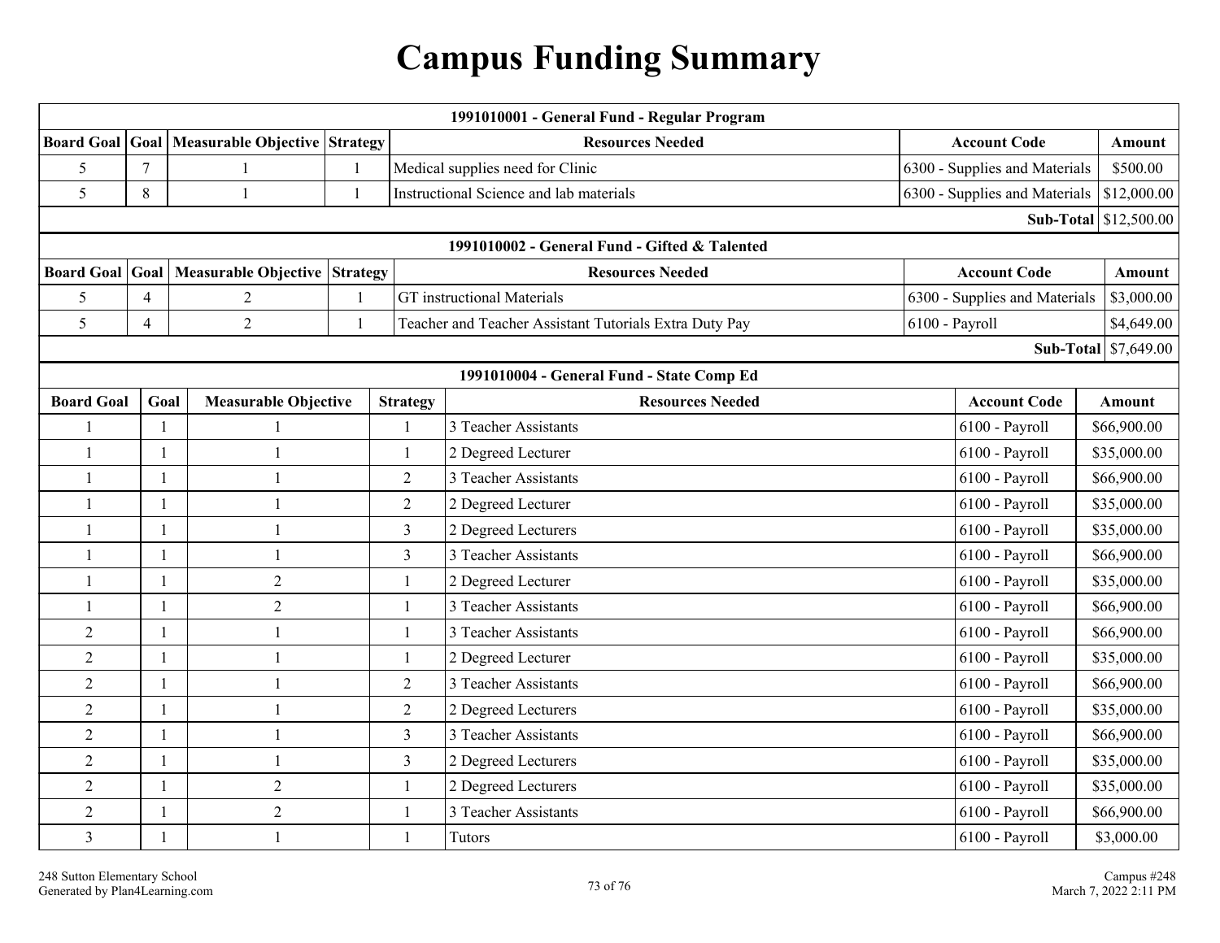# Campus Funding Summary

| 1991010001 - General Fund - Regular Program | | | | | | |
|---|---|---|---|---|---|---|
| **Board Goal** | **Goal** | **Measurable Objective** | **Strategy** | **Resources Needed** | **Account Code** | **Amount** |
| 5 | 7 | 1 | 1 | Medical supplies need for Clinic | 6300 - Supplies and Materials | $500.00 |
| 5 | 8 | 1 | 1 | Instructional Science and lab materials | 6300 - Supplies and Materials | $12,000.00 |
| | | | | | **Sub-Total** | $12,500.00 |

| 1991010002 - General Fund - Gifted & Talented | | | | | | |
|---|---|---|---|---|---|---|
| **Board Goal** | **Goal** | **Measurable Objective** | **Strategy** | **Resources Needed** | **Account Code** | **Amount** |
| 5 | 4 | 2 | 1 | GT instructional Materials | 6300 - Supplies and Materials | $3,000.00 |
| 5 | 4 | 2 | 1 | Teacher and Teacher Assistant Tutorials Extra Duty Pay | 6100 - Payroll | $4,649.00 |
| | | | | | **Sub-Total** | $7,649.00 |

| 1991010004 - General Fund - State Comp Ed | | | | | | |
|---|---|---|---|---|---|---|
| **Board Goal** | **Goal** | **Measurable Objective** | **Strategy** | **Resources Needed** | **Account Code** | **Amount** |
| 1 | 1 | 1 | 1 | 3 Teacher Assistants | 6100 - Payroll | $66,900.00 |
| 1 | 1 | 1 | 1 | 2 Degreed Lecturer | 6100 - Payroll | $35,000.00 |
| 1 | 1 | 1 | 2 | 3 Teacher Assistants | 6100 - Payroll | $66,900.00 |
| 1 | 1 | 1 | 2 | 2 Degreed Lecturer | 6100 - Payroll | $35,000.00 |
| 1 | 1 | 1 | 3 | 2 Degreed Lecturers | 6100 - Payroll | $35,000.00 |
| 1 | 1 | 1 | 3 | 3 Teacher Assistants | 6100 - Payroll | $66,900.00 |
| 1 | 1 | 2 | 1 | 2 Degreed Lecturer | 6100 - Payroll | $35,000.00 |
| 1 | 1 | 2 | 1 | 3 Teacher Assistants | 6100 - Payroll | $66,900.00 |
| 2 | 1 | 1 | 1 | 3 Teacher Assistants | 6100 - Payroll | $66,900.00 |
| 2 | 1 | 1 | 1 | 2 Degreed Lecturer | 6100 - Payroll | $35,000.00 |
| 2 | 1 | 1 | 2 | 3 Teacher Assistants | 6100 - Payroll | $66,900.00 |
| 2 | 1 | 1 | 2 | 2 Degreed Lecturers | 6100 - Payroll | $35,000.00 |
| 2 | 1 | 1 | 3 | 3 Teacher Assistants | 6100 - Payroll | $66,900.00 |
| 2 | 1 | 1 | 3 | 2 Degreed Lecturers | 6100 - Payroll | $35,000.00 |
| 2 | 1 | 2 | 1 | 2 Degreed Lecturers | 6100 - Payroll | $35,000.00 |
| 2 | 1 | 2 | 1 | 3 Teacher Assistants | 6100 - Payroll | $66,900.00 |
| 3 | 1 | 1 | 1 | Tutors | 6100 - Payroll | $3,000.00 |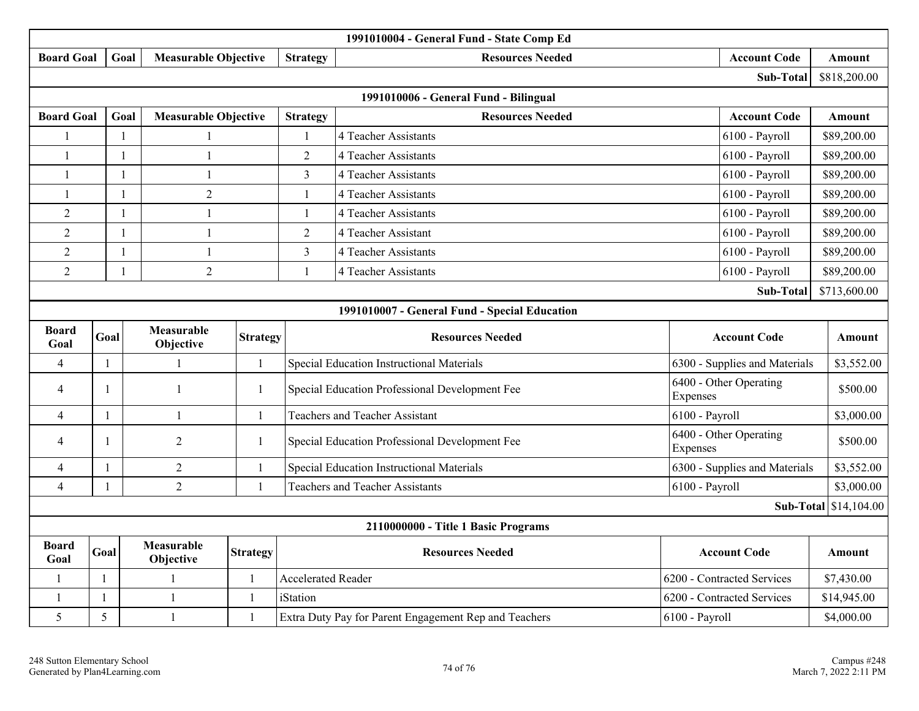| Board Goal | Goal | Measurable Objective | Strategy | Resources Needed | Account Code | Amount |
|---|---|---|---|---|---|---|
| **1991010004 - General Fund - State Comp Ed** | | | | | | |
| | | | | | **Sub-Total** | $818,200.00 |

| Board Goal | Goal | Measurable Objective | Strategy | Resources Needed | Account Code | Amount |
|---|---|---|---|---|---|---|
| **1991010006 - General Fund - Bilingual** | | | | | | |
| 1 | 1 | 1 | 1 | 4 Teacher Assistants | 6100 - Payroll | $89,200.00 |
| 1 | 1 | 1 | 2 | 4 Teacher Assistants | 6100 - Payroll | $89,200.00 |
| 1 | 1 | 1 | 3 | 4 Teacher Assistants | 6100 - Payroll | $89,200.00 |
| 1 | 1 | 2 | 1 | 4 Teacher Assistants | 6100 - Payroll | $89,200.00 |
| 2 | 1 | 1 | 1 | 4 Teacher Assistants | 6100 - Payroll | $89,200.00 |
| 2 | 1 | 1 | 2 | 4 Teacher Assistant | 6100 - Payroll | $89,200.00 |
| 2 | 1 | 1 | 3 | 4 Teacher Assistants | 6100 - Payroll | $89,200.00 |
| 2 | 1 | 2 | 1 | 4 Teacher Assistants | 6100 - Payroll | $89,200.00 |
| | | | | | **Sub-Total** | $713,600.00 |

| Board Goal | Goal | Measurable Objective | Strategy | Resources Needed | Account Code | Amount |
|---|---|---|---|---|---|---|
| **1991010007 - General Fund - Special Education** | | | | | | |
| 4 | 1 | 1 | 1 | Special Education Instructional Materials | 6300 - Supplies and Materials | $3,552.00 |
| 4 | 1 | 1 | 1 | Special Education Professional Development Fee | 6400 - Other Operating Expenses | $500.00 |
| 4 | 1 | 1 | 1 | Teachers and Teacher Assistant | 6100 - Payroll | $3,000.00 |
| 4 | 1 | 2 | 1 | Special Education Professional Development Fee | 6400 - Other Operating Expenses | $500.00 |
| 4 | 1 | 2 | 1 | Special Education Instructional Materials | 6300 - Supplies and Materials | $3,552.00 |
| 4 | 1 | 2 | 1 | Teachers and Teacher Assistants | 6100 - Payroll | $3,000.00 |
| | | | | | **Sub-Total** | $14,104.00 |

| Board Goal | Goal | Measurable Objective | Strategy | Resources Needed | Account Code | Amount |
|---|---|---|---|---|---|---|
| **2110000000 - Title 1 Basic Programs** | | | | | | |
| 1 | 1 | 1 | 1 | Accelerated Reader | 6200 - Contracted Services | $7,430.00 |
| 1 | 1 | 1 | 1 | iStation | 6200 - Contracted Services | $14,945.00 |
| 5 | 5 | 1 | 1 | Extra Duty Pay for Parent Engagement Rep and Teachers | 6100 - Payroll | $4,000.00 |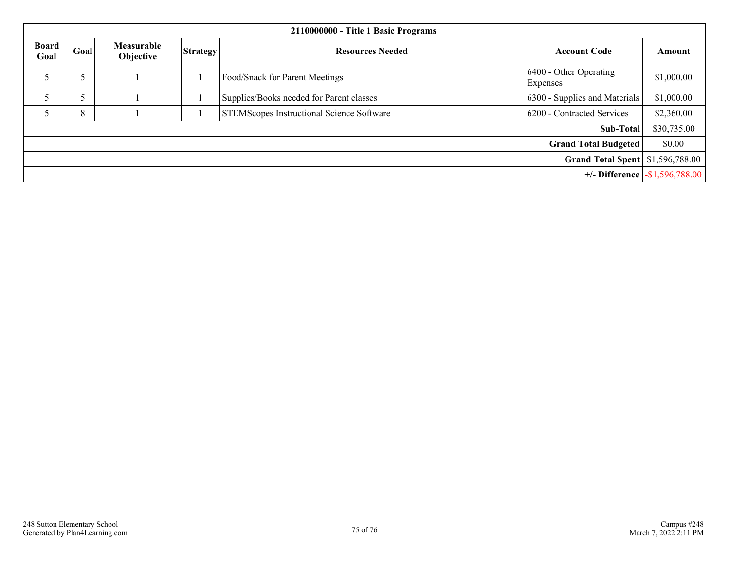| 2110000000 - Title 1 Basic Programs | | | | | | |
|---|---|---|---|---|---|---|
| **Board Goal** | **Goal** | **Measurable Objective** | **Strategy** | **Resources Needed** | **Account Code** | **Amount** |
| 5 | 5 | 1 | 1 | Food/Snack for Parent Meetings | 6400 - Other Operating Expenses | $1,000.00 |
| 5 | 5 | 1 | 1 | Supplies/Books needed for Parent classes | 6300 - Supplies and Materials | $1,000.00 |
| 5 | 8 | 1 | 1 | STEMScopes Instructional Science Software | 6200 - Contracted Services | $2,360.00 |
| | | | | | **Sub-Total** | $30,735.00 |
| | | | | | **Grand Total Budgeted** | $0.00 |
| | | | | | **Grand Total Spent** | $1,596,788.00 |
| | | | | | **+/- Difference** | -$1,596,788.00 |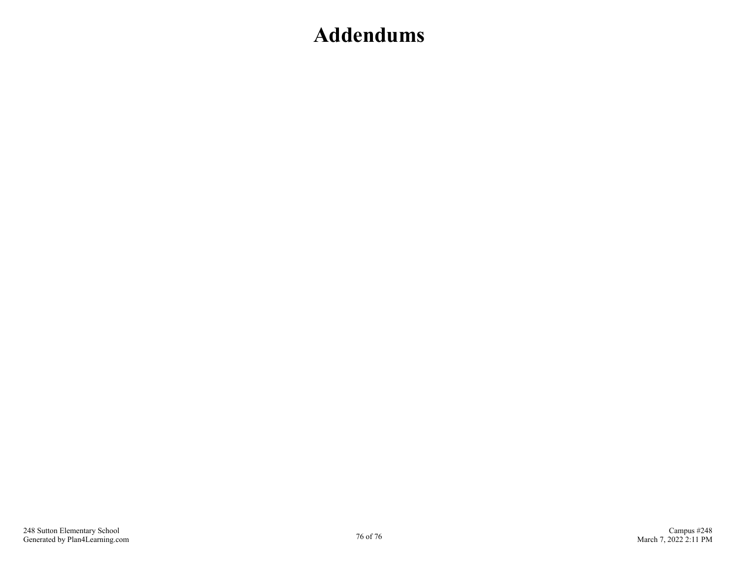# Addendums